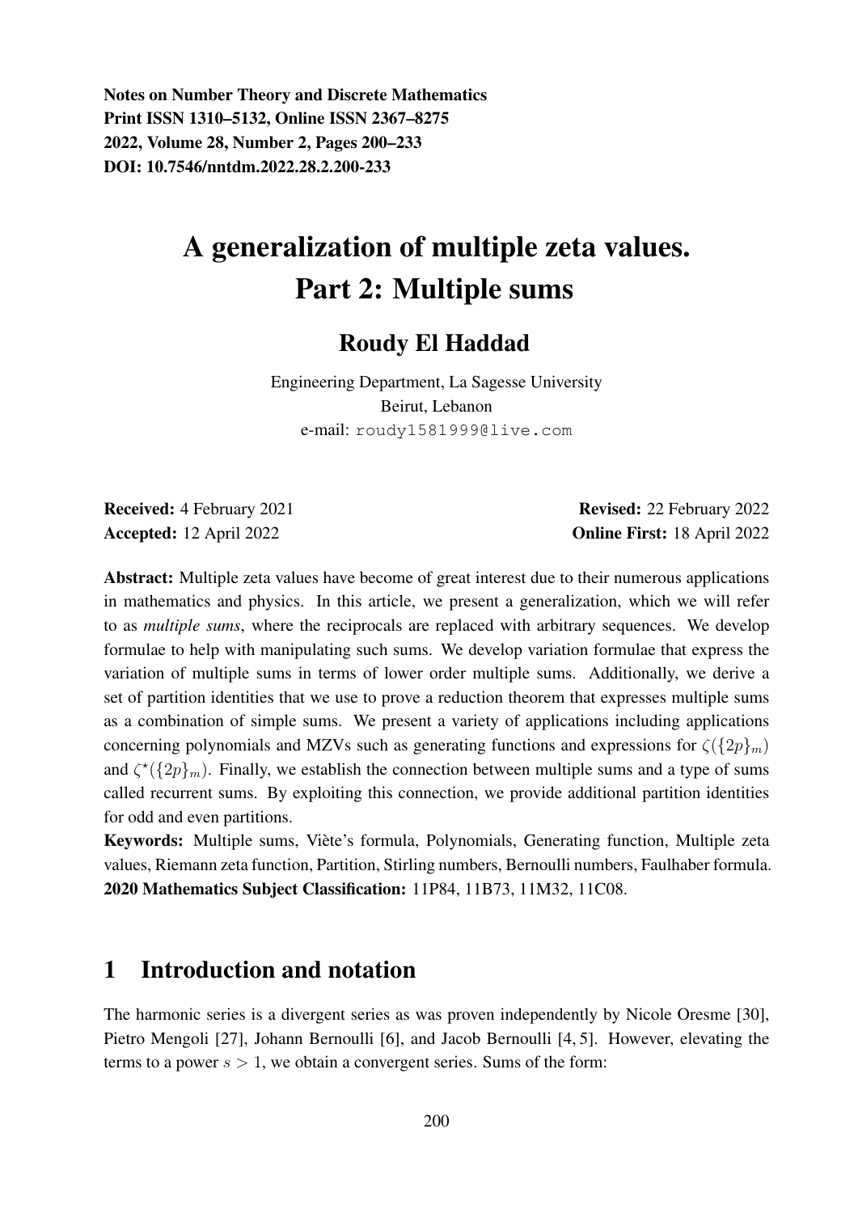**Notes on Number Theory and Discrete Mathematics**
**Print ISSN 1310–5132, Online ISSN 2367–8275**
**2022, Volume 28, Number 2, Pages 200–233**
**DOI: 10.7546/nntdm.2022.28.2.200-233**

# A generalization of multiple zeta values. Part 2: Multiple sums

## Roudy El Haddad

Engineering Department, La Sagesse University
Beirut, Lebanon
e-mail: roudy1581999@live.com

**Received:** 4 February 2021 **Revised:** 22 February 2022
**Accepted:** 12 April 2022 **Online First:** 18 April 2022

**Abstract:** Multiple zeta values have become of great interest due to their numerous applications in mathematics and physics. In this article, we present a generalization, which we will refer to as *multiple sums*, where the reciprocals are replaced with arbitrary sequences. We develop formulae to help with manipulating such sums. We develop variation formulae that express the variation of multiple sums in terms of lower order multiple sums. Additionally, we derive a set of partition identities that we use to prove a reduction theorem that expresses multiple sums as a combination of simple sums. We present a variety of applications including applications concerning polynomials and MZVs such as generating functions and expressions for $\zeta(\{2p\}_m)$ and $\zeta^\star(\{2p\}_m)$. Finally, we establish the connection between multiple sums and a type of sums called recurrent sums. By exploiting this connection, we provide additional partition identities for odd and even partitions.

**Keywords:** Multiple sums, Viète's formula, Polynomials, Generating function, Multiple zeta values, Riemann zeta function, Partition, Stirling numbers, Bernoulli numbers, Faulhaber formula.

**2020 Mathematics Subject Classification:** 11P84, 11B73, 11M32, 11C08.

## 1 Introduction and notation

The harmonic series is a divergent series as was proven independently by Nicole Oresme [30], Pietro Mengoli [27], Johann Bernoulli [6], and Jacob Bernoulli [4, 5]. However, elevating the terms to a power $s > 1$, we obtain a convergent series. Sums of the form: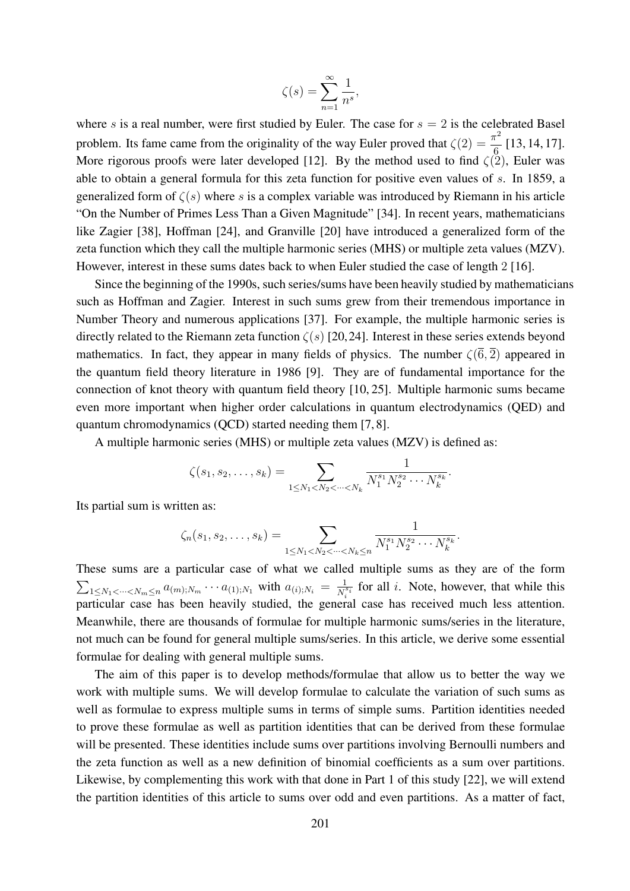$$\zeta(s) = \sum_{n=1}^{\infty} \frac{1}{n^s},$$

where $s$ is a real number, were first studied by Euler. The case for $s = 2$ is the celebrated Basel problem. Its fame came from the originality of the way Euler proved that $\zeta(2) = \frac{\pi^2}{6}$ [13, 14, 17]. More rigorous proofs were later developed [12]. By the method used to find $\zeta(2)$, Euler was able to obtain a general formula for this zeta function for positive even values of $s$. In 1859, a generalized form of $\zeta(s)$ where $s$ is a complex variable was introduced by Riemann in his article "On the Number of Primes Less Than a Given Magnitude" [34]. In recent years, mathematicians like Zagier [38], Hoffman [24], and Granville [20] have introduced a generalized form of the zeta function which they call the multiple harmonic series (MHS) or multiple zeta values (MZV). However, interest in these sums dates back to when Euler studied the case of length 2 [16].

Since the beginning of the 1990s, such series/sums have been heavily studied by mathematicians such as Hoffman and Zagier. Interest in such sums grew from their tremendous importance in Number Theory and numerous applications [37]. For example, the multiple harmonic series is directly related to the Riemann zeta function $\zeta(s)$ [20, 24]. Interest in these series extends beyond mathematics. In fact, they appear in many fields of physics. The number $\zeta(\overline{6}, \overline{2})$ appeared in the quantum field theory literature in 1986 [9]. They are of fundamental importance for the connection of knot theory with quantum field theory [10, 25]. Multiple harmonic sums became even more important when higher order calculations in quantum electrodynamics (QED) and quantum chromodynamics (QCD) started needing them [7, 8].

A multiple harmonic series (MHS) or multiple zeta values (MZV) is defined as:

$$\zeta(s_1, s_2, \ldots, s_k) = \sum_{1 \leq N_1 < N_2 < \cdots < N_k} \frac{1}{N_1^{s_1} N_2^{s_2} \cdots N_k^{s_k}}.$$

Its partial sum is written as:

$$\zeta_n(s_1, s_2, \ldots, s_k) = \sum_{1 \leq N_1 < N_2 < \cdots < N_k \leq n} \frac{1}{N_1^{s_1} N_2^{s_2} \cdots N_k^{s_k}}.$$

These sums are a particular case of what we called multiple sums as they are of the form $\sum_{1 \leq N_1 < \cdots < N_m \leq n} a_{(m);N_m} \cdots a_{(1);N_1}$ with $a_{(i);N_i} = \frac{1}{N_i^{s_i}}$ for all $i$. Note, however, that while this particular case has been heavily studied, the general case has received much less attention. Meanwhile, there are thousands of formulae for multiple harmonic sums/series in the literature, not much can be found for general multiple sums/series. In this article, we derive some essential formulae for dealing with general multiple sums.

The aim of this paper is to develop methods/formulae that allow us to better the way we work with multiple sums. We will develop formulae to calculate the variation of such sums as well as formulae to express multiple sums in terms of simple sums. Partition identities needed to prove these formulae as well as partition identities that can be derived from these formulae will be presented. These identities include sums over partitions involving Bernoulli numbers and the zeta function as well as a new definition of binomial coefficients as a sum over partitions. Likewise, by complementing this work with that done in Part 1 of this study [22], we will extend the partition identities of this article to sums over odd and even partitions. As a matter of fact,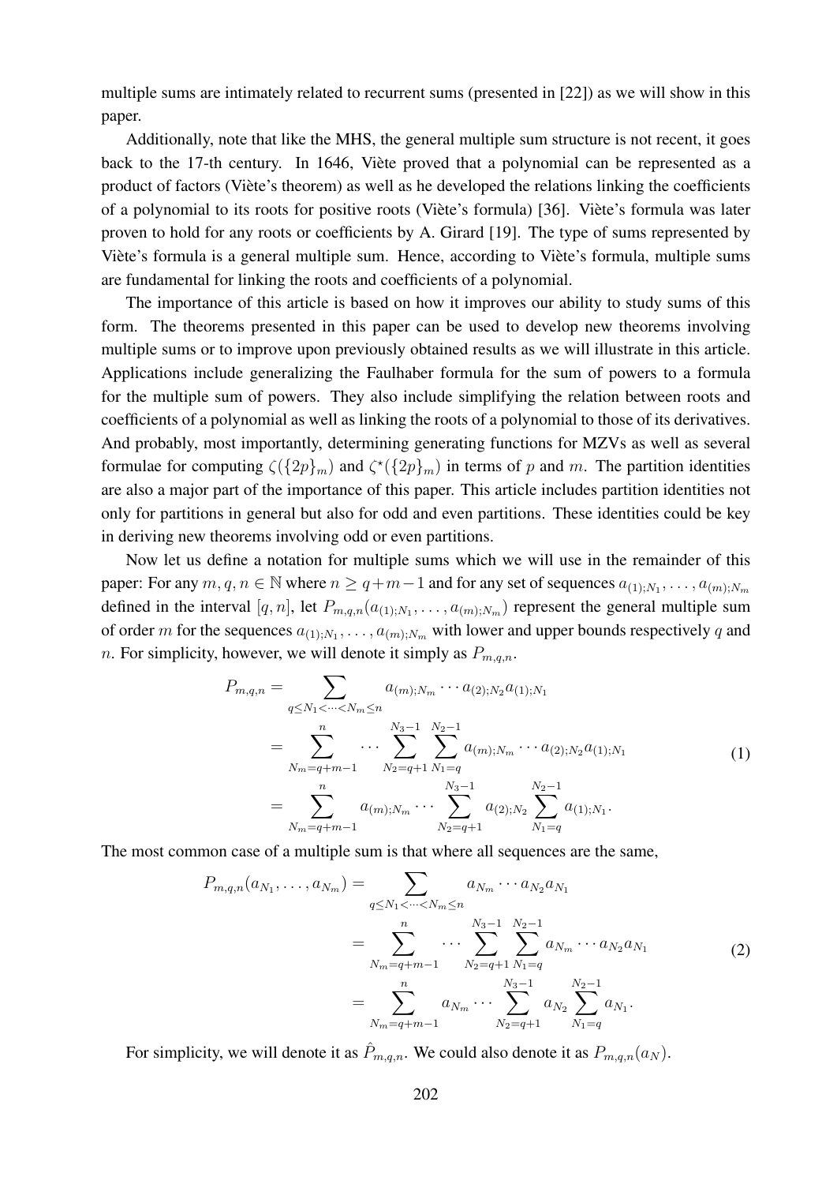multiple sums are intimately related to recurrent sums (presented in [22]) as we will show in this paper.

Additionally, note that like the MHS, the general multiple sum structure is not recent, it goes back to the 17-th century. In 1646, Viète proved that a polynomial can be represented as a product of factors (Viète's theorem) as well as he developed the relations linking the coefficients of a polynomial to its roots for positive roots (Viète's formula) [36]. Viète's formula was later proven to hold for any roots or coefficients by A. Girard [19]. The type of sums represented by Viète's formula is a general multiple sum. Hence, according to Viète's formula, multiple sums are fundamental for linking the roots and coefficients of a polynomial.

The importance of this article is based on how it improves our ability to study sums of this form. The theorems presented in this paper can be used to develop new theorems involving multiple sums or to improve upon previously obtained results as we will illustrate in this article. Applications include generalizing the Faulhaber formula for the sum of powers to a formula for the multiple sum of powers. They also include simplifying the relation between roots and coefficients of a polynomial as well as linking the roots of a polynomial to those of its derivatives. And probably, most importantly, determining generating functions for MZVs as well as several formulae for computing $\zeta(\{2p\}_m)$ and $\zeta^\star(\{2p\}_m)$ in terms of $p$ and $m$. The partition identities are also a major part of the importance of this paper. This article includes partition identities not only for partitions in general but also for odd and even partitions. These identities could be key in deriving new theorems involving odd or even partitions.

Now let us define a notation for multiple sums which we will use in the remainder of this paper: For any $m, q, n \in \mathbb{N}$ where $n \geq q+m-1$ and for any set of sequences $a_{(1);N_1}, \dots, a_{(m);N_m}$ defined in the interval $[q, n]$, let $P_{m,q,n}(a_{(1);N_1}, \dots, a_{(m);N_m})$ represent the general multiple sum of order $m$ for the sequences $a_{(1);N_1}, \dots, a_{(m);N_m}$ with lower and upper bounds respectively $q$ and $n$. For simplicity, however, we will denote it simply as $P_{m,q,n}$.

$$
\begin{aligned}
P_{m,q,n} &= \sum_{q \leq N_1 < \cdots < N_m \leq n} a_{(m);N_m} \cdots a_{(2);N_2} a_{(1);N_1} \\
&= \sum_{N_m=q+m-1}^{n} \cdots \sum_{N_2=q+1}^{N_3-1} \sum_{N_1=q}^{N_2-1} a_{(m);N_m} \cdots a_{(2);N_2} a_{(1);N_1} \\
&= \sum_{N_m=q+m-1}^{n} a_{(m);N_m} \cdots \sum_{N_2=q+1}^{N_3-1} a_{(2);N_2} \sum_{N_1=q}^{N_2-1} a_{(1);N_1}.
\end{aligned} \tag{1}
$$

The most common case of a multiple sum is that where all sequences are the same,

$$
\begin{aligned}
P_{m,q,n}(a_{N_1}, \dots, a_{N_m}) &= \sum_{q \leq N_1 < \cdots < N_m \leq n} a_{N_m} \cdots a_{N_2} a_{N_1} \\
&= \sum_{N_m=q+m-1}^{n} \cdots \sum_{N_2=q+1}^{N_3-1} \sum_{N_1=q}^{N_2-1} a_{N_m} \cdots a_{N_2} a_{N_1} \\
&= \sum_{N_m=q+m-1}^{n} a_{N_m} \cdots \sum_{N_2=q+1}^{N_3-1} a_{N_2} \sum_{N_1=q}^{N_2-1} a_{N_1}.
\end{aligned} \tag{2}
$$

For simplicity, we will denote it as $\hat{P}_{m,q,n}$. We could also denote it as $P_{m,q,n}(a_N)$.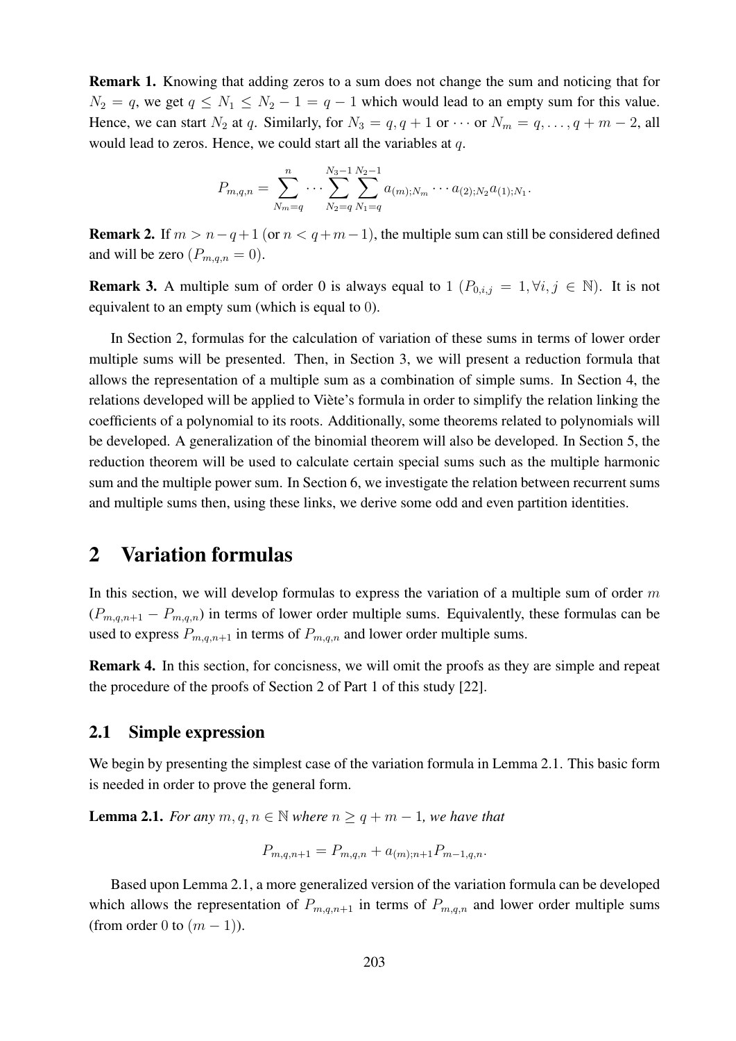**Remark 1.** Knowing that adding zeros to a sum does not change the sum and noticing that for $N_2 = q$, we get $q \leq N_1 \leq N_2 - 1 = q - 1$ which would lead to an empty sum for this value. Hence, we can start $N_2$ at $q$. Similarly, for $N_3 = q, q+1$ or $\cdots$ or $N_m = q, \ldots, q+m-2$, all would lead to zeros. Hence, we could start all the variables at $q$.

$$P_{m,q,n} = \sum_{N_m=q}^{n} \cdots \sum_{N_2=q}^{N_3-1} \sum_{N_1=q}^{N_2-1} a_{(m);N_m} \cdots a_{(2);N_2} a_{(1);N_1}.$$

**Remark 2.** If $m > n - q + 1$ (or $n < q + m - 1$), the multiple sum can still be considered defined and will be zero ($P_{m,q,n} = 0$).

**Remark 3.** A multiple sum of order 0 is always equal to 1 ($P_{0,i,j} = 1, \forall i, j \in \mathbb{N}$). It is not equivalent to an empty sum (which is equal to 0).

In Section 2, formulas for the calculation of variation of these sums in terms of lower order multiple sums will be presented. Then, in Section 3, we will present a reduction formula that allows the representation of a multiple sum as a combination of simple sums. In Section 4, the relations developed will be applied to Viète's formula in order to simplify the relation linking the coefficients of a polynomial to its roots. Additionally, some theorems related to polynomials will be developed. A generalization of the binomial theorem will also be developed. In Section 5, the reduction theorem will be used to calculate certain special sums such as the multiple harmonic sum and the multiple power sum. In Section 6, we investigate the relation between recurrent sums and multiple sums then, using these links, we derive some odd and even partition identities.

## 2 Variation formulas

In this section, we will develop formulas to express the variation of a multiple sum of order $m$ ($P_{m,q,n+1} - P_{m,q,n}$) in terms of lower order multiple sums. Equivalently, these formulas can be used to express $P_{m,q,n+1}$ in terms of $P_{m,q,n}$ and lower order multiple sums.

**Remark 4.** In this section, for conciseness, we will omit the proofs as they are simple and repeat the procedure of the proofs of Section 2 of Part 1 of this study [22].

### 2.1 Simple expression

We begin by presenting the simplest case of the variation formula in Lemma 2.1. This basic form is needed in order to prove the general form.

**Lemma 2.1.** *For any $m, q, n \in \mathbb{N}$ where $n \geq q + m - 1$, we have that*

$$P_{m,q,n+1} = P_{m,q,n} + a_{(m);n+1} P_{m-1,q,n}.$$

Based upon Lemma 2.1, a more generalized version of the variation formula can be developed which allows the representation of $P_{m,q,n+1}$ in terms of $P_{m,q,n}$ and lower order multiple sums (from order 0 to $(m-1)$).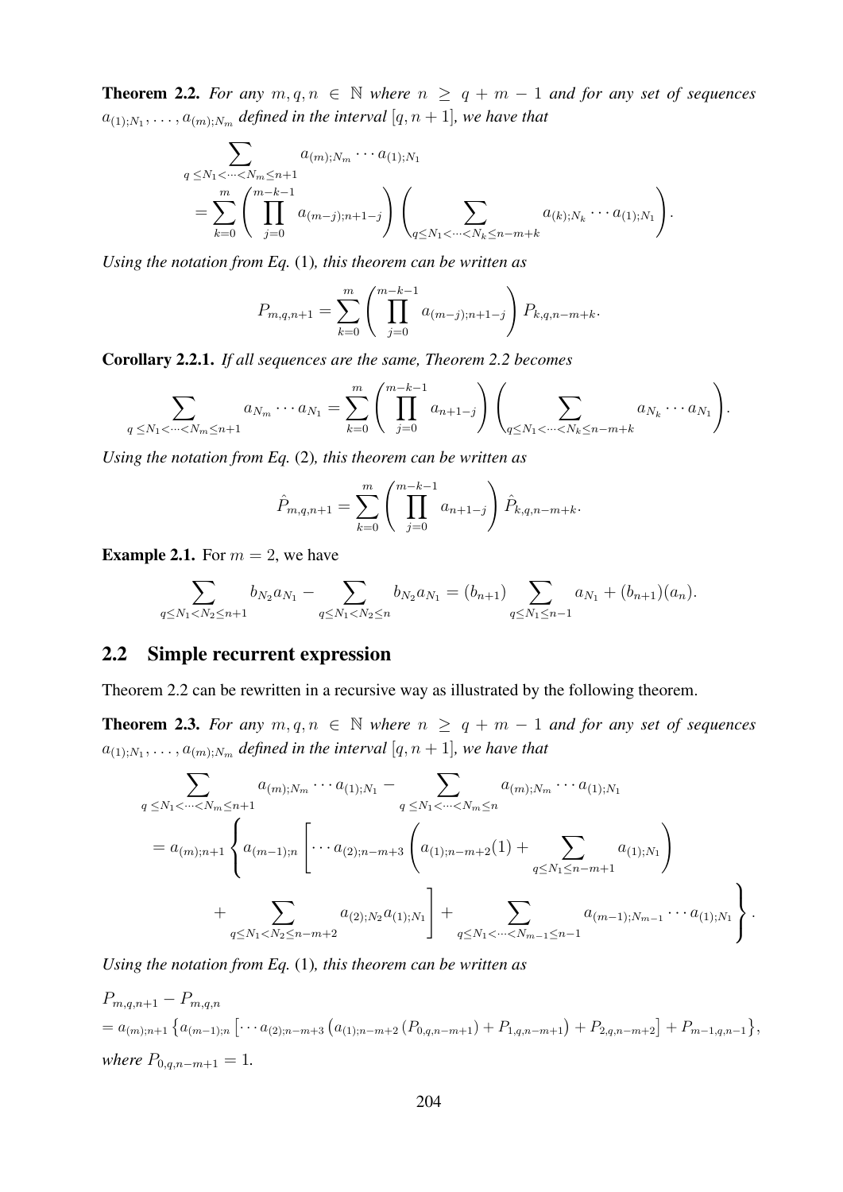**Theorem 2.2.** *For any $m, q, n \in \mathbb{N}$ where $n \geq q + m - 1$ and for any set of sequences $a_{(1);N_1}, \ldots, a_{(m);N_m}$ defined in the interval $[q, n+1]$, we have that*

$$\sum_{q \leq N_1 < \cdots < N_m \leq n+1} a_{(m);N_m} \cdots a_{(1);N_1}$$
$$= \sum_{k=0}^{m} \left( \prod_{j=0}^{m-k-1} a_{(m-j);n+1-j} \right) \left( \sum_{q \leq N_1 < \cdots < N_k \leq n-m+k} a_{(k);N_k} \cdots a_{(1);N_1} \right).$$

*Using the notation from Eq.* (1)*, this theorem can be written as*

$$P_{m,q,n+1} = \sum_{k=0}^{m} \left( \prod_{j=0}^{m-k-1} a_{(m-j);n+1-j} \right) P_{k,q,n-m+k}.$$

**Corollary 2.2.1.** *If all sequences are the same, Theorem 2.2 becomes*

$$\sum_{q \leq N_1 < \cdots < N_m \leq n+1} a_{N_m} \cdots a_{N_1} = \sum_{k=0}^{m} \left( \prod_{j=0}^{m-k-1} a_{n+1-j} \right) \left( \sum_{q \leq N_1 < \cdots < N_k \leq n-m+k} a_{N_k} \cdots a_{N_1} \right).$$

*Using the notation from Eq.* (2)*, this theorem can be written as*

$$\hat{P}_{m,q,n+1} = \sum_{k=0}^{m} \left( \prod_{j=0}^{m-k-1} a_{n+1-j} \right) \hat{P}_{k,q,n-m+k}.$$

**Example 2.1.** For $m = 2$, we have

$$\sum_{q \leq N_1 < N_2 \leq n+1} b_{N_2} a_{N_1} - \sum_{q \leq N_1 < N_2 \leq n} b_{N_2} a_{N_1} = (b_{n+1}) \sum_{q \leq N_1 \leq n-1} a_{N_1} + (b_{n+1})(a_n).$$

## 2.2 Simple recurrent expression

Theorem 2.2 can be rewritten in a recursive way as illustrated by the following theorem.

**Theorem 2.3.** *For any $m, q, n \in \mathbb{N}$ where $n \geq q + m - 1$ and for any set of sequences $a_{(1);N_1}, \ldots, a_{(m);N_m}$ defined in the interval $[q, n+1]$, we have that*

$$\sum_{q \leq N_1 < \cdots < N_m \leq n+1} a_{(m);N_m} \cdots a_{(1);N_1} - \sum_{q \leq N_1 < \cdots < N_m \leq n} a_{(m);N_m} \cdots a_{(1);N_1}$$
$$= a_{(m);n+1} \left\{ a_{(m-1);n} \left[ \cdots a_{(2);n-m+3} \left( a_{(1);n-m+2}(1) + \sum_{q \leq N_1 \leq n-m+1} a_{(1);N_1} \right) \right. \right.$$
$$\left. \left. + \sum_{q \leq N_1 < N_2 \leq n-m+2} a_{(2);N_2} a_{(1);N_1} \right] + \sum_{q \leq N_1 < \cdots < N_{m-1} \leq n-1} a_{(m-1);N_{m-1}} \cdots a_{(1);N_1} \right\}.$$

*Using the notation from Eq.* (1)*, this theorem can be written as*

$$P_{m,q,n+1} - P_{m,q,n}$$
$$= a_{(m);n+1} \left\{ a_{(m-1);n} \left[ \cdots a_{(2);n-m+3} \left( a_{(1);n-m+2} \left( P_{0,q,n-m+1} \right) + P_{1,q,n-m+1} \right) + P_{2,q,n-m+2} \right] + P_{m-1,q,n-1} \right\},$$

*where $P_{0,q,n-m+1} = 1$.*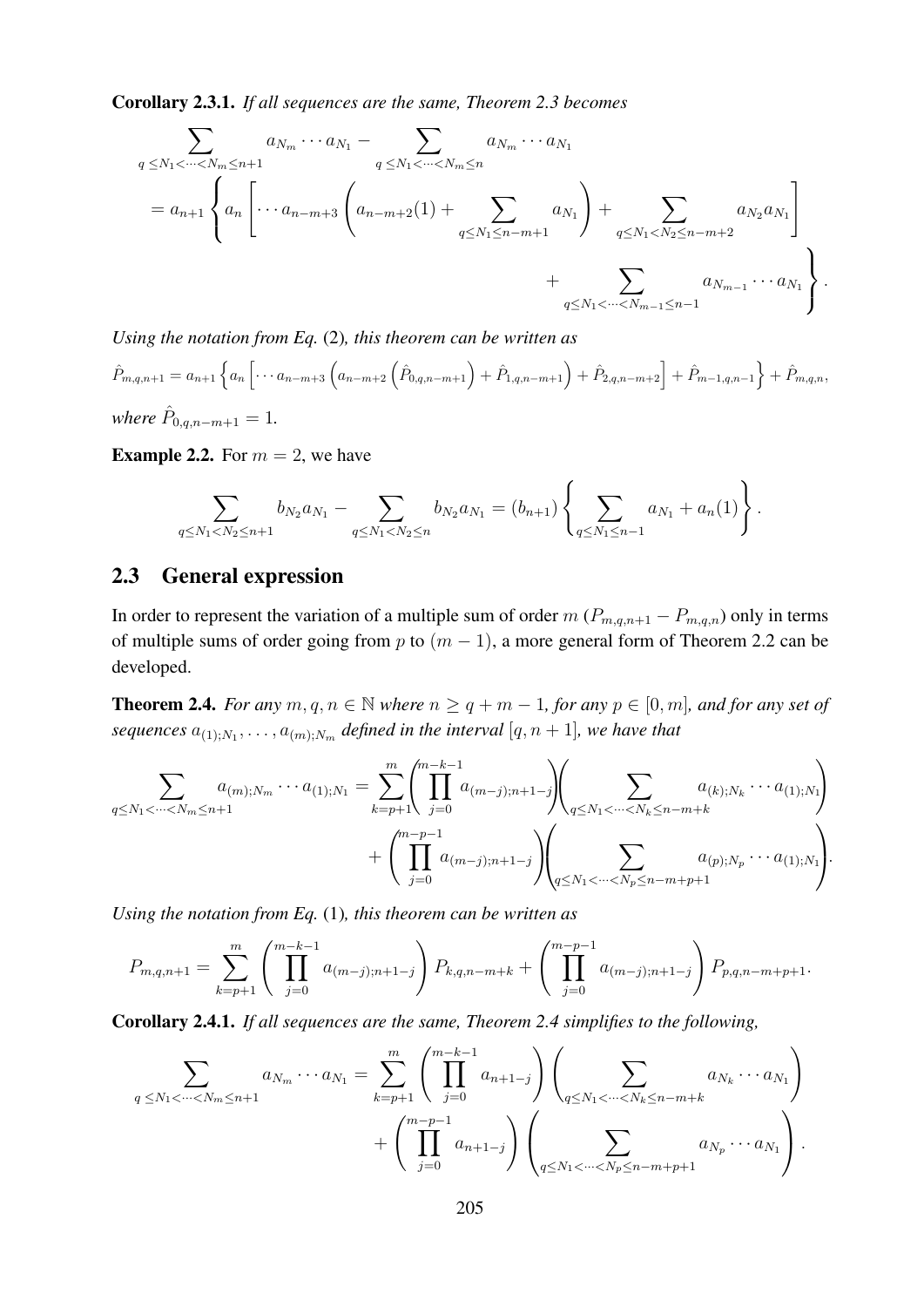**Corollary 2.3.1.** *If all sequences are the same, Theorem 2.3 becomes*

$$
\begin{aligned}
&\sum_{q\,\le N_1<\cdots<N_m\le n+1} a_{N_m}\cdots a_{N_1} - \sum_{q\,\le N_1<\cdots<N_m\le n} a_{N_m}\cdots a_{N_1} \\
&= a_{n+1}\left\{ a_n \left[ \cdots a_{n-m+3}\left( a_{n-m+2}(1) + \sum_{q\le N_1\le n-m+1} a_{N_1}\right) + \sum_{q\le N_1<N_2\le n-m+2} a_{N_2}a_{N_1}\right] \right. \\
&\qquad\qquad \left. + \sum_{q\le N_1<\cdots<N_{m-1}\le n-1} a_{N_{m-1}}\cdots a_{N_1} \right\}.
\end{aligned}
$$

*Using the notation from Eq.* (2)*, this theorem can be written as*

$$
\hat{P}_{m,q,n+1} = a_{n+1}\left\{ a_n\left[ \cdots a_{n-m+3}\left( a_{n-m+2}\left(\hat{P}_{0,q,n-m+1}\right) + \hat{P}_{1,q,n-m+1}\right) + \hat{P}_{2,q,n-m+2}\right] + \hat{P}_{m-1,q,n-1}\right\} + \hat{P}_{m,q,n},
$$

*where* $\hat{P}_{0,q,n-m+1} = 1$.

**Example 2.2.** For $m = 2$, we have

$$
\sum_{q\le N_1<N_2\le n+1} b_{N_2}a_{N_1} - \sum_{q\le N_1<N_2\le n} b_{N_2}a_{N_1} = (b_{n+1})\left\{ \sum_{q\le N_1\le n-1} a_{N_1} + a_n(1)\right\}.
$$

## 2.3 General expression

In order to represent the variation of a multiple sum of order $m$ ($P_{m,q,n+1} - P_{m,q,n}$) only in terms of multiple sums of order going from $p$ to $(m-1)$, a more general form of Theorem 2.2 can be developed.

**Theorem 2.4.** *For any* $m, q, n \in \mathbb{N}$ *where* $n \ge q+m-1$*, for any* $p \in [0, m]$*, and for any set of sequences* $a_{(1);N_1}, \ldots, a_{(m);N_m}$ *defined in the interval* $[q, n+1]$*, we have that*

$$
\begin{aligned}
\sum_{q\le N_1<\cdots<N_m\le n+1} a_{(m);N_m}\cdots a_{(1);N_1} &= \sum_{k=p+1}^{m}\left(\prod_{j=0}^{m-k-1} a_{(m-j);n+1-j}\right)\left(\sum_{q\le N_1<\cdots<N_k\le n-m+k} a_{(k);N_k}\cdots a_{(1);N_1}\right) \\
&\quad + \left(\prod_{j=0}^{m-p-1} a_{(m-j);n+1-j}\right)\left(\sum_{q\le N_1<\cdots<N_p\le n-m+p+1} a_{(p);N_p}\cdots a_{(1);N_1}\right).
\end{aligned}
$$

*Using the notation from Eq.* (1)*, this theorem can be written as*

$$
P_{m,q,n+1} = \sum_{k=p+1}^{m}\left(\prod_{j=0}^{m-k-1} a_{(m-j);n+1-j}\right) P_{k,q,n-m+k} + \left(\prod_{j=0}^{m-p-1} a_{(m-j);n+1-j}\right) P_{p,q,n-m+p+1}.
$$

**Corollary 2.4.1.** *If all sequences are the same, Theorem 2.4 simplifies to the following,*

$$
\begin{aligned}
\sum_{q\,\le N_1<\cdots<N_m\le n+1} a_{N_m}\cdots a_{N_1} &= \sum_{k=p+1}^{m}\left(\prod_{j=0}^{m-k-1} a_{n+1-j}\right)\left(\sum_{q\le N_1<\cdots<N_k\le n-m+k} a_{N_k}\cdots a_{N_1}\right) \\
&\quad + \left(\prod_{j=0}^{m-p-1} a_{n+1-j}\right)\left(\sum_{q\le N_1<\cdots<N_p\le n-m+p+1} a_{N_p}\cdots a_{N_1}\right).
\end{aligned}
$$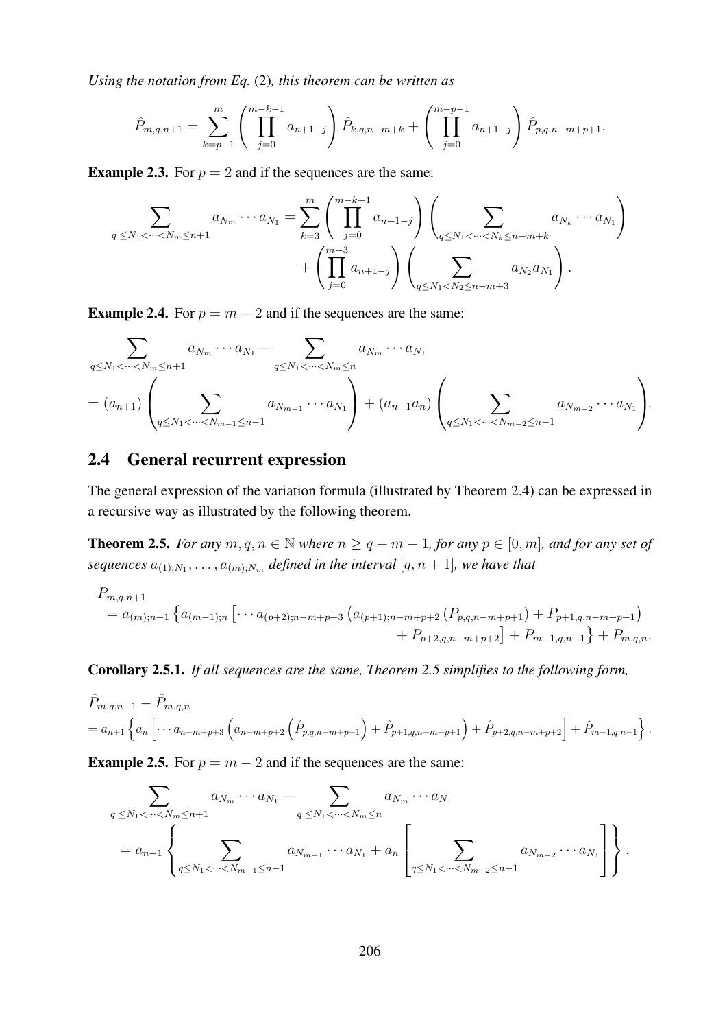*Using the notation from Eq.* (2)*, this theorem can be written as*

$$\hat{P}_{m,q,n+1} = \sum_{k=p+1}^{m} \left( \prod_{j=0}^{m-k-1} a_{n+1-j} \right) \hat{P}_{k,q,n-m+k} + \left( \prod_{j=0}^{m-p-1} a_{n+1-j} \right) \hat{P}_{p,q,n-m+p+1}.$$

**Example 2.3.** For $p = 2$ and if the sequences are the same:

$$\sum_{q \leq N_1 < \cdots < N_m \leq n+1} a_{N_m} \cdots a_{N_1} = \sum_{k=3}^{m} \left( \prod_{j=0}^{m-k-1} a_{n+1-j} \right) \left( \sum_{q \leq N_1 < \cdots < N_k \leq n-m+k} a_{N_k} \cdots a_{N_1} \right) + \left( \prod_{j=0}^{m-3} a_{n+1-j} \right) \left( \sum_{q \leq N_1 < N_2 \leq n-m+3} a_{N_2} a_{N_1} \right).$$

**Example 2.4.** For $p = m - 2$ and if the sequences are the same:

$$\begin{aligned}
&\sum_{q \leq N_1 < \cdots < N_m \leq n+1} a_{N_m} \cdots a_{N_1} - \sum_{q \leq N_1 < \cdots < N_m \leq n} a_{N_m} \cdots a_{N_1} \\
&= (a_{n+1}) \left( \sum_{q \leq N_1 < \cdots < N_{m-1} \leq n-1} a_{N_{m-1}} \cdots a_{N_1} \right) + (a_{n+1} a_n) \left( \sum_{q \leq N_1 < \cdots < N_{m-2} \leq n-1} a_{N_{m-2}} \cdots a_{N_1} \right).
\end{aligned}$$

## 2.4 General recurrent expression

The general expression of the variation formula (illustrated by Theorem 2.4) can be expressed in a recursive way as illustrated by the following theorem.

**Theorem 2.5.** *For any $m, q, n \in \mathbb{N}$ where $n \geq q + m - 1$, for any $p \in [0, m]$, and for any set of sequences $a_{(1);N_1}, \ldots, a_{(m);N_m}$ defined in the interval $[q, n+1]$, we have that*

$$\begin{aligned}
&P_{m,q,n+1} \\
&= a_{(m);n+1} \left\{ a_{(m-1);n} \left[ \cdots a_{(p+2);n-m+p+3} \left( a_{(p+1);n-m+p+2} \left( P_{p,q,n-m+p+1} \right) + P_{p+1,q,n-m+p+1} \right) \right.\right. \\
&\qquad \left.\left. + P_{p+2,q,n-m+p+2} \right] + P_{m-1,q,n-1} \right\} + P_{m,q,n}.
\end{aligned}$$

**Corollary 2.5.1.** *If all sequences are the same, Theorem 2.5 simplifies to the following form,*

$$\begin{aligned}
&\hat{P}_{m,q,n+1} - \hat{P}_{m,q,n} \\
&= a_{n+1} \left\{ a_n \left[ \cdots a_{n-m+p+3} \left( a_{n-m+p+2} \left( \hat{P}_{p,q,n-m+p+1} \right) + \hat{P}_{p+1,q,n-m+p+1} \right) + \hat{P}_{p+2,q,n-m+p+2} \right] + \hat{P}_{m-1,q,n-1} \right\}.
\end{aligned}$$

**Example 2.5.** For $p = m - 2$ and if the sequences are the same:

$$\begin{aligned}
&\sum_{q \leq N_1 < \cdots < N_m \leq n+1} a_{N_m} \cdots a_{N_1} - \sum_{q \leq N_1 < \cdots < N_m \leq n} a_{N_m} \cdots a_{N_1} \\
&= a_{n+1} \left\{ \sum_{q \leq N_1 < \cdots < N_{m-1} \leq n-1} a_{N_{m-1}} \cdots a_{N_1} + a_n \left[ \sum_{q \leq N_1 < \cdots < N_{m-2} \leq n-1} a_{N_{m-2}} \cdots a_{N_1} \right] \right\}.
\end{aligned}$$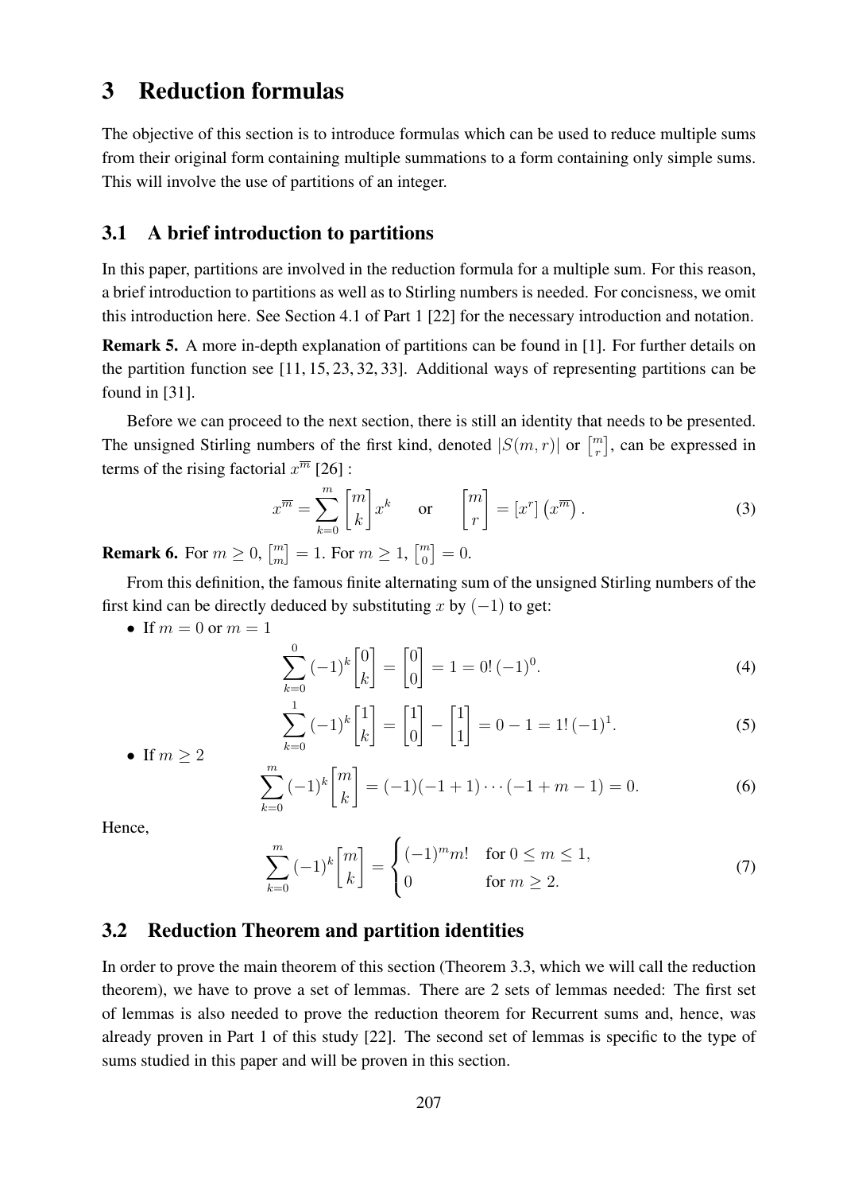# 3 Reduction formulas

The objective of this section is to introduce formulas which can be used to reduce multiple sums from their original form containing multiple summations to a form containing only simple sums. This will involve the use of partitions of an integer.

## 3.1 A brief introduction to partitions

In this paper, partitions are involved in the reduction formula for a multiple sum. For this reason, a brief introduction to partitions as well as to Stirling numbers is needed. For concisness, we omit this introduction here. See Section 4.1 of Part 1 [22] for the necessary introduction and notation.

**Remark 5.** A more in-depth explanation of partitions can be found in [1]. For further details on the partition function see [11, 15, 23, 32, 33]. Additional ways of representing partitions can be found in [31].

Before we can proceed to the next section, there is still an identity that needs to be presented. The unsigned Stirling numbers of the first kind, denoted $|S(m,r)|$ or $\left[{m \atop r}\right]$, can be expressed in terms of the rising factorial $x^{\overline{m}}$ [26] :

$$x^{\overline{m}} = \sum_{k=0}^{m} \begin{bmatrix} m \\ k \end{bmatrix} x^k \quad \text{ or } \quad \begin{bmatrix} m \\ r \end{bmatrix} = [x^r]\left(x^{\overline{m}}\right). \tag{3}$$

**Remark 6.** For $m \geq 0$, $\left[{m \atop m}\right] = 1$. For $m \geq 1$, $\left[{m \atop 0}\right] = 0$.

From this definition, the famous finite alternating sum of the unsigned Stirling numbers of the first kind can be directly deduced by substituting $x$ by $(-1)$ to get:

- If $m = 0$ or $m = 1$

$$\sum_{k=0}^{0} (-1)^k \begin{bmatrix} 0 \\ k \end{bmatrix} = \begin{bmatrix} 0 \\ 0 \end{bmatrix} = 1 = 0!\,(-1)^0. \tag{4}$$

$$\sum_{k=0}^{1} (-1)^k \begin{bmatrix} 1 \\ k \end{bmatrix} = \begin{bmatrix} 1 \\ 0 \end{bmatrix} - \begin{bmatrix} 1 \\ 1 \end{bmatrix} = 0 - 1 = 1!\,(-1)^1. \tag{5}$$

- If $m \geq 2$

$$\sum_{k=0}^{m} (-1)^k \begin{bmatrix} m \\ k \end{bmatrix} = (-1)(-1+1)\cdots(-1+m-1) = 0. \tag{6}$$

Hence,

$$\sum_{k=0}^{m} (-1)^k \begin{bmatrix} m \\ k \end{bmatrix} = \begin{cases} (-1)^m m! & \text{for } 0 \leq m \leq 1, \\ 0 & \text{for } m \geq 2. \end{cases} \tag{7}$$

## 3.2 Reduction Theorem and partition identities

In order to prove the main theorem of this section (Theorem 3.3, which we will call the reduction theorem), we have to prove a set of lemmas. There are 2 sets of lemmas needed: The first set of lemmas is also needed to prove the reduction theorem for Recurrent sums and, hence, was already proven in Part 1 of this study [22]. The second set of lemmas is specific to the type of sums studied in this paper and will be proven in this section.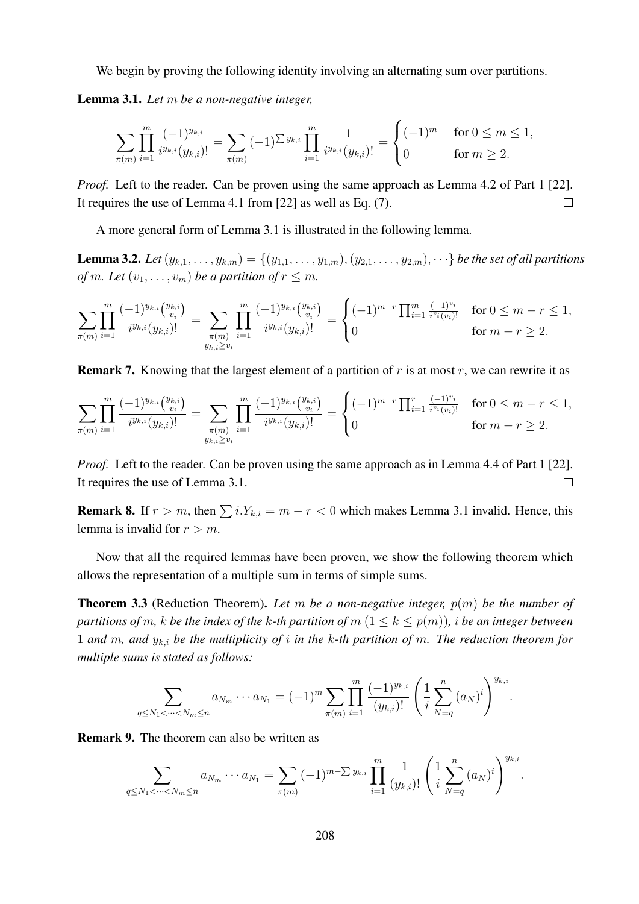We begin by proving the following identity involving an alternating sum over partitions.

**Lemma 3.1.** *Let $m$ be a non-negative integer,*

$$\sum_{\pi(m)} \prod_{i=1}^{m} \frac{(-1)^{y_{k,i}}}{i^{y_{k,i}}(y_{k,i})!} = \sum_{\pi(m)} (-1)^{\sum y_{k,i}} \prod_{i=1}^{m} \frac{1}{i^{y_{k,i}}(y_{k,i})!} = \begin{cases} (-1)^m & \text{for } 0 \leq m \leq 1, \\ 0 & \text{for } m \geq 2. \end{cases}$$

*Proof.* Left to the reader. Can be proven using the same approach as Lemma 4.2 of Part 1 [22]. It requires the use of Lemma 4.1 from [22] as well as Eq. (7). $\square$

A more general form of Lemma 3.1 is illustrated in the following lemma.

**Lemma 3.2.** *Let $(y_{k,1}, \ldots, y_{k,m}) = \{(y_{1,1}, \ldots, y_{1,m}), (y_{2,1}, \ldots, y_{2,m}), \cdots\}$ be the set of all partitions of $m$. Let $(v_1, \ldots, v_m)$ be a partition of $r \leq m$.*

$$\sum_{\pi(m)} \prod_{i=1}^{m} \frac{(-1)^{y_{k,i}}\binom{y_{k,i}}{v_i}}{i^{y_{k,i}}(y_{k,i})!} = \sum_{\substack{\pi(m) \\ y_{k,i} \geq v_i}} \prod_{i=1}^{m} \frac{(-1)^{y_{k,i}}\binom{y_{k,i}}{v_i}}{i^{y_{k,i}}(y_{k,i})!} = \begin{cases} (-1)^{m-r} \prod_{i=1}^{m} \frac{(-1)^{v_i}}{i^{v_i}(v_i)!} & \text{for } 0 \leq m-r \leq 1, \\ 0 & \text{for } m-r \geq 2. \end{cases}$$

**Remark 7.** Knowing that the largest element of a partition of $r$ is at most $r$, we can rewrite it as

$$\sum_{\pi(m)} \prod_{i=1}^{m} \frac{(-1)^{y_{k,i}}\binom{y_{k,i}}{v_i}}{i^{y_{k,i}}(y_{k,i})!} = \sum_{\substack{\pi(m) \\ y_{k,i} \geq v_i}} \prod_{i=1}^{m} \frac{(-1)^{y_{k,i}}\binom{y_{k,i}}{v_i}}{i^{y_{k,i}}(y_{k,i})!} = \begin{cases} (-1)^{m-r} \prod_{i=1}^{r} \frac{(-1)^{v_i}}{i^{v_i}(v_i)!} & \text{for } 0 \leq m-r \leq 1, \\ 0 & \text{for } m-r \geq 2. \end{cases}$$

*Proof.* Left to the reader. Can be proven using the same approach as in Lemma 4.4 of Part 1 [22]. It requires the use of Lemma 3.1. $\square$

**Remark 8.** If $r > m$, then $\sum i.Y_{k,i} = m - r < 0$ which makes Lemma 3.1 invalid. Hence, this lemma is invalid for $r > m$.

Now that all the required lemmas have been proven, we show the following theorem which allows the representation of a multiple sum in terms of simple sums.

**Theorem 3.3** (Reduction Theorem)**.** *Let $m$ be a non-negative integer, $p(m)$ be the number of partitions of $m$, $k$ be the index of the $k$-th partition of $m$ $(1 \leq k \leq p(m))$, $i$ be an integer between $1$ and $m$, and $y_{k,i}$ be the multiplicity of $i$ in the $k$-th partition of $m$. The reduction theorem for multiple sums is stated as follows:*

$$\sum_{q \leq N_1 < \cdots < N_m \leq n} a_{N_m} \cdots a_{N_1} = (-1)^m \sum_{\pi(m)} \prod_{i=1}^{m} \frac{(-1)^{y_{k,i}}}{(y_{k,i})!} \left( \frac{1}{i} \sum_{N=q}^{n} (a_N)^i \right)^{y_{k,i}}.$$

**Remark 9.** The theorem can also be written as

$$\sum_{q \leq N_1 < \cdots < N_m \leq n} a_{N_m} \cdots a_{N_1} = \sum_{\pi(m)} (-1)^{m - \sum y_{k,i}} \prod_{i=1}^{m} \frac{1}{(y_{k,i})!} \left( \frac{1}{i} \sum_{N=q}^{n} (a_N)^i \right)^{y_{k,i}}.$$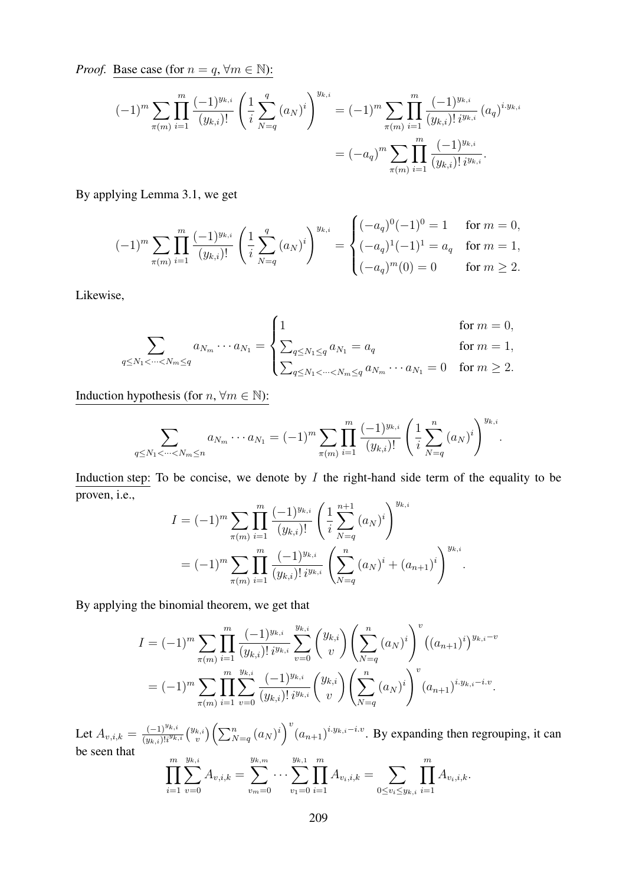*Proof.* Base case (for $n = q, \forall m \in \mathbb{N}$):

$$(-1)^m \sum_{\pi(m)} \prod_{i=1}^{m} \frac{(-1)^{y_{k,i}}}{(y_{k,i})!} \left( \frac{1}{i} \sum_{N=q}^{q} (a_N)^i \right)^{y_{k,i}} = (-1)^m \sum_{\pi(m)} \prod_{i=1}^{m} \frac{(-1)^{y_{k,i}}}{(y_{k,i})!\, i^{y_{k,i}}} (a_q)^{i.y_{k,i}}$$

$$= (-a_q)^m \sum_{\pi(m)} \prod_{i=1}^{m} \frac{(-1)^{y_{k,i}}}{(y_{k,i})!\, i^{y_{k,i}}}.$$

By applying Lemma 3.1, we get

$$(-1)^m \sum_{\pi(m)} \prod_{i=1}^{m} \frac{(-1)^{y_{k,i}}}{(y_{k,i})!} \left( \frac{1}{i} \sum_{N=q}^{q} (a_N)^i \right)^{y_{k,i}} = \begin{cases} (-a_q)^0 (-1)^0 = 1 & \text{for } m = 0, \\ (-a_q)^1 (-1)^1 = a_q & \text{for } m = 1, \\ (-a_q)^m (0) = 0 & \text{for } m \geq 2. \end{cases}$$

Likewise,

$$\sum_{q \leq N_1 < \cdots < N_m \leq q} a_{N_m} \cdots a_{N_1} = \begin{cases} 1 & \text{for } m = 0, \\ \sum_{q \leq N_1 \leq q} a_{N_1} = a_q & \text{for } m = 1, \\ \sum_{q \leq N_1 < \cdots < N_m \leq q} a_{N_m} \cdots a_{N_1} = 0 & \text{for } m \geq 2. \end{cases}$$

Induction hypothesis (for $n, \forall m \in \mathbb{N}$):

$$\sum_{q \leq N_1 < \cdots < N_m \leq n} a_{N_m} \cdots a_{N_1} = (-1)^m \sum_{\pi(m)} \prod_{i=1}^{m} \frac{(-1)^{y_{k,i}}}{(y_{k,i})!} \left( \frac{1}{i} \sum_{N=q}^{n} (a_N)^i \right)^{y_{k,i}}.$$

Induction step: To be concise, we denote by $I$ the right-hand side term of the equality to be proven, i.e.,

$$I = (-1)^m \sum_{\pi(m)} \prod_{i=1}^{m} \frac{(-1)^{y_{k,i}}}{(y_{k,i})!} \left( \frac{1}{i} \sum_{N=q}^{n+1} (a_N)^i \right)^{y_{k,i}}$$

$$= (-1)^m \sum_{\pi(m)} \prod_{i=1}^{m} \frac{(-1)^{y_{k,i}}}{(y_{k,i})!\, i^{y_{k,i}}} \left( \sum_{N=q}^{n} (a_N)^i + (a_{n+1})^i \right)^{y_{k,i}}.$$

By applying the binomial theorem, we get that

$$I = (-1)^m \sum_{\pi(m)} \prod_{i=1}^{m} \frac{(-1)^{y_{k,i}}}{(y_{k,i})!\, i^{y_{k,i}}} \sum_{v=0}^{y_{k,i}} \binom{y_{k,i}}{v} \left( \sum_{N=q}^{n} (a_N)^i \right)^v \left( (a_{n+1})^i \right)^{y_{k,i} - v}$$

$$= (-1)^m \sum_{\pi(m)} \prod_{i=1}^{m} \sum_{v=0}^{y_{k,i}} \frac{(-1)^{y_{k,i}}}{(y_{k,i})!\, i^{y_{k,i}}} \binom{y_{k,i}}{v} \left( \sum_{N=q}^{n} (a_N)^i \right)^v (a_{n+1})^{i.y_{k,i} - i.v}.$$

Let $A_{v,i,k} = \frac{(-1)^{y_{k,i}}}{(y_{k,i})! i^{y_{k,i}}} \binom{y_{k,i}}{v} \left( \sum_{N=q}^{n} (a_N)^i \right)^v (a_{n+1})^{i.y_{k,i} - i.v}$. By expanding then regrouping, it can be seen that

$$\prod_{i=1}^{m} \sum_{v=0}^{y_{k,i}} A_{v,i,k} = \sum_{v_m=0}^{y_{k,m}} \cdots \sum_{v_1=0}^{y_{k,1}} \prod_{i=1}^{m} A_{v_i,i,k} = \sum_{0 \leq v_i \leq y_{k,i}} \prod_{i=1}^{m} A_{v_i,i,k}.$$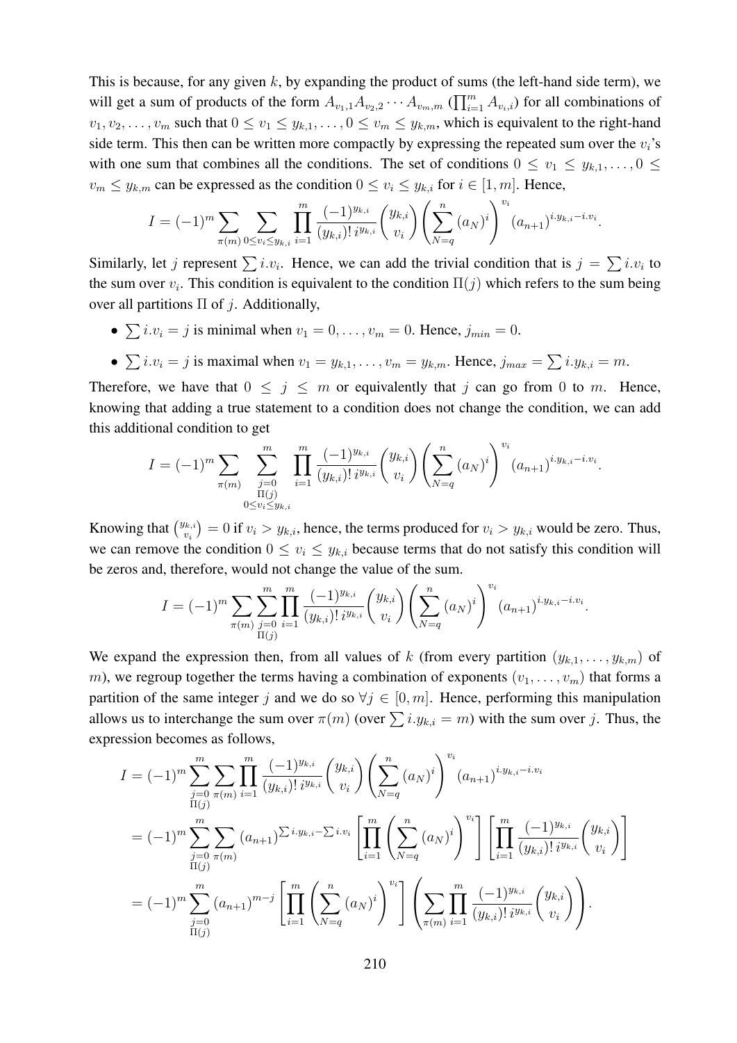This is because, for any given $k$, by expanding the product of sums (the left-hand side term), we will get a sum of products of the form $A_{v_1,1}A_{v_2,2}\cdots A_{v_m,m}$ ($\prod_{i=1}^{m} A_{v_i,i}$) for all combinations of $v_1, v_2, \ldots, v_m$ such that $0 \leq v_1 \leq y_{k,1}, \ldots, 0 \leq v_m \leq y_{k,m}$, which is equivalent to the right-hand side term. This then can be written more compactly by expressing the repeated sum over the $v_i$'s with one sum that combines all the conditions. The set of conditions $0 \leq v_1 \leq y_{k,1}, \ldots, 0 \leq v_m \leq y_{k,m}$ can be expressed as the condition $0 \leq v_i \leq y_{k,i}$ for $i \in [1, m]$. Hence,

$$I = (-1)^m \sum_{\pi(m)} \sum_{0 \leq v_i \leq y_{k,i}} \prod_{i=1}^{m} \frac{(-1)^{y_{k,i}}}{(y_{k,i})!\, i^{y_{k,i}}} \binom{y_{k,i}}{v_i} \left( \sum_{N=q}^{n} (a_N)^i \right)^{v_i} (a_{n+1})^{i.y_{k,i} - i.v_i}.$$

Similarly, let $j$ represent $\sum i.v_i$. Hence, we can add the trivial condition that is $j = \sum i.v_i$ to the sum over $v_i$. This condition is equivalent to the condition $\Pi(j)$ which refers to the sum being over all partitions $\Pi$ of $j$. Additionally,

- $\sum i.v_i = j$ is minimal when $v_1 = 0, \ldots, v_m = 0$. Hence, $j_{min} = 0$.
- $\sum i.v_i = j$ is maximal when $v_1 = y_{k,1}, \ldots, v_m = y_{k,m}$. Hence, $j_{max} = \sum i.y_{k,i} = m$.

Therefore, we have that $0 \leq j \leq m$ or equivalently that $j$ can go from 0 to $m$. Hence, knowing that adding a true statement to a condition does not change the condition, we can add this additional condition to get

$$I = (-1)^m \sum_{\pi(m)} \sum_{\substack{j=0 \\ \Pi(j) \\ 0 \leq v_i \leq y_{k,i}}}^{m} \prod_{i=1}^{m} \frac{(-1)^{y_{k,i}}}{(y_{k,i})!\, i^{y_{k,i}}} \binom{y_{k,i}}{v_i} \left( \sum_{N=q}^{n} (a_N)^i \right)^{v_i} (a_{n+1})^{i.y_{k,i} - i.v_i}.$$

Knowing that $\binom{y_{k,i}}{v_i} = 0$ if $v_i > y_{k,i}$, hence, the terms produced for $v_i > y_{k,i}$ would be zero. Thus, we can remove the condition $0 \leq v_i \leq y_{k,i}$ because terms that do not satisfy this condition will be zeros and, therefore, would not change the value of the sum.

$$I = (-1)^m \sum_{\pi(m)} \sum_{\substack{j=0 \\ \Pi(j)}}^{m} \prod_{i=1}^{m} \frac{(-1)^{y_{k,i}}}{(y_{k,i})!\, i^{y_{k,i}}} \binom{y_{k,i}}{v_i} \left( \sum_{N=q}^{n} (a_N)^i \right)^{v_i} (a_{n+1})^{i.y_{k,i} - i.v_i}.$$

We expand the expression then, from all values of $k$ (from every partition $(y_{k,1}, \ldots, y_{k,m})$ of $m$), we regroup together the terms having a combination of exponents $(v_1, \ldots, v_m)$ that forms a partition of the same integer $j$ and we do so $\forall j \in [0, m]$. Hence, performing this manipulation allows us to interchange the sum over $\pi(m)$ (over $\sum i.y_{k,i} = m$) with the sum over $j$. Thus, the expression becomes as follows,

$$\begin{aligned}
I &= (-1)^m \sum_{\substack{j=0 \\ \Pi(j)}}^{m} \sum_{\pi(m)} \prod_{i=1}^{m} \frac{(-1)^{y_{k,i}}}{(y_{k,i})!\, i^{y_{k,i}}} \binom{y_{k,i}}{v_i} \left( \sum_{N=q}^{n} (a_N)^i \right)^{v_i} (a_{n+1})^{i.y_{k,i} - i.v_i} \\
&= (-1)^m \sum_{\substack{j=0 \\ \Pi(j)}}^{m} \sum_{\pi(m)} (a_{n+1})^{\sum i.y_{k,i} - \sum i.v_i} \left[ \prod_{i=1}^{m} \left( \sum_{N=q}^{n} (a_N)^i \right)^{v_i} \right] \left[ \prod_{i=1}^{m} \frac{(-1)^{y_{k,i}}}{(y_{k,i})!\, i^{y_{k,i}}} \binom{y_{k,i}}{v_i} \right] \\
&= (-1)^m \sum_{\substack{j=0 \\ \Pi(j)}}^{m} (a_{n+1})^{m-j} \left[ \prod_{i=1}^{m} \left( \sum_{N=q}^{n} (a_N)^i \right)^{v_i} \right] \left( \sum_{\pi(m)} \prod_{i=1}^{m} \frac{(-1)^{y_{k,i}}}{(y_{k,i})!\, i^{y_{k,i}}} \binom{y_{k,i}}{v_i} \right).
\end{aligned}$$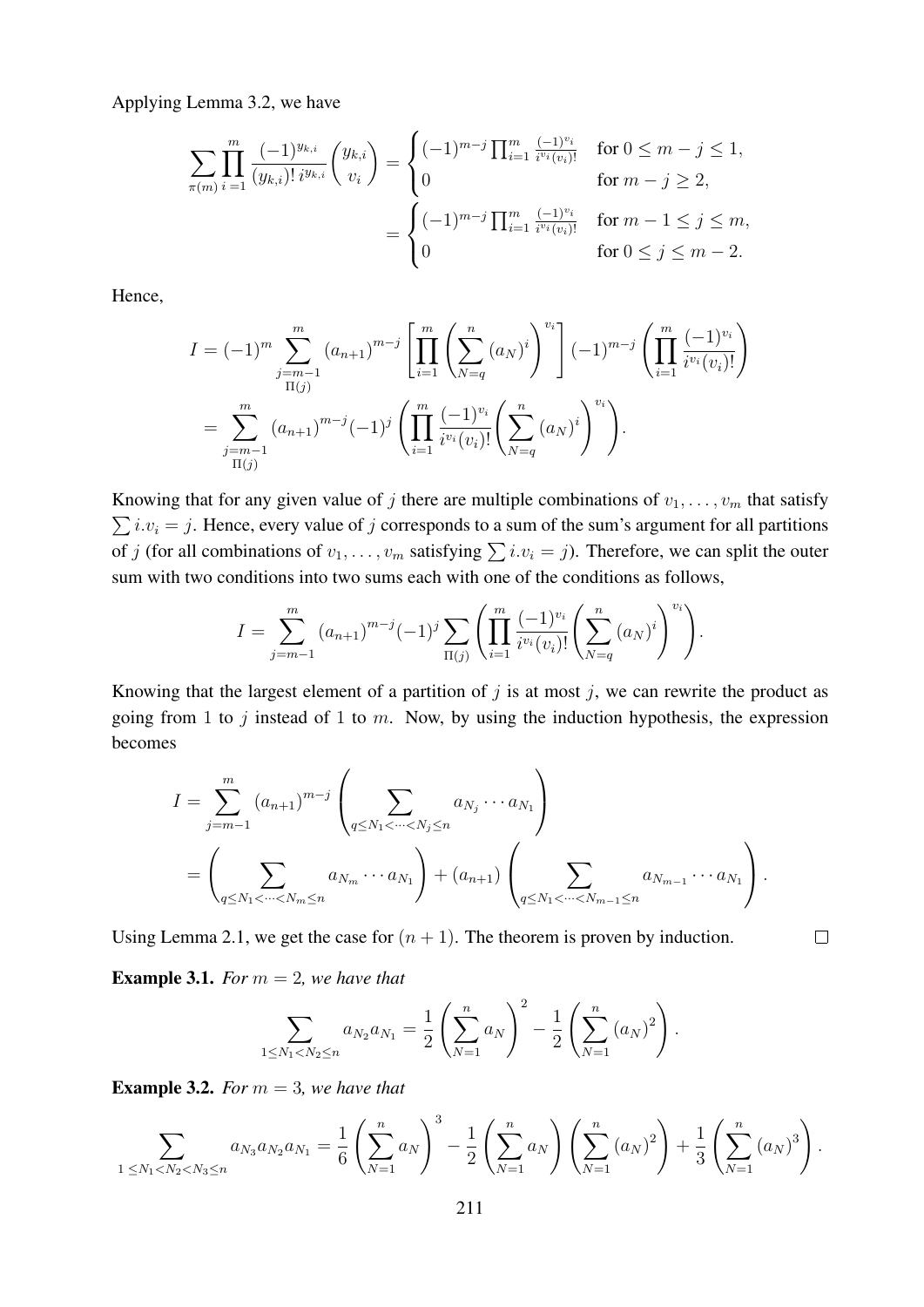Applying Lemma 3.2, we have

$$\sum_{\pi(m)} \prod_{i=1}^{m} \frac{(-1)^{y_{k,i}}}{(y_{k,i})!\, i^{y_{k,i}}} \binom{y_{k,i}}{v_i} = \begin{cases} (-1)^{m-j} \prod_{i=1}^{m} \frac{(-1)^{v_i}}{i^{v_i}(v_i)!} & \text{for } 0 \leq m-j \leq 1, \\ 0 & \text{for } m-j \geq 2, \end{cases}$$
$$= \begin{cases} (-1)^{m-j} \prod_{i=1}^{m} \frac{(-1)^{v_i}}{i^{v_i}(v_i)!} & \text{for } m-1 \leq j \leq m, \\ 0 & \text{for } 0 \leq j \leq m-2. \end{cases}$$

Hence,

$$I = (-1)^m \sum_{\substack{j=m-1 \\ \Pi(j)}}^{m} (a_{n+1})^{m-j} \left[ \prod_{i=1}^{m} \left( \sum_{N=q}^{n} (a_N)^i \right)^{v_i} \right] (-1)^{m-j} \left( \prod_{i=1}^{m} \frac{(-1)^{v_i}}{i^{v_i}(v_i)!} \right)$$
$$= \sum_{\substack{j=m-1 \\ \Pi(j)}}^{m} (a_{n+1})^{m-j} (-1)^j \left( \prod_{i=1}^{m} \frac{(-1)^{v_i}}{i^{v_i}(v_i)!} \left( \sum_{N=q}^{n} (a_N)^i \right)^{v_i} \right).$$

Knowing that for any given value of $j$ there are multiple combinations of $v_1, \ldots, v_m$ that satisfy $\sum i.v_i = j$. Hence, every value of $j$ corresponds to a sum of the sum's argument for all partitions of $j$ (for all combinations of $v_1, \ldots, v_m$ satisfying $\sum i.v_i = j$). Therefore, we can split the outer sum with two conditions into two sums each with one of the conditions as follows,

$$I = \sum_{j=m-1}^{m} (a_{n+1})^{m-j} (-1)^j \sum_{\Pi(j)} \left( \prod_{i=1}^{m} \frac{(-1)^{v_i}}{i^{v_i}(v_i)!} \left( \sum_{N=q}^{n} (a_N)^i \right)^{v_i} \right).$$

Knowing that the largest element of a partition of $j$ is at most $j$, we can rewrite the product as going from $1$ to $j$ instead of $1$ to $m$. Now, by using the induction hypothesis, the expression becomes

$$I = \sum_{j=m-1}^{m} (a_{n+1})^{m-j} \left( \sum_{q \leq N_1 < \cdots < N_j \leq n} a_{N_j} \cdots a_{N_1} \right)$$
$$= \left( \sum_{q \leq N_1 < \cdots < N_m \leq n} a_{N_m} \cdots a_{N_1} \right) + (a_{n+1}) \left( \sum_{q \leq N_1 < \cdots < N_{m-1} \leq n} a_{N_{m-1}} \cdots a_{N_1} \right).$$

Using Lemma 2.1, we get the case for $(n+1)$. The theorem is proven by induction. □

**Example 3.1.** *For $m = 2$, we have that*

$$\sum_{1 \leq N_1 < N_2 \leq n} a_{N_2} a_{N_1} = \frac{1}{2} \left( \sum_{N=1}^{n} a_N \right)^2 - \frac{1}{2} \left( \sum_{N=1}^{n} (a_N)^2 \right).$$

**Example 3.2.** *For $m = 3$, we have that*

$$\sum_{1 \leq N_1 < N_2 < N_3 \leq n} a_{N_3} a_{N_2} a_{N_1} = \frac{1}{6} \left( \sum_{N=1}^{n} a_N \right)^3 - \frac{1}{2} \left( \sum_{N=1}^{n} a_N \right) \left( \sum_{N=1}^{n} (a_N)^2 \right) + \frac{1}{3} \left( \sum_{N=1}^{n} (a_N)^3 \right).$$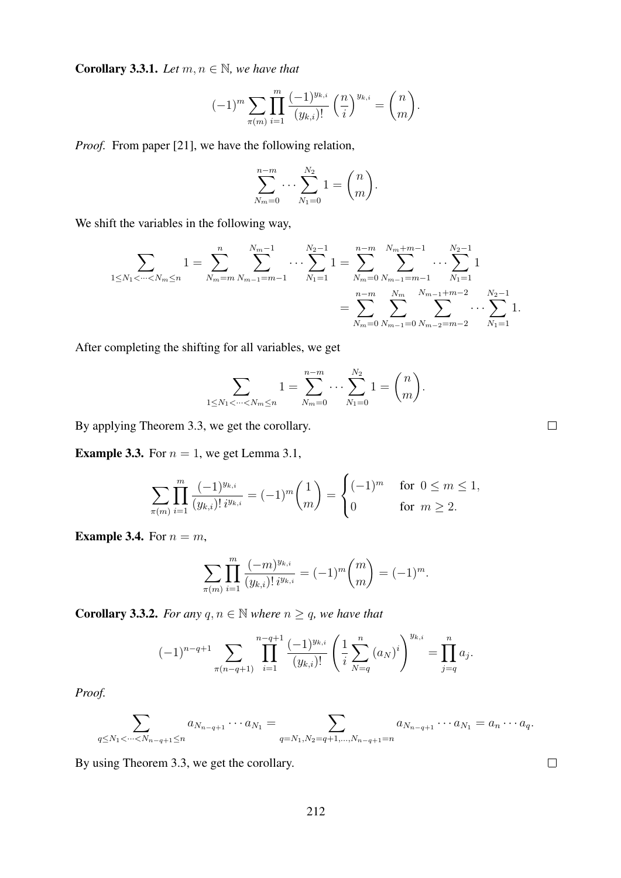**Corollary 3.3.1.** *Let $m, n \in \mathbb{N}$, we have that*

$$(-1)^m \sum_{\pi(m)} \prod_{i=1}^{m} \frac{(-1)^{y_{k,i}}}{(y_{k,i})!} \left(\frac{n}{i}\right)^{y_{k,i}} = \binom{n}{m}.$$

*Proof.* From paper [21], we have the following relation,

$$\sum_{N_m=0}^{n-m} \cdots \sum_{N_1=0}^{N_2} 1 = \binom{n}{m}.$$

We shift the variables in the following way,

$$\begin{aligned}
\sum_{1 \leq N_1 < \cdots < N_m \leq n} 1 = \sum_{N_m=m}^{n} \sum_{N_{m-1}=m-1}^{N_m - 1} \cdots \sum_{N_1=1}^{N_2 - 1} 1 &= \sum_{N_m=0}^{n-m} \sum_{N_{m-1}=m-1}^{N_m+m-1} \cdots \sum_{N_1=1}^{N_2-1} 1 \\
&= \sum_{N_m=0}^{n-m} \sum_{N_{m-1}=0}^{N_m} \sum_{N_{m-2}=m-2}^{N_{m-1}+m-2} \cdots \sum_{N_1=1}^{N_2-1} 1.
\end{aligned}$$

After completing the shifting for all variables, we get

$$\sum_{1 \leq N_1 < \cdots < N_m \leq n} 1 = \sum_{N_m=0}^{n-m} \cdots \sum_{N_1=0}^{N_2} 1 = \binom{n}{m}.$$

By applying Theorem 3.3, we get the corollary. □

**Example 3.3.** For $n = 1$, we get Lemma 3.1,

$$\sum_{\pi(m)} \prod_{i=1}^{m} \frac{(-1)^{y_{k,i}}}{(y_{k,i})! \, i^{y_{k,i}}} = (-1)^m \binom{1}{m} = \begin{cases} (-1)^m & \text{for } 0 \leq m \leq 1, \\ 0 & \text{for } m \geq 2. \end{cases}$$

**Example 3.4.** For $n = m$,

$$\sum_{\pi(m)} \prod_{i=1}^{m} \frac{(-m)^{y_{k,i}}}{(y_{k,i})! \, i^{y_{k,i}}} = (-1)^m \binom{m}{m} = (-1)^m.$$

**Corollary 3.3.2.** *For any $q, n \in \mathbb{N}$ where $n \geq q$, we have that*

$$(-1)^{n-q+1} \sum_{\pi(n-q+1)} \prod_{i=1}^{n-q+1} \frac{(-1)^{y_{k,i}}}{(y_{k,i})!} \left( \frac{1}{i} \sum_{N=q}^{n} (a_N)^i \right)^{y_{k,i}} = \prod_{j=q}^{n} a_j.$$

*Proof.*

$$\sum_{q \leq N_1 < \cdots < N_{n-q+1} \leq n} a_{N_{n-q+1}} \cdots a_{N_1} = \sum_{q=N_1, N_2=q+1, \ldots, N_{n-q+1}=n} a_{N_{n-q+1}} \cdots a_{N_1} = a_n \cdots a_q.$$

By using Theorem 3.3, we get the corollary. □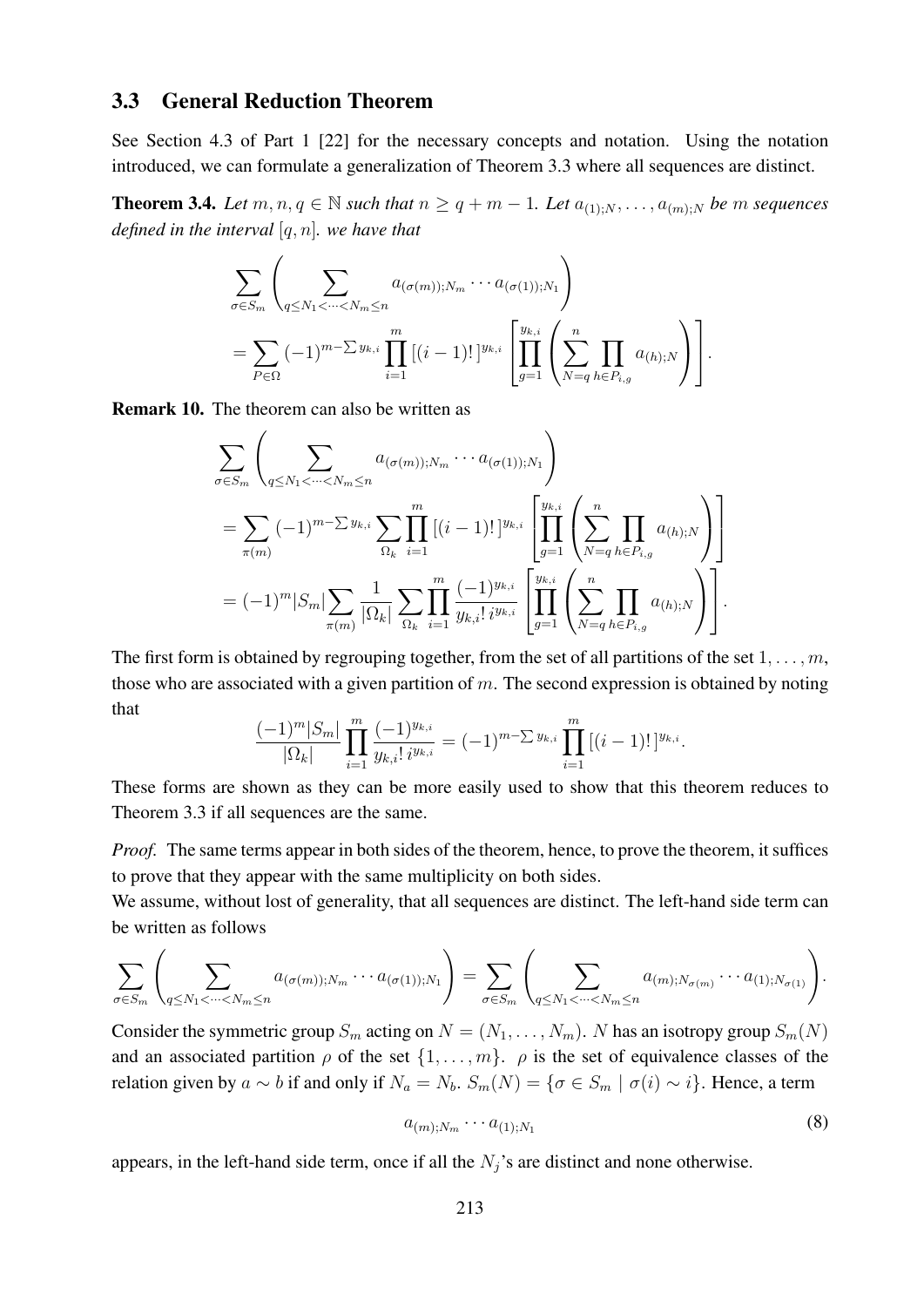### 3.3 General Reduction Theorem

See Section 4.3 of Part 1 [22] for the necessary concepts and notation. Using the notation introduced, we can formulate a generalization of Theorem 3.3 where all sequences are distinct.

**Theorem 3.4.** *Let $m, n, q \in \mathbb{N}$ such that $n \geq q + m - 1$. Let $a_{(1);N}, \ldots, a_{(m);N}$ be $m$ sequences defined in the interval $[q, n]$. we have that*

$$\sum_{\sigma \in S_m} \left( \sum_{q \leq N_1 < \cdots < N_m \leq n} a_{(\sigma(m));N_m} \cdots a_{(\sigma(1));N_1} \right)$$
$$= \sum_{P \in \Omega} (-1)^{m - \sum y_{k,i}} \prod_{i=1}^{m} \left[ (i-1)! \right]^{y_{k,i}} \left[ \prod_{g=1}^{y_{k,i}} \left( \sum_{N=q}^{n} \prod_{h \in P_{i,g}} a_{(h);N} \right) \right].$$

**Remark 10.** The theorem can also be written as

$$\sum_{\sigma \in S_m} \left( \sum_{q \leq N_1 < \cdots < N_m \leq n} a_{(\sigma(m));N_m} \cdots a_{(\sigma(1));N_1} \right)$$
$$= \sum_{\pi(m)} (-1)^{m - \sum y_{k,i}} \sum_{\Omega_k} \prod_{i=1}^{m} \left[ (i-1)! \right]^{y_{k,i}} \left[ \prod_{g=1}^{y_{k,i}} \left( \sum_{N=q}^{n} \prod_{h \in P_{i,g}} a_{(h);N} \right) \right]$$
$$= (-1)^m |S_m| \sum_{\pi(m)} \frac{1}{|\Omega_k|} \sum_{\Omega_k} \prod_{i=1}^{m} \frac{(-1)^{y_{k,i}}}{y_{k,i}! \, i^{y_{k,i}}} \left[ \prod_{g=1}^{y_{k,i}} \left( \sum_{N=q}^{n} \prod_{h \in P_{i,g}} a_{(h);N} \right) \right].$$

The first form is obtained by regrouping together, from the set of all partitions of the set $1, \ldots, m$, those who are associated with a given partition of $m$. The second expression is obtained by noting that

$$\frac{(-1)^m |S_m|}{|\Omega_k|} \prod_{i=1}^{m} \frac{(-1)^{y_{k,i}}}{y_{k,i}! \, i^{y_{k,i}}} = (-1)^{m - \sum y_{k,i}} \prod_{i=1}^{m} \left[ (i-1)! \right]^{y_{k,i}}.$$

These forms are shown as they can be more easily used to show that this theorem reduces to Theorem 3.3 if all sequences are the same.

*Proof.* The same terms appear in both sides of the theorem, hence, to prove the theorem, it suffices to prove that they appear with the same multiplicity on both sides.

We assume, without lost of generality, that all sequences are distinct. The left-hand side term can be written as follows

$$\sum_{\sigma \in S_m} \left( \sum_{q \leq N_1 < \cdots < N_m \leq n} a_{(\sigma(m));N_m} \cdots a_{(\sigma(1));N_1} \right) = \sum_{\sigma \in S_m} \left( \sum_{q \leq N_1 < \cdots < N_m \leq n} a_{(m);N_{\sigma(m)}} \cdots a_{(1);N_{\sigma(1)}} \right).$$

Consider the symmetric group $S_m$ acting on $N = (N_1, \ldots, N_m)$. $N$ has an isotropy group $S_m(N)$ and an associated partition $\rho$ of the set $\{1, \ldots, m\}$. $\rho$ is the set of equivalence classes of the relation given by $a \sim b$ if and only if $N_a = N_b$. $S_m(N) = \{\sigma \in S_m \mid \sigma(i) \sim i\}$. Hence, a term

$$a_{(m);N_m} \cdots a_{(1);N_1} \tag{8}$$

appears, in the left-hand side term, once if all the $N_j$'s are distinct and none otherwise.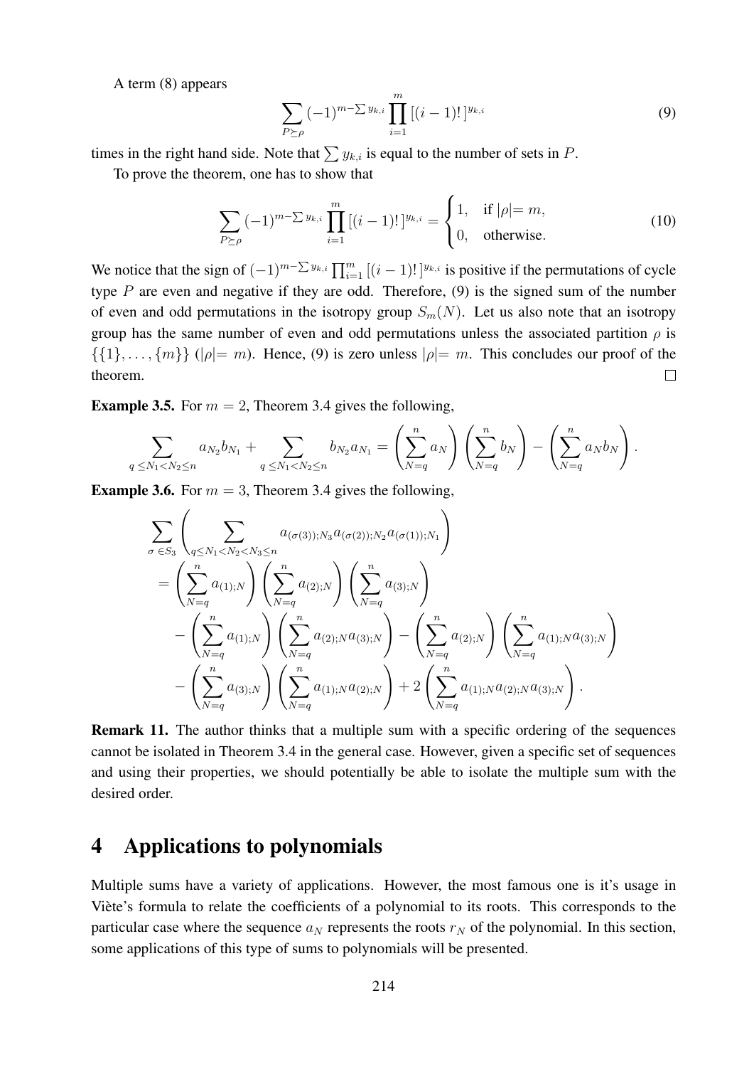A term (8) appears

$$\sum_{P\succeq\rho}(-1)^{m-\sum y_{k,i}}\prod_{i=1}^{m}\left[(i-1)!\right]^{y_{k,i}} \tag{9}$$

times in the right hand side. Note that $\sum y_{k,i}$ is equal to the number of sets in $P$.

To prove the theorem, one has to show that

$$\sum_{P\succeq\rho}(-1)^{m-\sum y_{k,i}}\prod_{i=1}^{m}\left[(i-1)!\right]^{y_{k,i}}=\begin{cases}1, & \text{if } |\rho|=m,\\ 0, & \text{otherwise.}\end{cases} \tag{10}$$

We notice that the sign of $(-1)^{m-\sum y_{k,i}}\prod_{i=1}^{m}\left[(i-1)!\right]^{y_{k,i}}$ is positive if the permutations of cycle type $P$ are even and negative if they are odd. Therefore, (9) is the signed sum of the number of even and odd permutations in the isotropy group $S_m(N)$. Let us also note that an isotropy group has the same number of even and odd permutations unless the associated partition $\rho$ is $\{\{1\},\ldots,\{m\}\}$ ($|\rho|=m$). Hence, (9) is zero unless $|\rho|=m$. This concludes our proof of the theorem. □

**Example 3.5.** For $m=2$, Theorem 3.4 gives the following,

$$\sum_{q\leq N_1<N_2\leq n}a_{N_2}b_{N_1}+\sum_{q\leq N_1<N_2\leq n}b_{N_2}a_{N_1}=\left(\sum_{N=q}^{n}a_N\right)\left(\sum_{N=q}^{n}b_N\right)-\left(\sum_{N=q}^{n}a_Nb_N\right).$$

**Example 3.6.** For $m=3$, Theorem 3.4 gives the following,

$$\begin{aligned}
&\sum_{\sigma\in S_3}\left(\sum_{q\leq N_1<N_2<N_3\leq n}a_{(\sigma(3));N_3}a_{(\sigma(2));N_2}a_{(\sigma(1));N_1}\right)\\
&=\left(\sum_{N=q}^{n}a_{(1);N}\right)\left(\sum_{N=q}^{n}a_{(2);N}\right)\left(\sum_{N=q}^{n}a_{(3);N}\right)\\
&\quad-\left(\sum_{N=q}^{n}a_{(1);N}\right)\left(\sum_{N=q}^{n}a_{(2);N}a_{(3);N}\right)-\left(\sum_{N=q}^{n}a_{(2);N}\right)\left(\sum_{N=q}^{n}a_{(1);N}a_{(3);N}\right)\\
&\quad-\left(\sum_{N=q}^{n}a_{(3);N}\right)\left(\sum_{N=q}^{n}a_{(1);N}a_{(2);N}\right)+2\left(\sum_{N=q}^{n}a_{(1);N}a_{(2);N}a_{(3);N}\right).
\end{aligned}$$

**Remark 11.** The author thinks that a multiple sum with a specific ordering of the sequences cannot be isolated in Theorem 3.4 in the general case. However, given a specific set of sequences and using their properties, we should potentially be able to isolate the multiple sum with the desired order.

# 4 Applications to polynomials

Multiple sums have a variety of applications. However, the most famous one is it's usage in Viète's formula to relate the coefficients of a polynomial to its roots. This corresponds to the particular case where the sequence $a_N$ represents the roots $r_N$ of the polynomial. In this section, some applications of this type of sums to polynomials will be presented.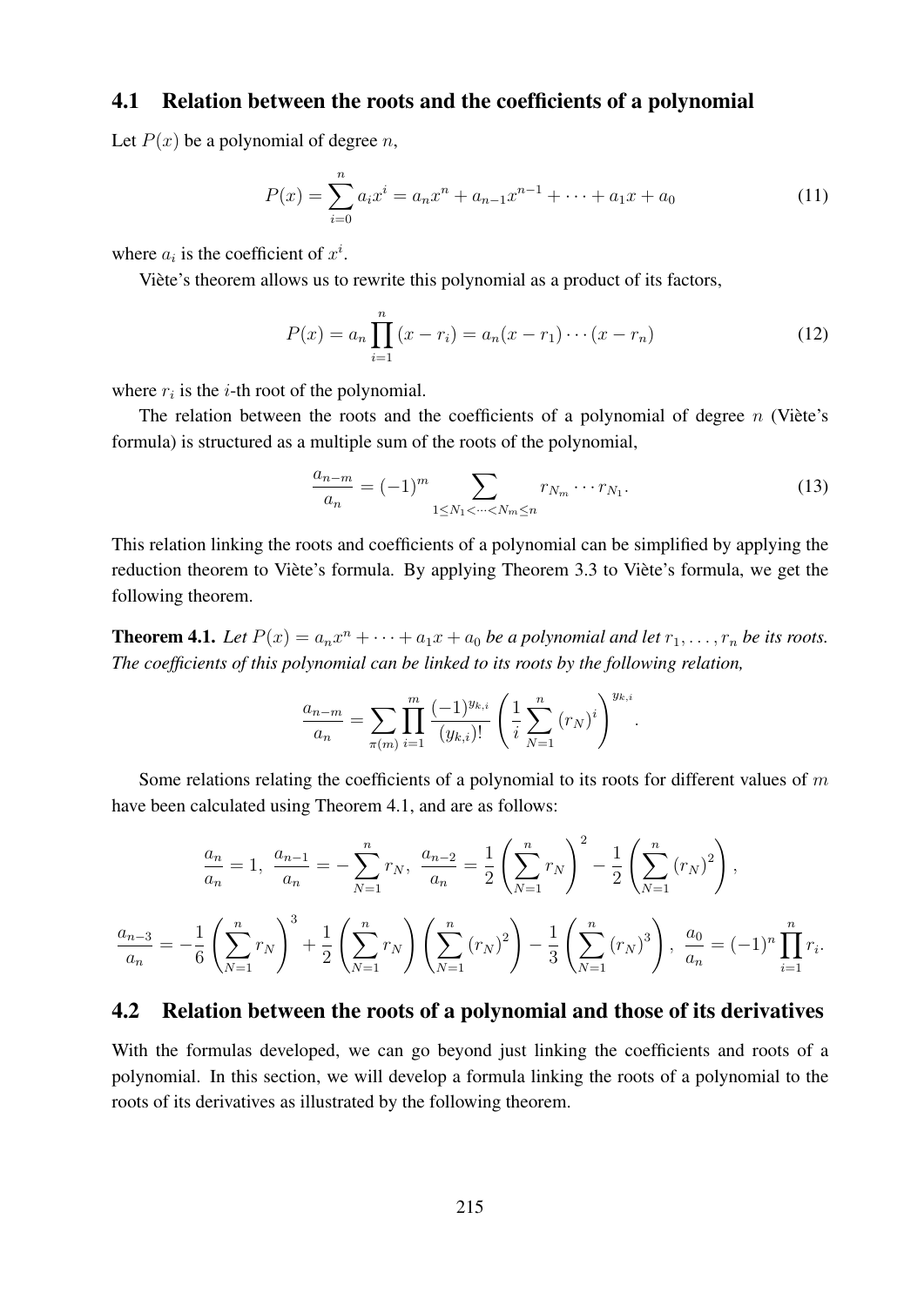## 4.1 Relation between the roots and the coefficients of a polynomial

Let $P(x)$ be a polynomial of degree $n$,

$$P(x) = \sum_{i=0}^{n} a_i x^i = a_n x^n + a_{n-1}x^{n-1} + \cdots + a_1 x + a_0 \tag{11}$$

where $a_i$ is the coefficient of $x^i$.

Viète's theorem allows us to rewrite this polynomial as a product of its factors,

$$P(x) = a_n \prod_{i=1}^{n} (x - r_i) = a_n(x - r_1)\cdots(x - r_n) \tag{12}$$

where $r_i$ is the $i$-th root of the polynomial.

The relation between the roots and the coefficients of a polynomial of degree $n$ (Viète's formula) is structured as a multiple sum of the roots of the polynomial,

$$\frac{a_{n-m}}{a_n} = (-1)^m \sum_{1 \le N_1 < \cdots < N_m \le n} r_{N_m} \cdots r_{N_1}. \tag{13}$$

This relation linking the roots and coefficients of a polynomial can be simplified by applying the reduction theorem to Viète's formula. By applying Theorem 3.3 to Viète's formula, we get the following theorem.

**Theorem 4.1.** *Let $P(x) = a_n x^n + \cdots + a_1 x + a_0$ be a polynomial and let $r_1, \ldots, r_n$ be its roots. The coefficients of this polynomial can be linked to its roots by the following relation,*

$$\frac{a_{n-m}}{a_n} = \sum_{\pi(m)} \prod_{i=1}^{m} \frac{(-1)^{y_{k,i}}}{(y_{k,i})!} \left( \frac{1}{i} \sum_{N=1}^{n} (r_N)^i \right)^{y_{k,i}}.$$

Some relations relating the coefficients of a polynomial to its roots for different values of $m$ have been calculated using Theorem 4.1, and are as follows:

$$\frac{a_n}{a_n} = 1,\ \frac{a_{n-1}}{a_n} = -\sum_{N=1}^{n} r_N,\ \frac{a_{n-2}}{a_n} = \frac{1}{2}\left(\sum_{N=1}^{n} r_N\right)^2 - \frac{1}{2}\left(\sum_{N=1}^{n} (r_N)^2\right),$$

$$\frac{a_{n-3}}{a_n} = -\frac{1}{6}\left(\sum_{N=1}^{n} r_N\right)^3 + \frac{1}{2}\left(\sum_{N=1}^{n} r_N\right)\left(\sum_{N=1}^{n} (r_N)^2\right) - \frac{1}{3}\left(\sum_{N=1}^{n} (r_N)^3\right),\ \frac{a_0}{a_n} = (-1)^n \prod_{i=1}^{n} r_i.$$

## 4.2 Relation between the roots of a polynomial and those of its derivatives

With the formulas developed, we can go beyond just linking the coefficients and roots of a polynomial. In this section, we will develop a formula linking the roots of a polynomial to the roots of its derivatives as illustrated by the following theorem.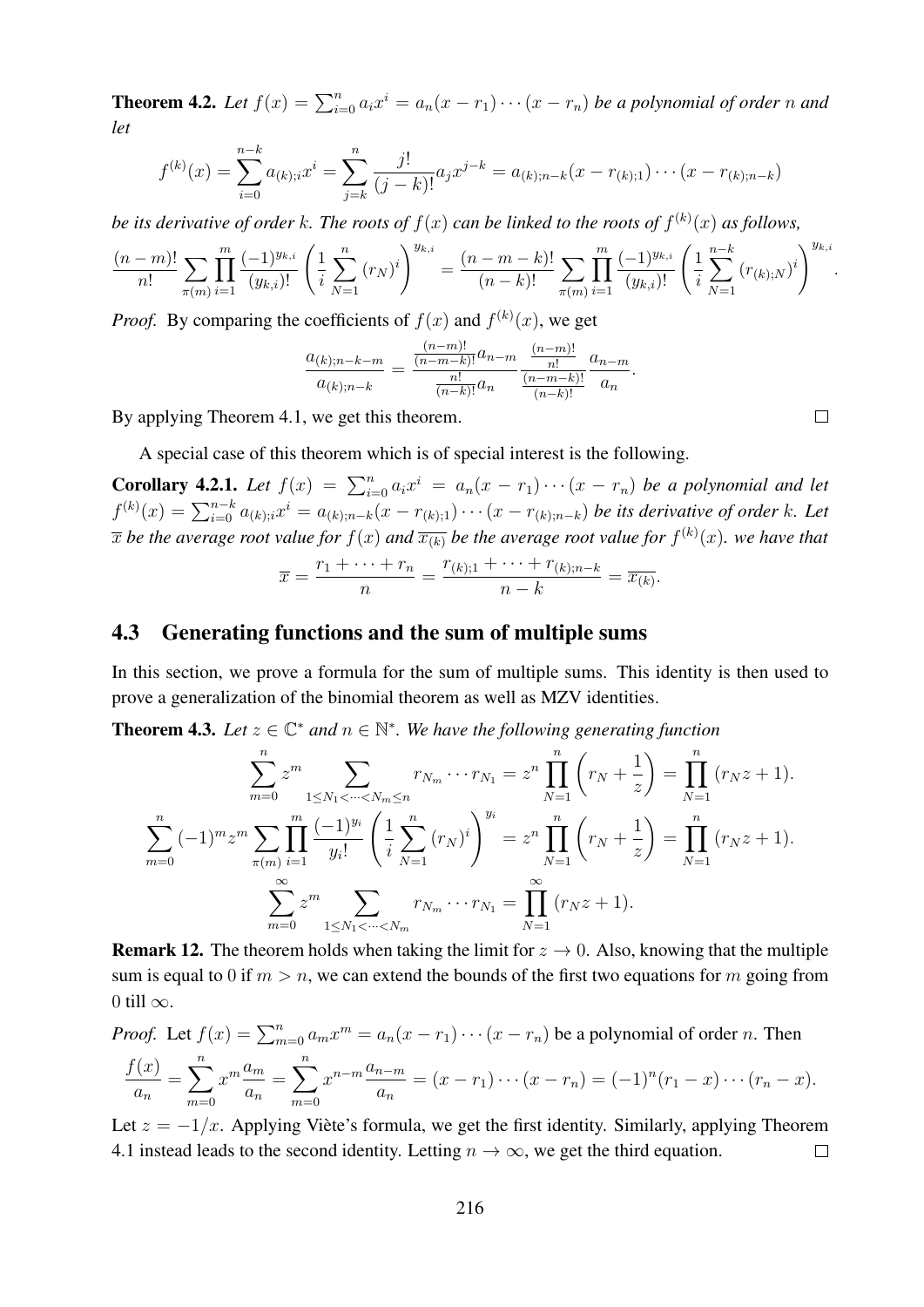**Theorem 4.2.** *Let $f(x) = \sum_{i=0}^{n} a_i x^i = a_n(x - r_1)\cdots(x - r_n)$ be a polynomial of order $n$ and let*

$$f^{(k)}(x) = \sum_{i=0}^{n-k} a_{(k);i} x^i = \sum_{j=k}^{n} \frac{j!}{(j-k)!} a_j x^{j-k} = a_{(k);n-k}(x - r_{(k);1})\cdots(x - r_{(k);n-k})$$

*be its derivative of order $k$. The roots of $f(x)$ can be linked to the roots of $f^{(k)}(x)$ as follows,*

$$\frac{(n-m)!}{n!}\sum_{\pi(m)}\prod_{i=1}^{m}\frac{(-1)^{y_{k,i}}}{(y_{k,i})!}\left(\frac{1}{i}\sum_{N=1}^{n}(r_N)^i\right)^{y_{k,i}} = \frac{(n-m-k)!}{(n-k)!}\sum_{\pi(m)}\prod_{i=1}^{m}\frac{(-1)^{y_{k,i}}}{(y_{k,i})!}\left(\frac{1}{i}\sum_{N=1}^{n-k}(r_{(k);N})^i\right)^{y_{k,i}}.$$

*Proof.* By comparing the coefficients of $f(x)$ and $f^{(k)}(x)$, we get

$$\frac{a_{(k);n-k-m}}{a_{(k);n-k}} = \frac{\frac{(n-m)!}{(n-m-k)!}a_{n-m}}{\frac{n!}{(n-k)!}a_n}\frac{\frac{(n-m)!}{n!}}{\frac{(n-m-k)!}{(n-k)!}}\frac{a_{n-m}}{a_n}.$$

By applying Theorem 4.1, we get this theorem. $\square$

A special case of this theorem which is of special interest is the following.

**Corollary 4.2.1.** *Let $f(x) = \sum_{i=0}^{n} a_i x^i = a_n(x - r_1)\cdots(x - r_n)$ be a polynomial and let $f^{(k)}(x) = \sum_{i=0}^{n-k} a_{(k);i} x^i = a_{(k);n-k}(x - r_{(k);1})\cdots(x - r_{(k);n-k})$ be its derivative of order $k$. Let $\overline{x}$ be the average root value for $f(x)$ and $\overline{x_{(k)}}$ be the average root value for $f^{(k)}(x)$. we have that*

$$\overline{x} = \frac{r_1 + \cdots + r_n}{n} = \frac{r_{(k);1} + \cdots + r_{(k);n-k}}{n-k} = \overline{x_{(k)}}.$$

## 4.3 Generating functions and the sum of multiple sums

In this section, we prove a formula for the sum of multiple sums. This identity is then used to prove a generalization of the binomial theorem as well as MZV identities.

**Theorem 4.3.** *Let $z \in \mathbb{C}^*$ and $n \in \mathbb{N}^*$. We have the following generating function*

$$\sum_{m=0}^{n} z^m \sum_{1\le N_1<\cdots<N_m\le n} r_{N_m}\cdots r_{N_1} = z^n\prod_{N=1}^{n}\left(r_N + \frac{1}{z}\right) = \prod_{N=1}^{n}(r_N z + 1).$$

$$\sum_{m=0}^{n}(-1)^m z^m\sum_{\pi(m)}\prod_{i=1}^{m}\frac{(-1)^{y_i}}{y_i!}\left(\frac{1}{i}\sum_{N=1}^{n}(r_N)^i\right)^{y_i} = z^n\prod_{N=1}^{n}\left(r_N + \frac{1}{z}\right) = \prod_{N=1}^{n}(r_N z + 1).$$

$$\sum_{m=0}^{\infty} z^m \sum_{1\le N_1<\cdots<N_m} r_{N_m}\cdots r_{N_1} = \prod_{N=1}^{\infty}(r_N z + 1).$$

**Remark 12.** The theorem holds when taking the limit for $z \to 0$. Also, knowing that the multiple sum is equal to 0 if $m > n$, we can extend the bounds of the first two equations for $m$ going from 0 till $\infty$.

*Proof.* Let $f(x) = \sum_{m=0}^{n} a_m x^m = a_n(x - r_1)\cdots(x - r_n)$ be a polynomial of order $n$. Then

$$\frac{f(x)}{a_n} = \sum_{m=0}^{n} x^m\frac{a_m}{a_n} = \sum_{m=0}^{n} x^{n-m}\frac{a_{n-m}}{a_n} = (x - r_1)\cdots(x - r_n) = (-1)^n(r_1 - x)\cdots(r_n - x).$$

Let $z = -1/x$. Applying Viète's formula, we get the first identity. Similarly, applying Theorem 4.1 instead leads to the second identity. Letting $n \to \infty$, we get the third equation. $\square$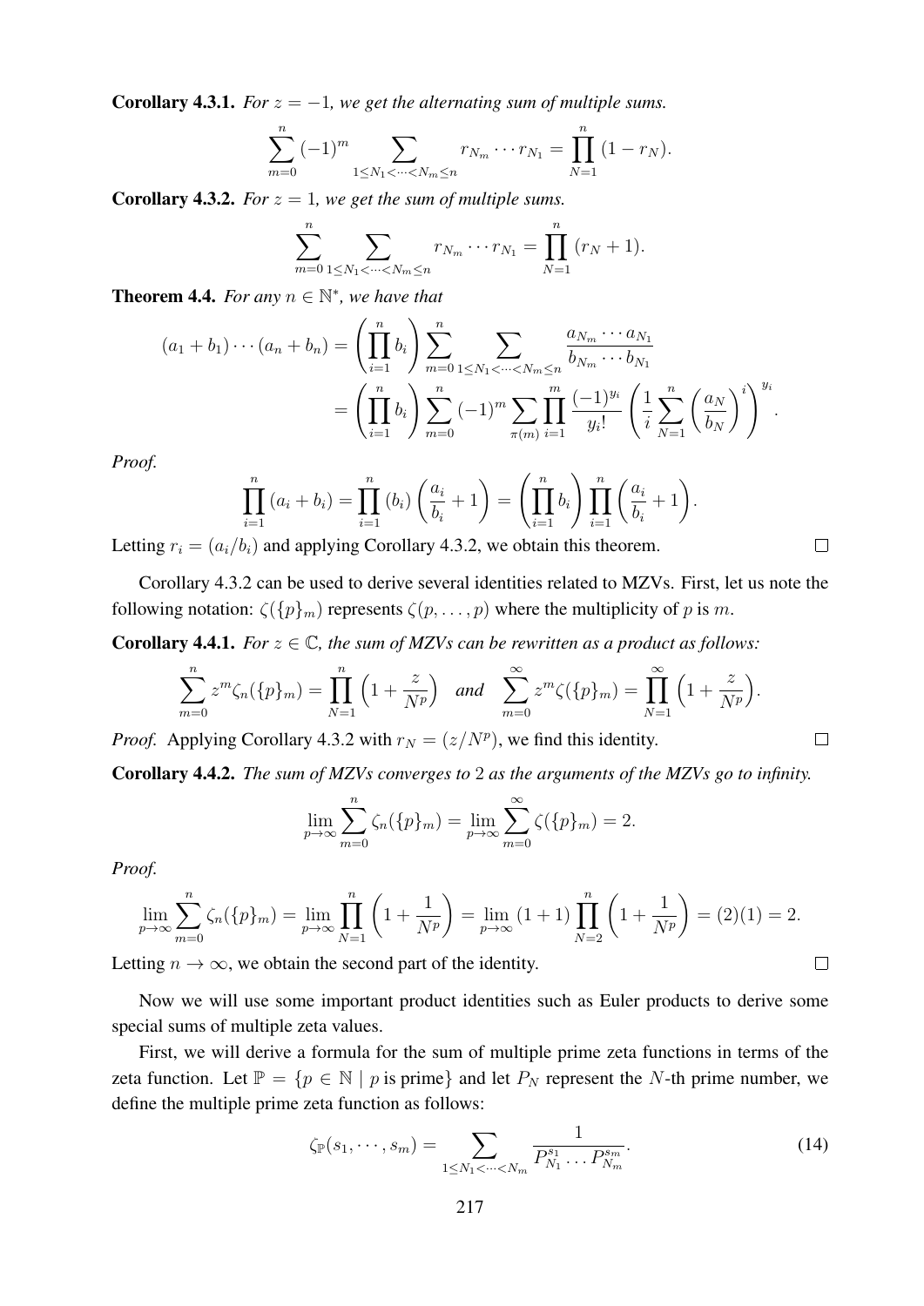**Corollary 4.3.1.** *For $z = -1$, we get the alternating sum of multiple sums.*

$$\sum_{m=0}^{n} (-1)^m \sum_{1 \leq N_1 < \cdots < N_m \leq n} r_{N_m} \cdots r_{N_1} = \prod_{N=1}^{n} (1 - r_N).$$

**Corollary 4.3.2.** *For $z = 1$, we get the sum of multiple sums.*

$$\sum_{m=0}^{n} \sum_{1 \leq N_1 < \cdots < N_m \leq n} r_{N_m} \cdots r_{N_1} = \prod_{N=1}^{n} (r_N + 1).$$

**Theorem 4.4.** *For any $n \in \mathbb{N}^*$, we have that*

$$\begin{aligned}
(a_1 + b_1) \cdots (a_n + b_n) &= \left( \prod_{i=1}^{n} b_i \right) \sum_{m=0}^{n} \sum_{1 \leq N_1 < \cdots < N_m \leq n} \frac{a_{N_m} \cdots a_{N_1}}{b_{N_m} \cdots b_{N_1}} \\
&= \left( \prod_{i=1}^{n} b_i \right) \sum_{m=0}^{n} (-1)^m \sum_{\pi(m)} \prod_{i=1}^{m} \frac{(-1)^{y_i}}{y_i!} \left( \frac{1}{i} \sum_{N=1}^{n} \left( \frac{a_N}{b_N} \right)^i \right)^{y_i}.
\end{aligned}$$

*Proof.*

$$\prod_{i=1}^{n} (a_i + b_i) = \prod_{i=1}^{n} (b_i) \left( \frac{a_i}{b_i} + 1 \right) = \left( \prod_{i=1}^{n} b_i \right) \prod_{i=1}^{n} \left( \frac{a_i}{b_i} + 1 \right).$$

Letting $r_i = (a_i / b_i)$ and applying Corollary 4.3.2, we obtain this theorem. $\square$

Corollary 4.3.2 can be used to derive several identities related to MZVs. First, let us note the following notation: $\zeta(\{p\}_m)$ represents $\zeta(p, \ldots, p)$ where the multiplicity of $p$ is $m$.

**Corollary 4.4.1.** *For $z \in \mathbb{C}$, the sum of MZVs can be rewritten as a product as follows:*

$$\sum_{m=0}^{n} z^m \zeta_n(\{p\}_m) = \prod_{N=1}^{n} \left( 1 + \frac{z}{N^p} \right) \quad \textit{and} \quad \sum_{m=0}^{\infty} z^m \zeta(\{p\}_m) = \prod_{N=1}^{\infty} \left( 1 + \frac{z}{N^p} \right).$$

*Proof.* Applying Corollary 4.3.2 with $r_N = (z/N^p)$, we find this identity. $\square$

**Corollary 4.4.2.** *The sum of MZVs converges to $2$ as the arguments of the MZVs go to infinity.*

$$\lim_{p \to \infty} \sum_{m=0}^{n} \zeta_n(\{p\}_m) = \lim_{p \to \infty} \sum_{m=0}^{\infty} \zeta(\{p\}_m) = 2.$$

*Proof.*

$$\lim_{p \to \infty} \sum_{m=0}^{n} \zeta_n(\{p\}_m) = \lim_{p \to \infty} \prod_{N=1}^{n} \left( 1 + \frac{1}{N^p} \right) = \lim_{p \to \infty} (1 + 1) \prod_{N=2}^{n} \left( 1 + \frac{1}{N^p} \right) = (2)(1) = 2.$$

Letting $n \to \infty$, we obtain the second part of the identity. $\square$

Now we will use some important product identities such as Euler products to derive some special sums of multiple zeta values.

First, we will derive a formula for the sum of multiple prime zeta functions in terms of the zeta function. Let $\mathbb{P} = \{p \in \mathbb{N} \mid p \text{ is prime}\}$ and let $P_N$ represent the $N$-th prime number, we define the multiple prime zeta function as follows:

$$\zeta_{\mathbb{P}}(s_1, \cdots, s_m) = \sum_{1 \leq N_1 < \cdots < N_m} \frac{1}{P_{N_1}^{s_1} \ldots P_{N_m}^{s_m}}. \tag{14}$$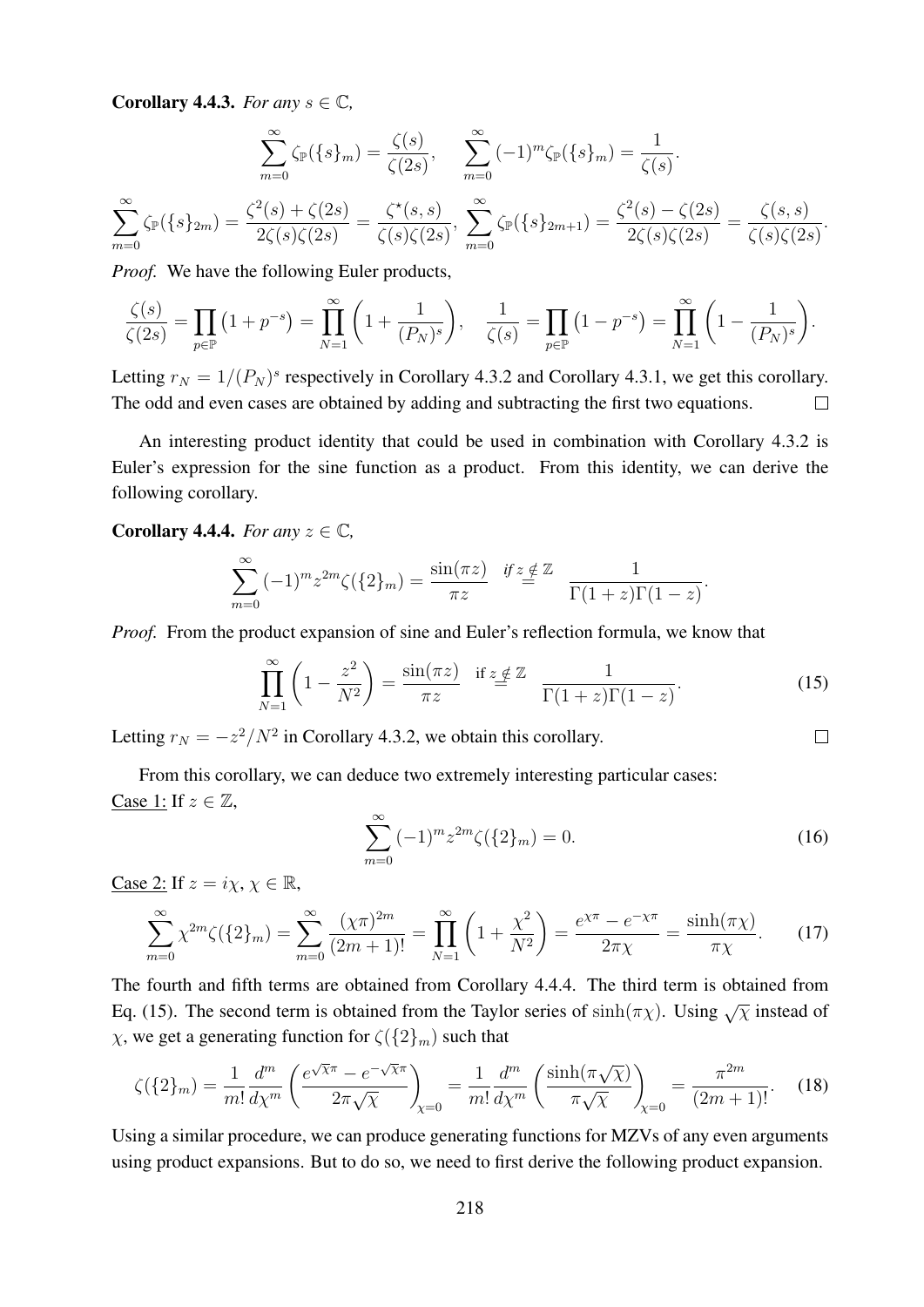**Corollary 4.4.3.** *For any $s \in \mathbb{C}$,*

$$\sum_{m=0}^{\infty} \zeta_{\mathbb{P}}(\{s\}_m) = \frac{\zeta(s)}{\zeta(2s)}, \quad \sum_{m=0}^{\infty} (-1)^m \zeta_{\mathbb{P}}(\{s\}_m) = \frac{1}{\zeta(s)}.$$

$$\sum_{m=0}^{\infty} \zeta_{\mathbb{P}}(\{s\}_{2m}) = \frac{\zeta^2(s) + \zeta(2s)}{2\zeta(s)\zeta(2s)} = \frac{\zeta^{\star}(s,s)}{\zeta(s)\zeta(2s)}, \; \sum_{m=0}^{\infty} \zeta_{\mathbb{P}}(\{s\}_{2m+1}) = \frac{\zeta^2(s) - \zeta(2s)}{2\zeta(s)\zeta(2s)} = \frac{\zeta(s,s)}{\zeta(s)\zeta(2s)}.$$

*Proof.* We have the following Euler products,

$$\frac{\zeta(s)}{\zeta(2s)} = \prod_{p \in \mathbb{P}} \left(1 + p^{-s}\right) = \prod_{N=1}^{\infty} \left(1 + \frac{1}{(P_N)^s}\right), \quad \frac{1}{\zeta(s)} = \prod_{p \in \mathbb{P}} \left(1 - p^{-s}\right) = \prod_{N=1}^{\infty} \left(1 - \frac{1}{(P_N)^s}\right).$$

Letting $r_N = 1/(P_N)^s$ respectively in Corollary 4.3.2 and Corollary 4.3.1, we get this corollary. The odd and even cases are obtained by adding and subtracting the first two equations. $\square$

An interesting product identity that could be used in combination with Corollary 4.3.2 is Euler's expression for the sine function as a product. From this identity, we can derive the following corollary.

**Corollary 4.4.4.** *For any $z \in \mathbb{C}$,*

$$\sum_{m=0}^{\infty} (-1)^m z^{2m} \zeta(\{2\}_m) = \frac{\sin(\pi z)}{\pi z} \overset{\text{if } z \notin \mathbb{Z}}{=} \frac{1}{\Gamma(1+z)\Gamma(1-z)}.$$

*Proof.* From the product expansion of sine and Euler's reflection formula, we know that

$$\prod_{N=1}^{\infty} \left(1 - \frac{z^2}{N^2}\right) = \frac{\sin(\pi z)}{\pi z} \overset{\text{if } z \notin \mathbb{Z}}{=} \frac{1}{\Gamma(1+z)\Gamma(1-z)}. \tag{15}$$

Letting $r_N = -z^2/N^2$ in Corollary 4.3.2, we obtain this corollary. $\square$

From this corollary, we can deduce two extremely interesting particular cases:

Case 1: If $z \in \mathbb{Z}$,

$$\sum_{m=0}^{\infty} (-1)^m z^{2m} \zeta(\{2\}_m) = 0. \tag{16}$$

Case 2: If $z = i\chi$, $\chi \in \mathbb{R}$,

$$\sum_{m=0}^{\infty} \chi^{2m} \zeta(\{2\}_m) = \sum_{m=0}^{\infty} \frac{(\chi\pi)^{2m}}{(2m+1)!} = \prod_{N=1}^{\infty} \left(1 + \frac{\chi^2}{N^2}\right) = \frac{e^{\chi\pi} - e^{-\chi\pi}}{2\pi\chi} = \frac{\sinh(\pi\chi)}{\pi\chi}. \tag{17}$$

The fourth and fifth terms are obtained from Corollary 4.4.4. The third term is obtained from Eq. (15). The second term is obtained from the Taylor series of $\sinh(\pi\chi)$. Using $\sqrt{\chi}$ instead of $\chi$, we get a generating function for $\zeta(\{2\}_m)$ such that

$$\zeta(\{2\}_m) = \frac{1}{m!} \frac{d^m}{d\chi^m} \left( \frac{e^{\sqrt{\chi}\pi} - e^{-\sqrt{\chi}\pi}}{2\pi\sqrt{\chi}} \right)_{\chi=0} = \frac{1}{m!} \frac{d^m}{d\chi^m} \left( \frac{\sinh(\pi\sqrt{\chi})}{\pi\sqrt{\chi}} \right)_{\chi=0} = \frac{\pi^{2m}}{(2m+1)!}. \tag{18}$$

Using a similar procedure, we can produce generating functions for MZVs of any even arguments using product expansions. But to do so, we need to first derive the following product expansion.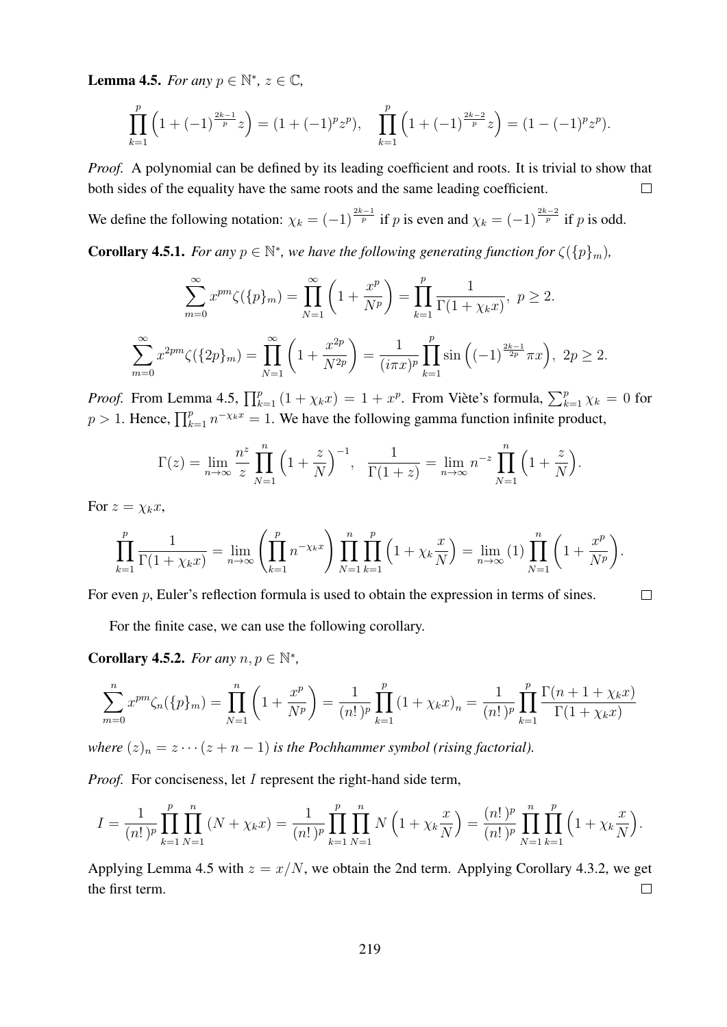**Lemma 4.5.** *For any $p \in \mathbb{N}^*$, $z \in \mathbb{C}$,*

$$\prod_{k=1}^{p}\left(1+(-1)^{\frac{2k-1}{p}}z\right)=(1+(-1)^p z^p),\quad \prod_{k=1}^{p}\left(1+(-1)^{\frac{2k-2}{p}}z\right)=(1-(-1)^p z^p).$$

*Proof.* A polynomial can be defined by its leading coefficient and roots. It is trivial to show that both sides of the equality have the same roots and the same leading coefficient. $\square$

We define the following notation: $\chi_k=(-1)^{\frac{2k-1}{p}}$ if $p$ is even and $\chi_k=(-1)^{\frac{2k-2}{p}}$ if $p$ is odd.

**Corollary 4.5.1.** *For any $p \in \mathbb{N}^*$, we have the following generating function for $\zeta(\{p\}_m)$,*

$$\sum_{m=0}^{\infty}x^{pm}\zeta(\{p\}_m)=\prod_{N=1}^{\infty}\left(1+\frac{x^p}{N^p}\right)=\prod_{k=1}^{p}\frac{1}{\Gamma(1+\chi_k x)},\ p\geq 2.$$

$$\sum_{m=0}^{\infty}x^{2pm}\zeta(\{2p\}_m)=\prod_{N=1}^{\infty}\left(1+\frac{x^{2p}}{N^{2p}}\right)=\frac{1}{(i\pi x)^p}\prod_{k=1}^{p}\sin\left((-1)^{\frac{2k-1}{2p}}\pi x\right),\ 2p\geq 2.$$

*Proof.* From Lemma 4.5, $\prod_{k=1}^{p}(1+\chi_k x)=1+x^p$. From Viète's formula, $\sum_{k=1}^{p}\chi_k=0$ for $p>1$. Hence, $\prod_{k=1}^{p}n^{-\chi_k x}=1$. We have the following gamma function infinite product,

$$\Gamma(z)=\lim_{n\to\infty}\frac{n^z}{z}\prod_{N=1}^{n}\left(1+\frac{z}{N}\right)^{-1},\quad \frac{1}{\Gamma(1+z)}=\lim_{n\to\infty}n^{-z}\prod_{N=1}^{n}\left(1+\frac{z}{N}\right).$$

For $z=\chi_k x$,

$$\prod_{k=1}^{p}\frac{1}{\Gamma(1+\chi_k x)}=\lim_{n\to\infty}\left(\prod_{k=1}^{p}n^{-\chi_k x}\right)\prod_{N=1}^{n}\prod_{k=1}^{p}\left(1+\chi_k\frac{x}{N}\right)=\lim_{n\to\infty}(1)\prod_{N=1}^{n}\left(1+\frac{x^p}{N^p}\right).$$

For even $p$, Euler's reflection formula is used to obtain the expression in terms of sines. $\square$

For the finite case, we can use the following corollary.

**Corollary 4.5.2.** *For any $n,p \in \mathbb{N}^*$,*

$$\sum_{m=0}^{n}x^{pm}\zeta_n(\{p\}_m)=\prod_{N=1}^{n}\left(1+\frac{x^p}{N^p}\right)=\frac{1}{(n!)^p}\prod_{k=1}^{p}(1+\chi_k x)_n=\frac{1}{(n!)^p}\prod_{k=1}^{p}\frac{\Gamma(n+1+\chi_k x)}{\Gamma(1+\chi_k x)}$$

*where $(z)_n=z\cdots(z+n-1)$ is the Pochhammer symbol (rising factorial).*

*Proof.* For conciseness, let $I$ represent the right-hand side term,

$$I=\frac{1}{(n!)^p}\prod_{k=1}^{p}\prod_{N=1}^{n}(N+\chi_k x)=\frac{1}{(n!)^p}\prod_{k=1}^{p}\prod_{N=1}^{n}N\left(1+\chi_k\frac{x}{N}\right)=\frac{(n!)^p}{(n!)^p}\prod_{N=1}^{n}\prod_{k=1}^{p}\left(1+\chi_k\frac{x}{N}\right).$$

Applying Lemma 4.5 with $z=x/N$, we obtain the 2nd term. Applying Corollary 4.3.2, we get the first term. $\square$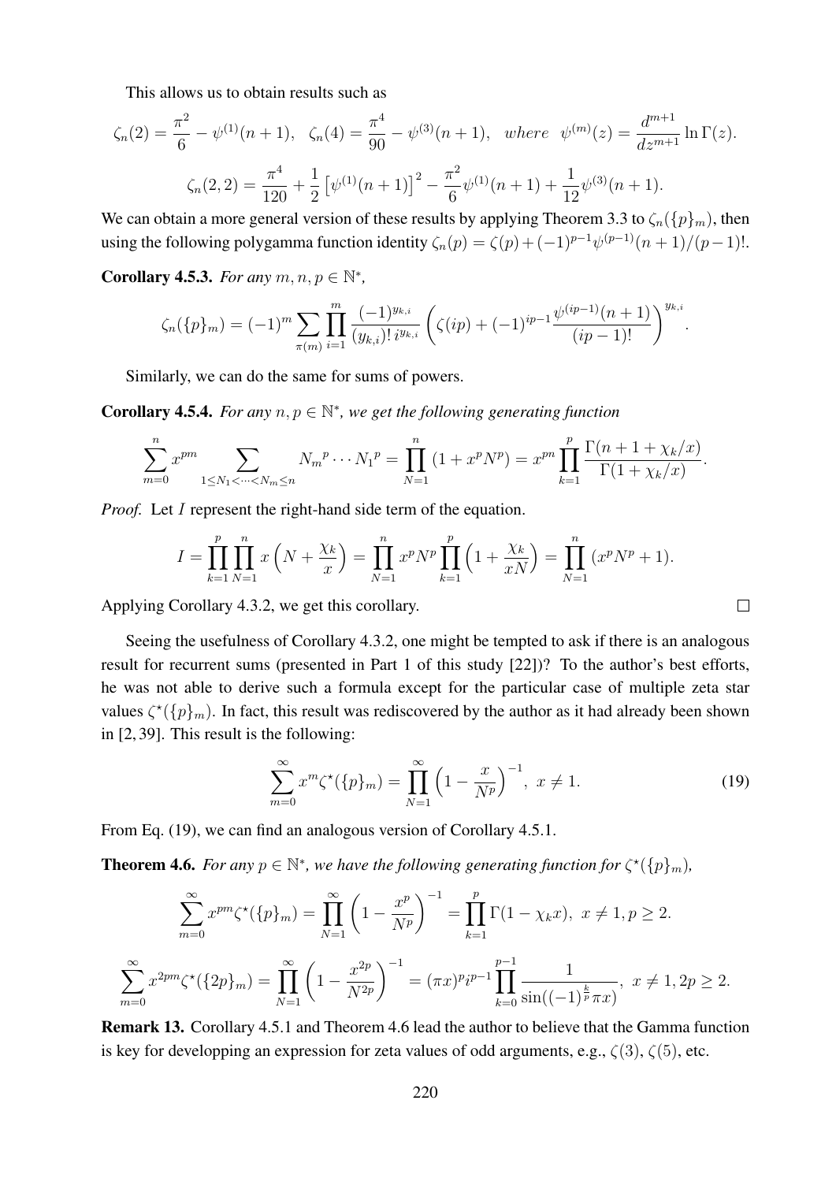This allows us to obtain results such as

$$\zeta_n(2) = \frac{\pi^2}{6} - \psi^{(1)}(n+1), \quad \zeta_n(4) = \frac{\pi^4}{90} - \psi^{(3)}(n+1), \quad where \quad \psi^{(m)}(z) = \frac{d^{m+1}}{dz^{m+1}} \ln \Gamma(z).$$

$$\zeta_n(2,2) = \frac{\pi^4}{120} + \frac{1}{2}\left[\psi^{(1)}(n+1)\right]^2 - \frac{\pi^2}{6}\psi^{(1)}(n+1) + \frac{1}{12}\psi^{(3)}(n+1).$$

We can obtain a more general version of these results by applying Theorem 3.3 to $\zeta_n(\{p\}_m)$, then using the following polygamma function identity $\zeta_n(p) = \zeta(p) + (-1)^{p-1}\psi^{(p-1)}(n+1)/(p-1)!$.

**Corollary 4.5.3.** *For any $m, n, p \in \mathbb{N}^*$,*

$$\zeta_n(\{p\}_m) = (-1)^m \sum_{\pi(m)} \prod_{i=1}^{m} \frac{(-1)^{y_{k,i}}}{(y_{k,i})!\, i^{y_{k,i}}} \left( \zeta(ip) + (-1)^{ip-1} \frac{\psi^{(ip-1)}(n+1)}{(ip-1)!} \right)^{y_{k,i}}.$$

Similarly, we can do the same for sums of powers.

**Corollary 4.5.4.** *For any $n, p \in \mathbb{N}^*$, we get the following generating function*

$$\sum_{m=0}^{n} x^{pm} \sum_{1 \le N_1 < \cdots < N_m \le n} {N_m}^p \cdots {N_1}^p = \prod_{N=1}^{n} (1 + x^p N^p) = x^{pn} \prod_{k=1}^{p} \frac{\Gamma(n+1+\chi_k/x)}{\Gamma(1+\chi_k/x)}.$$

*Proof.* Let $I$ represent the right-hand side term of the equation.

$$I = \prod_{k=1}^{p} \prod_{N=1}^{n} x\left(N + \frac{\chi_k}{x}\right) = \prod_{N=1}^{n} x^p N^p \prod_{k=1}^{p} \left(1 + \frac{\chi_k}{xN}\right) = \prod_{N=1}^{n} (x^p N^p + 1).$$

Applying Corollary 4.3.2, we get this corollary. □

Seeing the usefulness of Corollary 4.3.2, one might be tempted to ask if there is an analogous result for recurrent sums (presented in Part 1 of this study [22])? To the author's best efforts, he was not able to derive such a formula except for the particular case of multiple zeta star values $\zeta^\star(\{p\}_m)$. In fact, this result was rediscovered by the author as it had already been shown in [2, 39]. This result is the following:

$$\sum_{m=0}^{\infty} x^m \zeta^\star(\{p\}_m) = \prod_{N=1}^{\infty} \left(1 - \frac{x}{N^p}\right)^{-1}, \ x \neq 1. \tag{19}$$

From Eq. (19), we can find an analogous version of Corollary 4.5.1.

**Theorem 4.6.** *For any $p \in \mathbb{N}^*$, we have the following generating function for $\zeta^\star(\{p\}_m)$,*

$$\sum_{m=0}^{\infty} x^{pm} \zeta^\star(\{p\}_m) = \prod_{N=1}^{\infty} \left(1 - \frac{x^p}{N^p}\right)^{-1} = \prod_{k=1}^{p} \Gamma(1 - \chi_k x), \ x \neq 1, p \ge 2.$$

$$\sum_{m=0}^{\infty} x^{2pm} \zeta^\star(\{2p\}_m) = \prod_{N=1}^{\infty} \left(1 - \frac{x^{2p}}{N^{2p}}\right)^{-1} = (\pi x)^p i^{p-1} \prod_{k=0}^{p-1} \frac{1}{\sin((-1)^{\frac{k}{p}} \pi x)}, \ x \neq 1, 2p \ge 2.$$

**Remark 13.** Corollary 4.5.1 and Theorem 4.6 lead the author to believe that the Gamma function is key for developping an expression for zeta values of odd arguments, e.g., $\zeta(3)$, $\zeta(5)$, etc.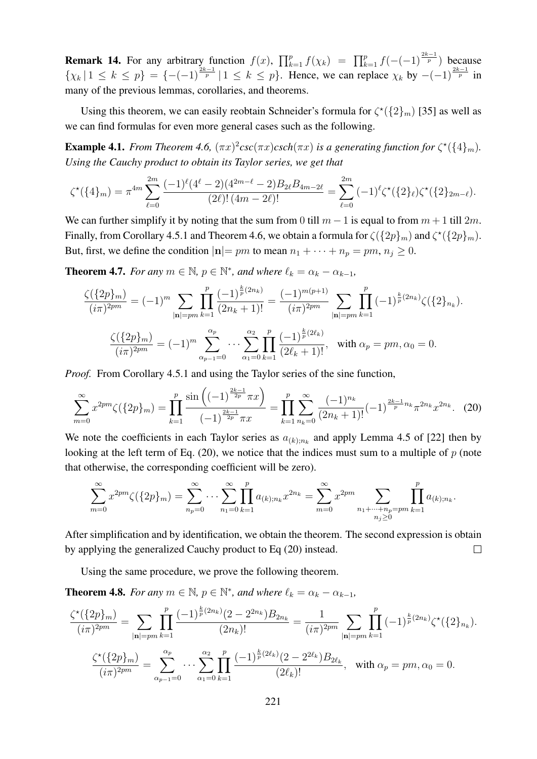**Remark 14.** For any arbitrary function $f(x)$, $\prod_{k=1}^{p} f(\chi_k) = \prod_{k=1}^{p} f(-(-1)^{\frac{2k-1}{p}})$ because $\{\chi_k \,|\, 1 \le k \le p\} = \{-(-1)^{\frac{2k-1}{p}} \,|\, 1 \le k \le p\}$. Hence, we can replace $\chi_k$ by $-(-1)^{\frac{2k-1}{p}}$ in many of the previous lemmas, corollaries, and theorems.

Using this theorem, we can easily reobtain Schneider's formula for $\zeta^\star(\{2\}_m)$ [35] as well as we can find formulas for even more general cases such as the following.

**Example 4.1.** *From Theorem 4.6, $(\pi x)^2 csc(\pi x) csch(\pi x)$ is a generating function for $\zeta^\star(\{4\}_m)$. Using the Cauchy product to obtain its Taylor series, we get that*

$$\zeta^\star(\{4\}_m) = \pi^{4m} \sum_{\ell=0}^{2m} \frac{(-1)^\ell (4^\ell - 2)(4^{2m-\ell} - 2) B_{2\ell} B_{4m-2\ell}}{(2\ell)!\,(4m-2\ell)!} = \sum_{\ell=0}^{2m} (-1)^\ell \zeta^\star(\{2\}_\ell)\zeta^\star(\{2\}_{2m-\ell}).$$

We can further simplify it by noting that the sum from 0 till $m-1$ is equal to from $m+1$ till $2m$. Finally, from Corollary 4.5.1 and Theorem 4.6, we obtain a formula for $\zeta(\{2p\}_m)$ and $\zeta^\star(\{2p\}_m)$. But, first, we define the condition $|\mathbf{n}| = pm$ to mean $n_1 + \cdots + n_p = pm$, $n_j \ge 0$.

**Theorem 4.7.** *For any $m \in \mathbb{N}$, $p \in \mathbb{N}^*$, and where $\ell_k = \alpha_k - \alpha_{k-1}$,*

$$\frac{\zeta(\{2p\}_m)}{(i\pi)^{2pm}} = (-1)^m \sum_{|\mathbf{n}|=pm} \prod_{k=1}^{p} \frac{(-1)^{\frac{k}{p}(2n_k)}}{(2n_k+1)!} = \frac{(-1)^{m(p+1)}}{(i\pi)^{2pm}} \sum_{|\mathbf{n}|=pm} \prod_{k=1}^{p} (-1)^{\frac{k}{p}(2n_k)} \zeta(\{2\}_{n_k}).$$

$$\frac{\zeta(\{2p\}_m)}{(i\pi)^{2pm}} = (-1)^m \sum_{\alpha_{p-1}=0}^{\alpha_p} \cdots \sum_{\alpha_1=0}^{\alpha_2} \prod_{k=1}^{p} \frac{(-1)^{\frac{k}{p}(2\ell_k)}}{(2\ell_k+1)!}, \quad \text{with } \alpha_p = pm, \alpha_0 = 0.$$

*Proof.* From Corollary 4.5.1 and using the Taylor series of the sine function,

$$\sum_{m=0}^{\infty} x^{2pm} \zeta(\{2p\}_m) = \prod_{k=1}^{p} \frac{\sin\left((-1)^{\frac{2k-1}{2p}} \pi x\right)}{(-1)^{\frac{2k-1}{2p}} \pi x} = \prod_{k=1}^{p} \sum_{n_k=0}^{\infty} \frac{(-1)^{n_k}}{(2n_k+1)!} (-1)^{\frac{2k-1}{p} n_k} \pi^{2n_k} x^{2n_k}. \quad (20)$$

We note the coefficients in each Taylor series as $a_{(k);n_k}$ and apply Lemma 4.5 of [22] then by looking at the left term of Eq. (20), we notice that the indices must sum to a multiple of $p$ (note that otherwise, the corresponding coefficient will be zero).

$$\sum_{m=0}^{\infty} x^{2pm} \zeta(\{2p\}_m) = \sum_{n_p=0}^{\infty} \cdots \sum_{n_1=0}^{\infty} \prod_{k=1}^{p} a_{(k);n_k} x^{2n_k} = \sum_{m=0}^{\infty} x^{2pm} \sum_{\substack{n_1+\cdots+n_p=pm \\ n_j \ge 0}} \prod_{k=1}^{p} a_{(k);n_k}.$$

After simplification and by identification, we obtain the theorem. The second expression is obtain by applying the generalized Cauchy product to Eq (20) instead. $\square$

Using the same procedure, we prove the following theorem.

**Theorem 4.8.** *For any $m \in \mathbb{N}$, $p \in \mathbb{N}^*$, and where $\ell_k = \alpha_k - \alpha_{k-1}$,*

$$\frac{\zeta^\star(\{2p\}_m)}{(i\pi)^{2pm}} = \sum_{|\mathbf{n}|=pm} \prod_{k=1}^{p} \frac{(-1)^{\frac{k}{p}(2n_k)} (2 - 2^{2n_k}) B_{2n_k}}{(2n_k)!} = \frac{1}{(i\pi)^{2pm}} \sum_{|\mathbf{n}|=pm} \prod_{k=1}^{p} (-1)^{\frac{k}{p}(2n_k)} \zeta^\star(\{2\}_{n_k}).$$

$$\frac{\zeta^\star(\{2p\}_m)}{(i\pi)^{2pm}} = \sum_{\alpha_{p-1}=0}^{\alpha_p} \cdots \sum_{\alpha_1=0}^{\alpha_2} \prod_{k=1}^{p} \frac{(-1)^{\frac{k}{p}(2\ell_k)} (2 - 2^{2\ell_k}) B_{2\ell_k}}{(2\ell_k)!}, \quad \text{with } \alpha_p = pm, \alpha_0 = 0.$$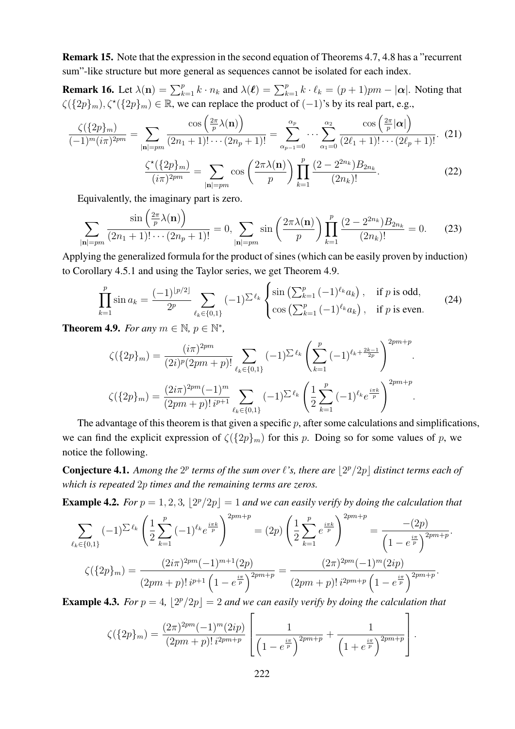**Remark 15.** Note that the expression in the second equation of Theorems 4.7, 4.8 has a "recurrent sum"-like structure but more general as sequences cannot be isolated for each index.

**Remark 16.** Let $\lambda(\mathbf{n}) = \sum_{k=1}^{p} k \cdot n_k$ and $\lambda(\boldsymbol{\ell}) = \sum_{k=1}^{p} k \cdot \ell_k = (p+1)pm - |\boldsymbol{\alpha}|$. Noting that $\zeta(\{2p\}_m), \zeta^\star(\{2p\}_m) \in \mathbb{R}$, we can replace the product of $(-1)$'s by its real part, e.g.,

$$\frac{\zeta(\{2p\}_m)}{(-1)^m (i\pi)^{2pm}} = \sum_{|\mathbf{n}|=pm} \frac{\cos\left(\frac{2\pi}{p}\lambda(\mathbf{n})\right)}{(2n_1+1)!\cdots(2n_p+1)!} = \sum_{\alpha_{p-1}=0}^{\alpha_p} \cdots \sum_{\alpha_1=0}^{\alpha_2} \frac{\cos\left(\frac{2\pi}{p}|\boldsymbol{\alpha}|\right)}{(2\ell_1+1)!\cdots(2\ell_p+1)!}. \tag{21}$$

$$\frac{\zeta^\star(\{2p\}_m)}{(i\pi)^{2pm}} = \sum_{|\mathbf{n}|=pm} \cos\left(\frac{2\pi\lambda(\mathbf{n})}{p}\right) \prod_{k=1}^{p} \frac{(2-2^{2n_k})B_{2n_k}}{(2n_k)!}. \tag{22}$$

Equivalently, the imaginary part is zero.

$$\sum_{|\mathbf{n}|=pm} \frac{\sin\left(\frac{2\pi}{p}\lambda(\mathbf{n})\right)}{(2n_1+1)!\cdots(2n_p+1)!} = 0, \sum_{|\mathbf{n}|=pm} \sin\left(\frac{2\pi\lambda(\mathbf{n})}{p}\right) \prod_{k=1}^{p} \frac{(2-2^{2n_k})B_{2n_k}}{(2n_k)!} = 0. \tag{23}$$

Applying the generalized formula for the product of sines (which can be easily proven by induction) to Corollary 4.5.1 and using the Taylor series, we get Theorem 4.9.

$$\prod_{k=1}^{p} \sin a_k = \frac{(-1)^{\lfloor p/2 \rfloor}}{2^p} \sum_{\ell_k \in \{0,1\}} (-1)^{\sum \ell_k} \begin{cases} \sin\left(\sum_{k=1}^{p} (-1)^{\ell_k} a_k\right), & \text{if } p \text{ is odd,} \\ \cos\left(\sum_{k=1}^{p} (-1)^{\ell_k} a_k\right), & \text{if } p \text{ is even.} \end{cases} \tag{24}$$

**Theorem 4.9.** *For any $m \in \mathbb{N}$, $p \in \mathbb{N}^*$,*

$$\zeta(\{2p\}_m) = \frac{(i\pi)^{2pm}}{(2i)^p (2pm+p)!} \sum_{\ell_k \in \{0,1\}} (-1)^{\sum \ell_k} \left( \sum_{k=1}^{p} (-1)^{\ell_k + \frac{2k-1}{2p}} \right)^{2pm+p}.$$

$$\zeta(\{2p\}_m) = \frac{(2i\pi)^{2pm}(-1)^m}{(2pm+p)!\, i^{p+1}} \sum_{\ell_k \in \{0,1\}} (-1)^{\sum \ell_k} \left( \frac{1}{2} \sum_{k=1}^{p} (-1)^{\ell_k} e^{\frac{i\pi k}{p}} \right)^{2pm+p}.$$

The advantage of this theorem is that given a specific $p$, after some calculations and simplifications, we can find the explicit expression of $\zeta(\{2p\}_m)$ for this $p$. Doing so for some values of $p$, we notice the following.

**Conjecture 4.1.** *Among the $2^p$ terms of the sum over $\ell$'s, there are $\lfloor 2^p/2p \rfloor$ distinct terms each of which is repeated $2p$ times and the remaining terms are zeros.*

**Example 4.2.** *For $p = 1, 2, 3$, $\lfloor 2^p/2p \rfloor = 1$ and we can easily verify by doing the calculation that*

$$\sum_{\ell_k \in \{0,1\}} (-1)^{\sum \ell_k} \left( \frac{1}{2} \sum_{k=1}^{p} (-1)^{\ell_k} e^{\frac{i\pi k}{p}} \right)^{2pm+p} = (2p) \left( \frac{1}{2} \sum_{k=1}^{p} e^{\frac{i\pi k}{p}} \right)^{2pm+p} = \frac{-(2p)}{\left(1 - e^{\frac{i\pi}{p}}\right)^{2pm+p}}.$$

$$\zeta(\{2p\}_m) = \frac{(2i\pi)^{2pm}(-1)^{m+1}(2p)}{(2pm+p)!\, i^{p+1} \left(1 - e^{\frac{i\pi}{p}}\right)^{2pm+p}} = \frac{(2\pi)^{2pm}(-1)^m (2ip)}{(2pm+p)!\, i^{2pm+p} \left(1 - e^{\frac{i\pi}{p}}\right)^{2pm+p}}.$$

**Example 4.3.** *For $p = 4$, $\lfloor 2^p/2p \rfloor = 2$ and we can easily verify by doing the calculation that*

$$\zeta(\{2p\}_m) = \frac{(2\pi)^{2pm}(-1)^m (2ip)}{(2pm+p)!\, i^{2pm+p}} \left[ \frac{1}{\left(1 - e^{\frac{i\pi}{p}}\right)^{2pm+p}} + \frac{1}{\left(1 + e^{\frac{i\pi}{p}}\right)^{2pm+p}} \right].$$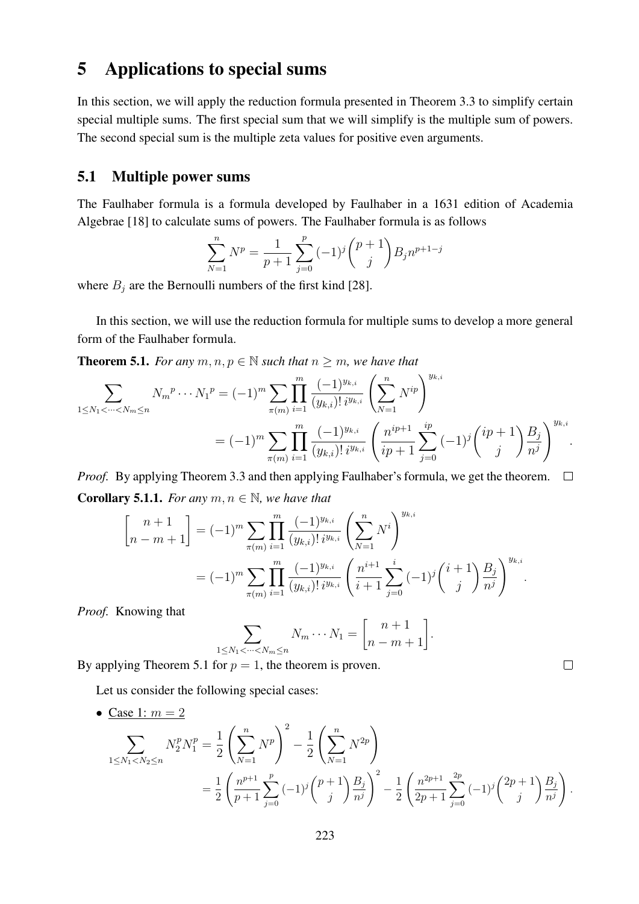# 5 Applications to special sums

In this section, we will apply the reduction formula presented in Theorem 3.3 to simplify certain special multiple sums. The first special sum that we will simplify is the multiple sum of powers. The second special sum is the multiple zeta values for positive even arguments.

## 5.1 Multiple power sums

The Faulhaber formula is a formula developed by Faulhaber in a 1631 edition of Academia Algebrae [18] to calculate sums of powers. The Faulhaber formula is as follows

$$\sum_{N=1}^{n} N^p = \frac{1}{p+1}\sum_{j=0}^{p}(-1)^j\binom{p+1}{j}B_j n^{p+1-j}$$

where $B_j$ are the Bernoulli numbers of the first kind [28].

In this section, we will use the reduction formula for multiple sums to develop a more general form of the Faulhaber formula.

**Theorem 5.1.** *For any $m, n, p \in \mathbb{N}$ such that $n \geq m$, we have that*

$$\begin{aligned}\sum_{1\leq N_1<\cdots<N_m\leq n} {N_m}^p\cdots {N_1}^p &= (-1)^m\sum_{\pi(m)}\prod_{i=1}^{m}\frac{(-1)^{y_{k,i}}}{(y_{k,i})!\, i^{y_{k,i}}}\left(\sum_{N=1}^{n}N^{ip}\right)^{y_{k,i}}\\ &= (-1)^m\sum_{\pi(m)}\prod_{i=1}^{m}\frac{(-1)^{y_{k,i}}}{(y_{k,i})!\, i^{y_{k,i}}}\left(\frac{n^{ip+1}}{ip+1}\sum_{j=0}^{ip}(-1)^j\binom{ip+1}{j}\frac{B_j}{n^j}\right)^{y_{k,i}}.\end{aligned}$$

*Proof.* By applying Theorem 3.3 and then applying Faulhaber's formula, we get the theorem. $\square$

**Corollary 5.1.1.** *For any $m, n \in \mathbb{N}$, we have that*

$$\begin{aligned}\begin{bmatrix} n+1 \\ n-m+1\end{bmatrix} &= (-1)^m\sum_{\pi(m)}\prod_{i=1}^{m}\frac{(-1)^{y_{k,i}}}{(y_{k,i})!\, i^{y_{k,i}}}\left(\sum_{N=1}^{n}N^{i}\right)^{y_{k,i}}\\ &= (-1)^m\sum_{\pi(m)}\prod_{i=1}^{m}\frac{(-1)^{y_{k,i}}}{(y_{k,i})!\, i^{y_{k,i}}}\left(\frac{n^{i+1}}{i+1}\sum_{j=0}^{i}(-1)^j\binom{i+1}{j}\frac{B_j}{n^j}\right)^{y_{k,i}}.\end{aligned}$$

*Proof.* Knowing that

$$\sum_{1\leq N_1<\cdots<N_m\leq n} N_m\cdots N_1 = \begin{bmatrix} n+1 \\ n-m+1\end{bmatrix}.$$

By applying Theorem 5.1 for $p = 1$, the theorem is proven. $\square$

Let us consider the following special cases:

- Case 1: $m = 2$

$$\begin{aligned}\sum_{1\leq N_1<N_2\leq n} N_2^p N_1^p &= \frac{1}{2}\left(\sum_{N=1}^{n}N^p\right)^2 - \frac{1}{2}\left(\sum_{N=1}^{n}N^{2p}\right)\\ &= \frac{1}{2}\left(\frac{n^{p+1}}{p+1}\sum_{j=0}^{p}(-1)^j\binom{p+1}{j}\frac{B_j}{n^j}\right)^2 - \frac{1}{2}\left(\frac{n^{2p+1}}{2p+1}\sum_{j=0}^{2p}(-1)^j\binom{2p+1}{j}\frac{B_j}{n^j}\right).\end{aligned}$$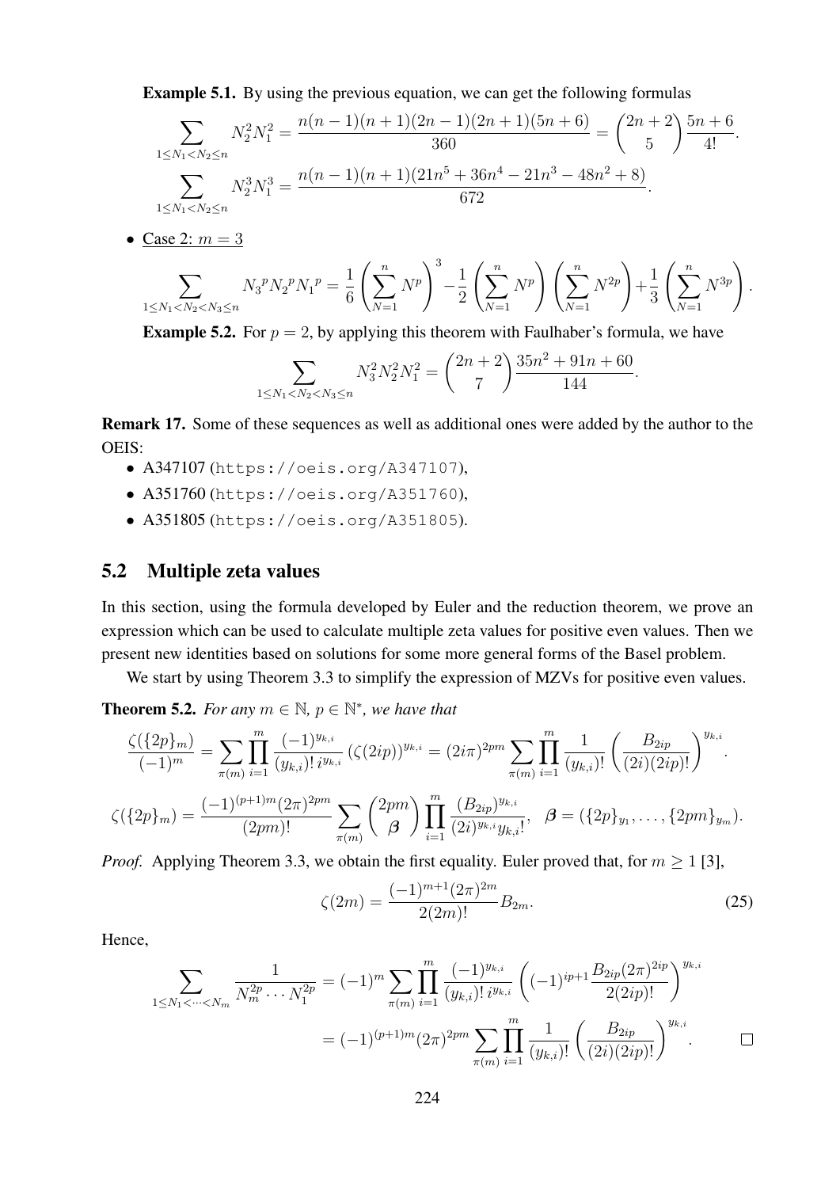**Example 5.1.** By using the previous equation, we can get the following formulas

$$\sum_{1\le N_1<N_2\le n} N_2^2 N_1^2 = \frac{n(n-1)(n+1)(2n-1)(2n+1)(5n+6)}{360} = \binom{2n+2}{5}\frac{5n+6}{4!}.$$

$$\sum_{1\le N_1<N_2\le n} N_2^3 N_1^3 = \frac{n(n-1)(n+1)(21n^5+36n^4-21n^3-48n^2+8)}{672}.$$

- Case 2: $m=3$

$$\sum_{1\le N_1<N_2<N_3\le n} {N_3}^p {N_2}^p {N_1}^p = \frac{1}{6}\left(\sum_{N=1}^{n} N^p\right)^3 - \frac{1}{2}\left(\sum_{N=1}^{n} N^p\right)\left(\sum_{N=1}^{n} N^{2p}\right) + \frac{1}{3}\left(\sum_{N=1}^{n} N^{3p}\right).$$

**Example 5.2.** For $p=2$, by applying this theorem with Faulhaber's formula, we have

$$\sum_{1\le N_1<N_2<N_3\le n} N_3^2 N_2^2 N_1^2 = \binom{2n+2}{7}\frac{35n^2+91n+60}{144}.$$

**Remark 17.** Some of these sequences as well as additional ones were added by the author to the OEIS:

- A347107 (https://oeis.org/A347107),
- A351760 (https://oeis.org/A351760),
- A351805 (https://oeis.org/A351805).

## 5.2 Multiple zeta values

In this section, using the formula developed by Euler and the reduction theorem, we prove an expression which can be used to calculate multiple zeta values for positive even values. Then we present new identities based on solutions for some more general forms of the Basel problem.

We start by using Theorem 3.3 to simplify the expression of MZVs for positive even values.

**Theorem 5.2.** *For any $m\in\mathbb{N}$, $p\in\mathbb{N}^*$, we have that*

$$\frac{\zeta(\{2p\}_m)}{(-1)^m} = \sum_{\pi(m)}\prod_{i=1}^{m}\frac{(-1)^{y_{k,i}}}{(y_{k,i})!\, i^{y_{k,i}}}\left(\zeta(2ip)\right)^{y_{k,i}} = (2i\pi)^{2pm}\sum_{\pi(m)}\prod_{i=1}^{m}\frac{1}{(y_{k,i})!}\left(\frac{B_{2ip}}{(2i)(2ip)!}\right)^{y_{k,i}}.$$

$$\zeta(\{2p\}_m) = \frac{(-1)^{(p+1)m}(2\pi)^{2pm}}{(2pm)!}\sum_{\pi(m)}\binom{2pm}{\boldsymbol{\beta}}\prod_{i=1}^{m}\frac{(B_{2ip})^{y_{k,i}}}{(2i)^{y_{k,i}} y_{k,i}!},\quad \boldsymbol{\beta} = (\{2p\}_{y_1},\ldots,\{2pm\}_{y_m}).$$

*Proof.* Applying Theorem 3.3, we obtain the first equality. Euler proved that, for $m\ge 1$ [3],

$$\zeta(2m) = \frac{(-1)^{m+1}(2\pi)^{2m}}{2(2m)!}B_{2m}. \tag{25}$$

Hence,

$$\begin{aligned}\sum_{1\le N_1<\cdots<N_m}\frac{1}{N_m^{2p}\cdots N_1^{2p}} &= (-1)^m\sum_{\pi(m)}\prod_{i=1}^{m}\frac{(-1)^{y_{k,i}}}{(y_{k,i})!\, i^{y_{k,i}}}\left((-1)^{ip+1}\frac{B_{2ip}(2\pi)^{2ip}}{2(2ip)!}\right)^{y_{k,i}}\\ &= (-1)^{(p+1)m}(2\pi)^{2pm}\sum_{\pi(m)}\prod_{i=1}^{m}\frac{1}{(y_{k,i})!}\left(\frac{B_{2ip}}{(2i)(2ip)!}\right)^{y_{k,i}}.\end{aligned}$$

$\square$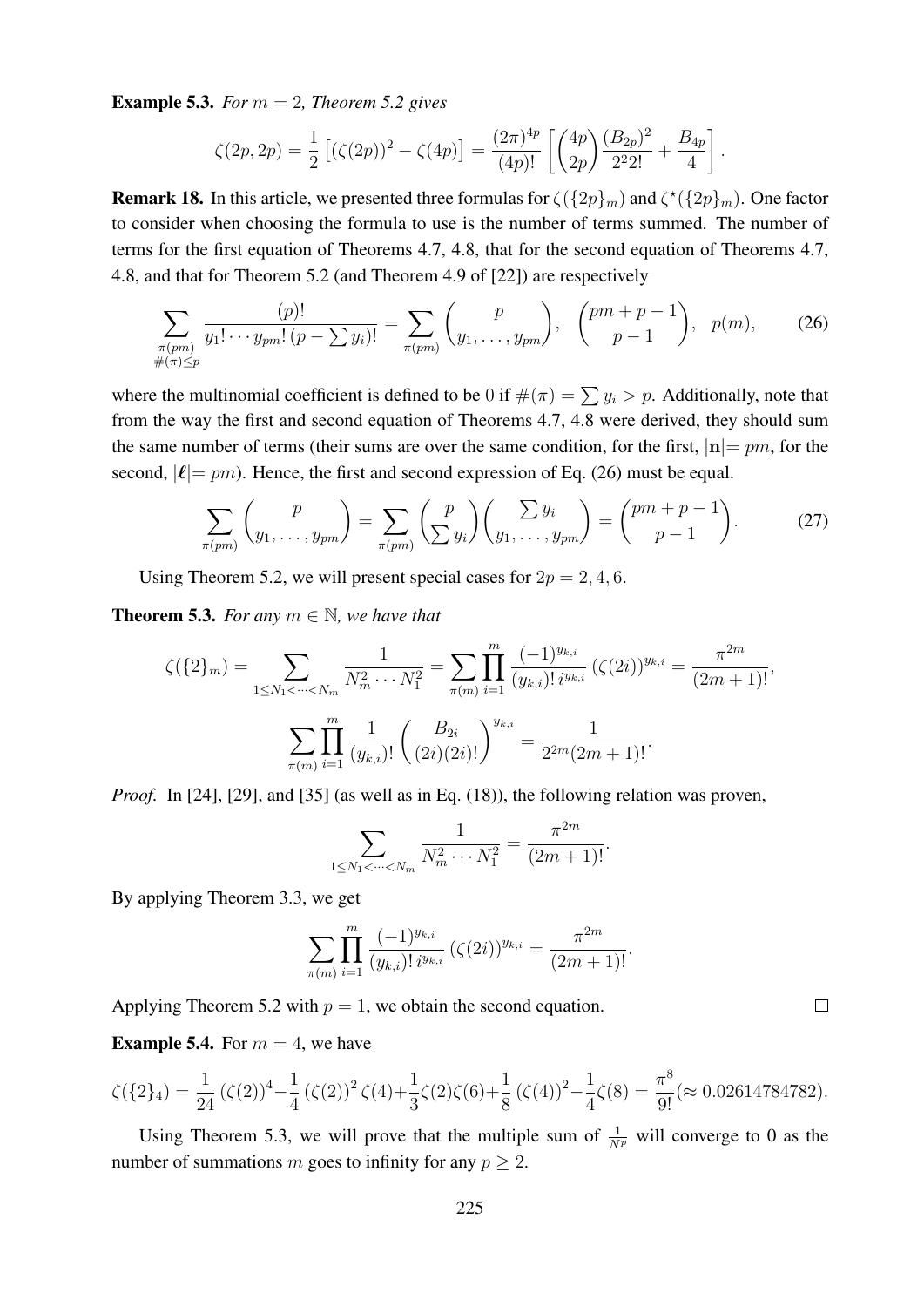**Example 5.3.** *For $m = 2$, Theorem 5.2 gives*

$$\zeta(2p, 2p) = \frac{1}{2}\left[(\zeta(2p))^2 - \zeta(4p)\right] = \frac{(2\pi)^{4p}}{(4p)!}\left[\binom{4p}{2p}\frac{(B_{2p})^2}{2^2 2!} + \frac{B_{4p}}{4}\right].$$

**Remark 18.** In this article, we presented three formulas for $\zeta(\{2p\}_m)$ and $\zeta^\star(\{2p\}_m)$. One factor to consider when choosing the formula to use is the number of terms summed. The number of terms for the first equation of Theorems 4.7, 4.8, that for the second equation of Theorems 4.7, 4.8, and that for Theorem 5.2 (and Theorem 4.9 of [22]) are respectively

$$\sum_{\substack{\pi(pm)\\ \#(\pi)\le p}} \frac{(p)!}{y_1! \cdots y_{pm}!\,(p - \sum y_i)!} = \sum_{\pi(pm)} \binom{p}{y_1, \ldots, y_{pm}}, \quad \binom{pm + p - 1}{p - 1}, \quad p(m), \tag{26}$$

where the multinomial coefficient is defined to be 0 if $\#(\pi) = \sum y_i > p$. Additionally, note that from the way the first and second equation of Theorems 4.7, 4.8 were derived, they should sum the same number of terms (their sums are over the same condition, for the first, $|\mathbf{n}| = pm$, for the second, $|\boldsymbol{\ell}| = pm$). Hence, the first and second expression of Eq. (26) must be equal.

$$\sum_{\pi(pm)} \binom{p}{y_1, \ldots, y_{pm}} = \sum_{\pi(pm)} \binom{p}{\sum y_i}\binom{\sum y_i}{y_1, \ldots, y_{pm}} = \binom{pm + p - 1}{p - 1}. \tag{27}$$

Using Theorem 5.2, we will present special cases for $2p = 2, 4, 6$.

**Theorem 5.3.** *For any $m \in \mathbb{N}$, we have that*

$$\zeta(\{2\}_m) = \sum_{1 \le N_1 < \cdots < N_m} \frac{1}{N_m^2 \cdots N_1^2} = \sum_{\pi(m)} \prod_{i=1}^{m} \frac{(-1)^{y_{k,i}}}{(y_{k,i})!\, i^{y_{k,i}}} (\zeta(2i))^{y_{k,i}} = \frac{\pi^{2m}}{(2m+1)!},$$

$$\sum_{\pi(m)} \prod_{i=1}^{m} \frac{1}{(y_{k,i})!} \left(\frac{B_{2i}}{(2i)(2i)!}\right)^{y_{k,i}} = \frac{1}{2^{2m}(2m+1)!}.$$

*Proof.* In [24], [29], and [35] (as well as in Eq. (18)), the following relation was proven,

$$\sum_{1 \le N_1 < \cdots < N_m} \frac{1}{N_m^2 \cdots N_1^2} = \frac{\pi^{2m}}{(2m+1)!}.$$

By applying Theorem 3.3, we get

$$\sum_{\pi(m)} \prod_{i=1}^{m} \frac{(-1)^{y_{k,i}}}{(y_{k,i})!\, i^{y_{k,i}}} (\zeta(2i))^{y_{k,i}} = \frac{\pi^{2m}}{(2m+1)!}.$$

Applying Theorem 5.2 with $p = 1$, we obtain the second equation. □

**Example 5.4.** For $m = 4$, we have

$$\zeta(\{2\}_4) = \frac{1}{24}(\zeta(2))^4 - \frac{1}{4}(\zeta(2))^2\zeta(4) + \frac{1}{3}\zeta(2)\zeta(6) + \frac{1}{8}(\zeta(4))^2 - \frac{1}{4}\zeta(8) = \frac{\pi^8}{9!} (\approx 0.02614784782).$$

Using Theorem 5.3, we will prove that the multiple sum of $\frac{1}{N^p}$ will converge to 0 as the number of summations $m$ goes to infinity for any $p \ge 2$.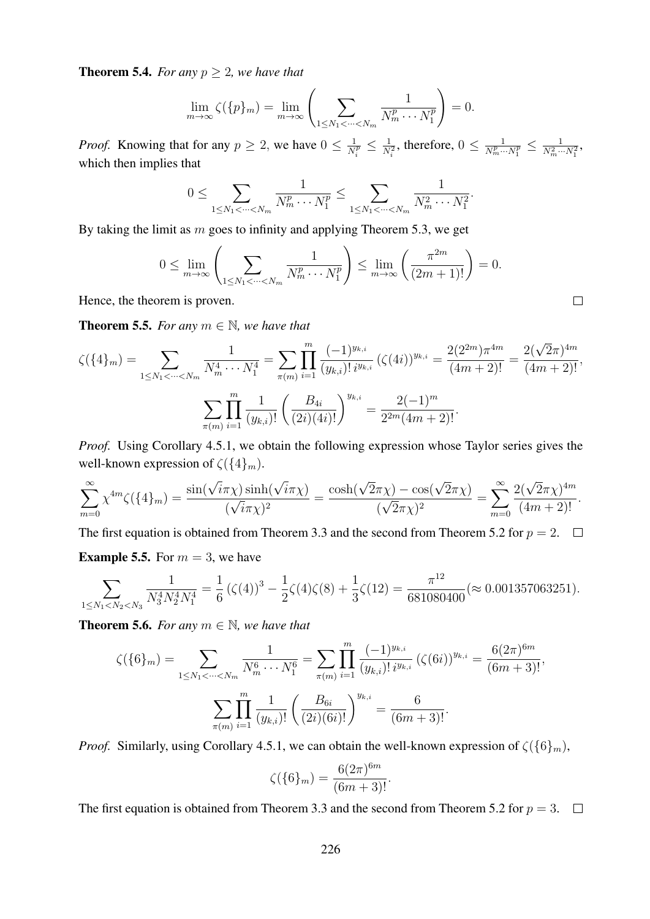**Theorem 5.4.** *For any $p \geq 2$, we have that*

$$\lim_{m\to\infty} \zeta(\{p\}_m) = \lim_{m\to\infty} \left( \sum_{1\leq N_1 < \cdots < N_m} \frac{1}{N_m^p \cdots N_1^p} \right) = 0.$$

*Proof.* Knowing that for any $p \geq 2$, we have $0 \leq \frac{1}{N_i^p} \leq \frac{1}{N_i^2}$, therefore, $0 \leq \frac{1}{N_m^p \cdots N_1^p} \leq \frac{1}{N_m^2 \cdots N_1^2}$, which then implies that

$$0 \leq \sum_{1\leq N_1 < \cdots < N_m} \frac{1}{N_m^p \cdots N_1^p} \leq \sum_{1\leq N_1 < \cdots < N_m} \frac{1}{N_m^2 \cdots N_1^2}.$$

By taking the limit as $m$ goes to infinity and applying Theorem 5.3, we get

$$0 \leq \lim_{m\to\infty} \left( \sum_{1\leq N_1 < \cdots < N_m} \frac{1}{N_m^p \cdots N_1^p} \right) \leq \lim_{m\to\infty} \left( \frac{\pi^{2m}}{(2m+1)!} \right) = 0.$$

Hence, the theorem is proven. $\square$

**Theorem 5.5.** *For any $m \in \mathbb{N}$, we have that*

$$\zeta(\{4\}_m) = \sum_{1\leq N_1 < \cdots < N_m} \frac{1}{N_m^4 \cdots N_1^4} = \sum_{\pi(m)} \prod_{i=1}^{m} \frac{(-1)^{y_{k,i}}}{(y_{k,i})!\, i^{y_{k,i}}} \left(\zeta(4i)\right)^{y_{k,i}} = \frac{2(2^{2m})\pi^{4m}}{(4m+2)!} = \frac{2(\sqrt{2}\pi)^{4m}}{(4m+2)!},$$

$$\sum_{\pi(m)} \prod_{i=1}^{m} \frac{1}{(y_{k,i})!} \left( \frac{B_{4i}}{(2i)(4i)!} \right)^{y_{k,i}} = \frac{2(-1)^m}{2^{2m}(4m+2)!}.$$

*Proof.* Using Corollary 4.5.1, we obtain the following expression whose Taylor series gives the well-known expression of $\zeta(\{4\}_m)$.

$$\sum_{m=0}^{\infty} \chi^{4m} \zeta(\{4\}_m) = \frac{\sin(\sqrt{i}\pi\chi)\sinh(\sqrt{i}\pi\chi)}{(\sqrt{i}\pi\chi)^2} = \frac{\cosh(\sqrt{2}\pi\chi) - \cos(\sqrt{2}\pi\chi)}{(\sqrt{2}\pi\chi)^2} = \sum_{m=0}^{\infty} \frac{2(\sqrt{2}\pi\chi)^{4m}}{(4m+2)!}.$$

The first equation is obtained from Theorem 3.3 and the second from Theorem 5.2 for $p = 2$. $\square$

**Example 5.5.** For $m = 3$, we have

$$\sum_{1\leq N_1 < N_2 < N_3} \frac{1}{N_3^4 N_2^4 N_1^4} = \frac{1}{6}\left(\zeta(4)\right)^3 - \frac{1}{2}\zeta(4)\zeta(8) + \frac{1}{3}\zeta(12) = \frac{\pi^{12}}{681080400} (\approx 0.001357063251).$$

**Theorem 5.6.** *For any $m \in \mathbb{N}$, we have that*

$$\zeta(\{6\}_m) = \sum_{1\leq N_1 < \cdots < N_m} \frac{1}{N_m^6 \cdots N_1^6} = \sum_{\pi(m)} \prod_{i=1}^{m} \frac{(-1)^{y_{k,i}}}{(y_{k,i})!\, i^{y_{k,i}}} \left(\zeta(6i)\right)^{y_{k,i}} = \frac{6(2\pi)^{6m}}{(6m+3)!},$$

$$\sum_{\pi(m)} \prod_{i=1}^{m} \frac{1}{(y_{k,i})!} \left( \frac{B_{6i}}{(2i)(6i)!} \right)^{y_{k,i}} = \frac{6}{(6m+3)!}.$$

*Proof.* Similarly, using Corollary 4.5.1, we can obtain the well-known expression of $\zeta(\{6\}_m)$,

$$\zeta(\{6\}_m) = \frac{6(2\pi)^{6m}}{(6m+3)!}.$$

The first equation is obtained from Theorem 3.3 and the second from Theorem 5.2 for $p = 3$. $\square$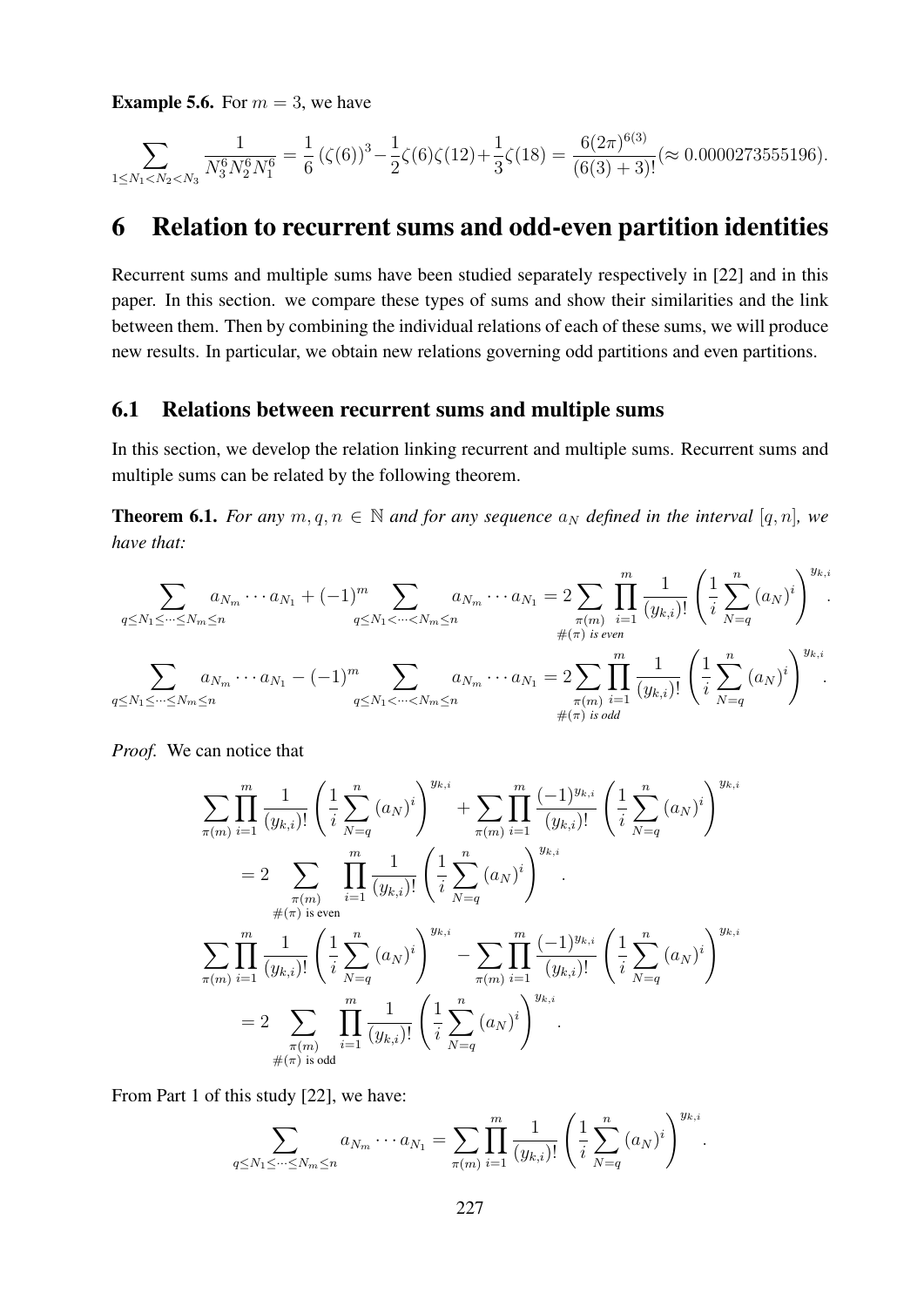**Example 5.6.** For $m = 3$, we have

$$\sum_{1\leq N_1<N_2<N_3} \frac{1}{N_3^6 N_2^6 N_1^6} = \frac{1}{6}\left(\zeta(6)\right)^3 - \frac{1}{2}\zeta(6)\zeta(12) + \frac{1}{3}\zeta(18) = \frac{6(2\pi)^{6(3)}}{(6(3)+3)!} (\approx 0.0000273555196).$$

# 6 Relation to recurrent sums and odd-even partition identities

Recurrent sums and multiple sums have been studied separately respectively in [22] and in this paper. In this section. we compare these types of sums and show their similarities and the link between them. Then by combining the individual relations of each of these sums, we will produce new results. In particular, we obtain new relations governing odd partitions and even partitions.

## 6.1 Relations between recurrent sums and multiple sums

In this section, we develop the relation linking recurrent and multiple sums. Recurrent sums and multiple sums can be related by the following theorem.

**Theorem 6.1.** *For any $m, q, n \in \mathbb{N}$ and for any sequence $a_N$ defined in the interval $[q, n]$, we have that:*

$$\sum_{q\leq N_1\leq\cdots\leq N_m\leq n} a_{N_m}\cdots a_{N_1} + (-1)^m \sum_{q\leq N_1<\cdots<N_m\leq n} a_{N_m}\cdots a_{N_1} = 2\sum_{\substack{\pi(m) \\ \#(\pi) \text{ is even}}} \prod_{i=1}^{m} \frac{1}{(y_{k,i})!}\left(\frac{1}{i}\sum_{N=q}^{n}(a_N)^i\right)^{y_{k,i}}.$$

$$\sum_{q\leq N_1\leq\cdots\leq N_m\leq n} a_{N_m}\cdots a_{N_1} - (-1)^m \sum_{q\leq N_1<\cdots<N_m\leq n} a_{N_m}\cdots a_{N_1} = 2\sum_{\substack{\pi(m) \\ \#(\pi) \text{ is odd}}} \prod_{i=1}^{m} \frac{1}{(y_{k,i})!}\left(\frac{1}{i}\sum_{N=q}^{n}(a_N)^i\right)^{y_{k,i}}.$$

*Proof.* We can notice that

$$\begin{aligned}
&\sum_{\pi(m)} \prod_{i=1}^{m} \frac{1}{(y_{k,i})!}\left(\frac{1}{i}\sum_{N=q}^{n}(a_N)^i\right)^{y_{k,i}} + \sum_{\pi(m)} \prod_{i=1}^{m} \frac{(-1)^{y_{k,i}}}{(y_{k,i})!}\left(\frac{1}{i}\sum_{N=q}^{n}(a_N)^i\right)^{y_{k,i}} \\
&\qquad = 2\sum_{\substack{\pi(m) \\ \#(\pi) \text{ is even}}} \prod_{i=1}^{m} \frac{1}{(y_{k,i})!}\left(\frac{1}{i}\sum_{N=q}^{n}(a_N)^i\right)^{y_{k,i}}. \\
&\sum_{\pi(m)} \prod_{i=1}^{m} \frac{1}{(y_{k,i})!}\left(\frac{1}{i}\sum_{N=q}^{n}(a_N)^i\right)^{y_{k,i}} - \sum_{\pi(m)} \prod_{i=1}^{m} \frac{(-1)^{y_{k,i}}}{(y_{k,i})!}\left(\frac{1}{i}\sum_{N=q}^{n}(a_N)^i\right)^{y_{k,i}} \\
&\qquad = 2\sum_{\substack{\pi(m) \\ \#(\pi) \text{ is odd}}} \prod_{i=1}^{m} \frac{1}{(y_{k,i})!}\left(\frac{1}{i}\sum_{N=q}^{n}(a_N)^i\right)^{y_{k,i}}.
\end{aligned}$$

From Part 1 of this study [22], we have:

$$\sum_{q\leq N_1\leq\cdots\leq N_m\leq n} a_{N_m}\cdots a_{N_1} = \sum_{\pi(m)} \prod_{i=1}^{m} \frac{1}{(y_{k,i})!}\left(\frac{1}{i}\sum_{N=q}^{n}(a_N)^i\right)^{y_{k,i}}.$$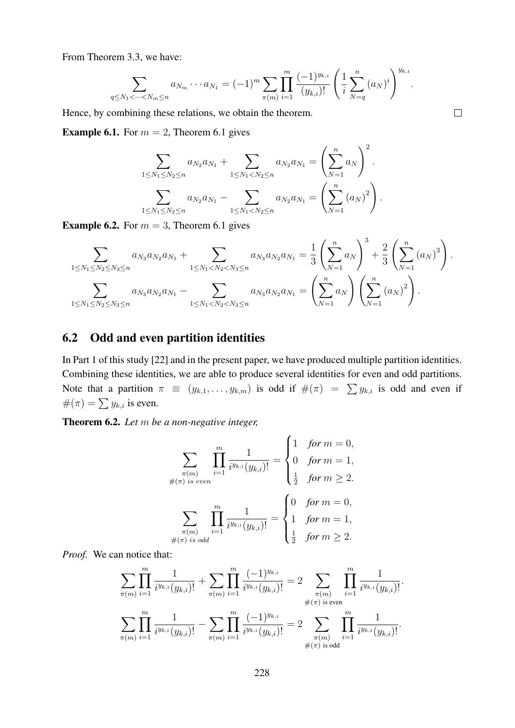From Theorem 3.3, we have:

$$\sum_{q\leq N_1<\cdots<N_m\leq n} a_{N_m}\cdots a_{N_1} = (-1)^m \sum_{\pi(m)} \prod_{i=1}^{m} \frac{(-1)^{y_{k,i}}}{(y_{k,i})!}\left(\frac{1}{i}\sum_{N=q}^{n}(a_N)^i\right)^{y_{k,i}}.$$

Hence, by combining these relations, we obtain the theorem. □

**Example 6.1.** For $m = 2$, Theorem 6.1 gives

$$\sum_{1\leq N_1\leq N_2\leq n} a_{N_2}a_{N_1} + \sum_{1\leq N_1<N_2\leq n} a_{N_2}a_{N_1} = \left(\sum_{N=1}^{n} a_N\right)^2.$$

$$\sum_{1\leq N_1\leq N_2\leq n} a_{N_2}a_{N_1} - \sum_{1\leq N_1<N_2\leq n} a_{N_2}a_{N_1} = \left(\sum_{N=1}^{n} (a_N)^2\right).$$

**Example 6.2.** For $m = 3$, Theorem 6.1 gives

$$\sum_{1\leq N_1\leq N_2\leq N_3\leq n} a_{N_3}a_{N_2}a_{N_1} + \sum_{1\leq N_1<N_2<N_3\leq n} a_{N_3}a_{N_2}a_{N_1} = \frac{1}{3}\left(\sum_{N=1}^{n} a_N\right)^3 + \frac{2}{3}\left(\sum_{N=1}^{n} (a_N)^3\right).$$

$$\sum_{1\leq N_1\leq N_2\leq N_3\leq n} a_{N_3}a_{N_2}a_{N_1} - \sum_{1\leq N_1<N_2<N_3\leq n} a_{N_3}a_{N_2}a_{N_1} = \left(\sum_{N=1}^{n} a_N\right)\left(\sum_{N=1}^{n} (a_N)^2\right).$$

## 6.2 Odd and even partition identities

In Part 1 of this study [22] and in the present paper, we have produced multiple partition identities. Combining these identities, we are able to produce several identities for even and odd partitions. Note that a partition $\pi \equiv (y_{k,1}, \ldots, y_{k,m})$ is odd if $\#(\pi) = \sum y_{k,i}$ is odd and even if $\#(\pi) = \sum y_{k,i}$ is even.

**Theorem 6.2.** *Let $m$ be a non-negative integer,*

$$\sum_{\substack{\pi(m)\\ \#(\pi)\text{ is even}}} \prod_{i=1}^{m} \frac{1}{i^{y_{k,i}}(y_{k,i})!} = \begin{cases} 1 & \text{for } m = 0,\\ 0 & \text{for } m = 1,\\ \frac{1}{2} & \text{for } m \geq 2.\end{cases}$$

$$\sum_{\substack{\pi(m)\\ \#(\pi)\text{ is odd}}} \prod_{i=1}^{m} \frac{1}{i^{y_{k,i}}(y_{k,i})!} = \begin{cases} 0 & \text{for } m = 0,\\ 1 & \text{for } m = 1,\\ \frac{1}{2} & \text{for } m \geq 2.\end{cases}$$

*Proof.* We can notice that:

$$\sum_{\pi(m)} \prod_{i=1}^{m} \frac{1}{i^{y_{k,i}}(y_{k,i})!} + \sum_{\pi(m)} \prod_{i=1}^{m} \frac{(-1)^{y_{k,i}}}{i^{y_{k,i}}(y_{k,i})!} = 2 \sum_{\substack{\pi(m)\\ \#(\pi)\text{ is even}}} \prod_{i=1}^{m} \frac{1}{i^{y_{k,i}}(y_{k,i})!}.$$

$$\sum_{\pi(m)} \prod_{i=1}^{m} \frac{1}{i^{y_{k,i}}(y_{k,i})!} - \sum_{\pi(m)} \prod_{i=1}^{m} \frac{(-1)^{y_{k,i}}}{i^{y_{k,i}}(y_{k,i})!} = 2 \sum_{\substack{\pi(m)\\ \#(\pi)\text{ is odd}}} \prod_{i=1}^{m} \frac{1}{i^{y_{k,i}}(y_{k,i})!}.$$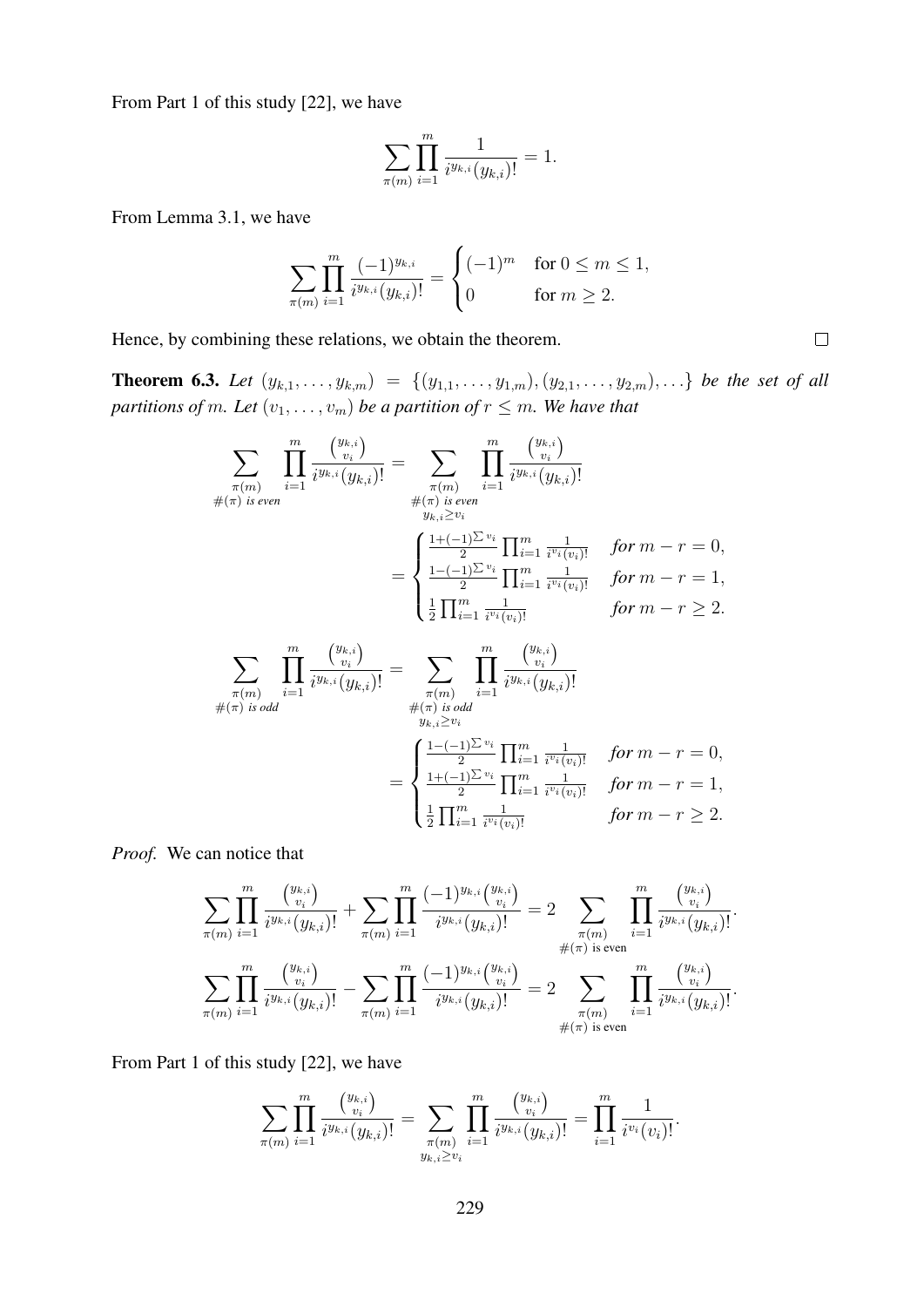From Part 1 of this study [22], we have

$$\sum_{\pi(m)} \prod_{i=1}^{m} \frac{1}{i^{y_{k,i}}(y_{k,i})!} = 1.$$

From Lemma 3.1, we have

$$\sum_{\pi(m)} \prod_{i=1}^{m} \frac{(-1)^{y_{k,i}}}{i^{y_{k,i}}(y_{k,i})!} = \begin{cases} (-1)^m & \text{for } 0 \leq m \leq 1, \\ 0 & \text{for } m \geq 2. \end{cases}$$

Hence, by combining these relations, we obtain the theorem. $\square$

**Theorem 6.3.** *Let $(y_{k,1}, \ldots, y_{k,m}) = \{(y_{1,1}, \ldots, y_{1,m}), (y_{2,1}, \ldots, y_{2,m}), \ldots\}$ be the set of all partitions of $m$. Let $(v_1, \ldots, v_m)$ be a partition of $r \leq m$. We have that*

$$\sum_{\substack{\pi(m) \\ \#(\pi) \text{ is even}}} \prod_{i=1}^{m} \frac{\binom{y_{k,i}}{v_i}}{i^{y_{k,i}}(y_{k,i})!} = \sum_{\substack{\pi(m) \\ \#(\pi) \text{ is even} \\ y_{k,i} \geq v_i}} \prod_{i=1}^{m} \frac{\binom{y_{k,i}}{v_i}}{i^{y_{k,i}}(y_{k,i})!}$$

$$= \begin{cases} \frac{1+(-1)^{\sum v_i}}{2} \prod_{i=1}^{m} \frac{1}{i^{v_i}(v_i)!} & \text{for } m-r=0, \\ \frac{1-(-1)^{\sum v_i}}{2} \prod_{i=1}^{m} \frac{1}{i^{v_i}(v_i)!} & \text{for } m-r=1, \\ \frac{1}{2} \prod_{i=1}^{m} \frac{1}{i^{v_i}(v_i)!} & \text{for } m-r \geq 2. \end{cases}$$

$$\sum_{\substack{\pi(m) \\ \#(\pi) \text{ is odd}}} \prod_{i=1}^{m} \frac{\binom{y_{k,i}}{v_i}}{i^{y_{k,i}}(y_{k,i})!} = \sum_{\substack{\pi(m) \\ \#(\pi) \text{ is odd} \\ y_{k,i} \geq v_i}} \prod_{i=1}^{m} \frac{\binom{y_{k,i}}{v_i}}{i^{y_{k,i}}(y_{k,i})!}$$

$$= \begin{cases} \frac{1-(-1)^{\sum v_i}}{2} \prod_{i=1}^{m} \frac{1}{i^{v_i}(v_i)!} & \text{for } m-r=0, \\ \frac{1+(-1)^{\sum v_i}}{2} \prod_{i=1}^{m} \frac{1}{i^{v_i}(v_i)!} & \text{for } m-r=1, \\ \frac{1}{2} \prod_{i=1}^{m} \frac{1}{i^{v_i}(v_i)!} & \text{for } m-r \geq 2. \end{cases}$$

*Proof.* We can notice that

$$\sum_{\pi(m)} \prod_{i=1}^{m} \frac{\binom{y_{k,i}}{v_i}}{i^{y_{k,i}}(y_{k,i})!} + \sum_{\pi(m)} \prod_{i=1}^{m} \frac{(-1)^{y_{k,i}}\binom{y_{k,i}}{v_i}}{i^{y_{k,i}}(y_{k,i})!} = 2 \sum_{\substack{\pi(m) \\ \#(\pi) \text{ is even}}} \prod_{i=1}^{m} \frac{\binom{y_{k,i}}{v_i}}{i^{y_{k,i}}(y_{k,i})!}.$$

$$\sum_{\pi(m)} \prod_{i=1}^{m} \frac{\binom{y_{k,i}}{v_i}}{i^{y_{k,i}}(y_{k,i})!} - \sum_{\pi(m)} \prod_{i=1}^{m} \frac{(-1)^{y_{k,i}}\binom{y_{k,i}}{v_i}}{i^{y_{k,i}}(y_{k,i})!} = 2 \sum_{\substack{\pi(m) \\ \#(\pi) \text{ is even}}} \prod_{i=1}^{m} \frac{\binom{y_{k,i}}{v_i}}{i^{y_{k,i}}(y_{k,i})!}.$$

From Part 1 of this study [22], we have

$$\sum_{\pi(m)} \prod_{i=1}^{m} \frac{\binom{y_{k,i}}{v_i}}{i^{y_{k,i}}(y_{k,i})!} = \sum_{\substack{\pi(m) \\ y_{k,i} \geq v_i}} \prod_{i=1}^{m} \frac{\binom{y_{k,i}}{v_i}}{i^{y_{k,i}}(y_{k,i})!} = \prod_{i=1}^{m} \frac{1}{i^{v_i}(v_i)!}.$$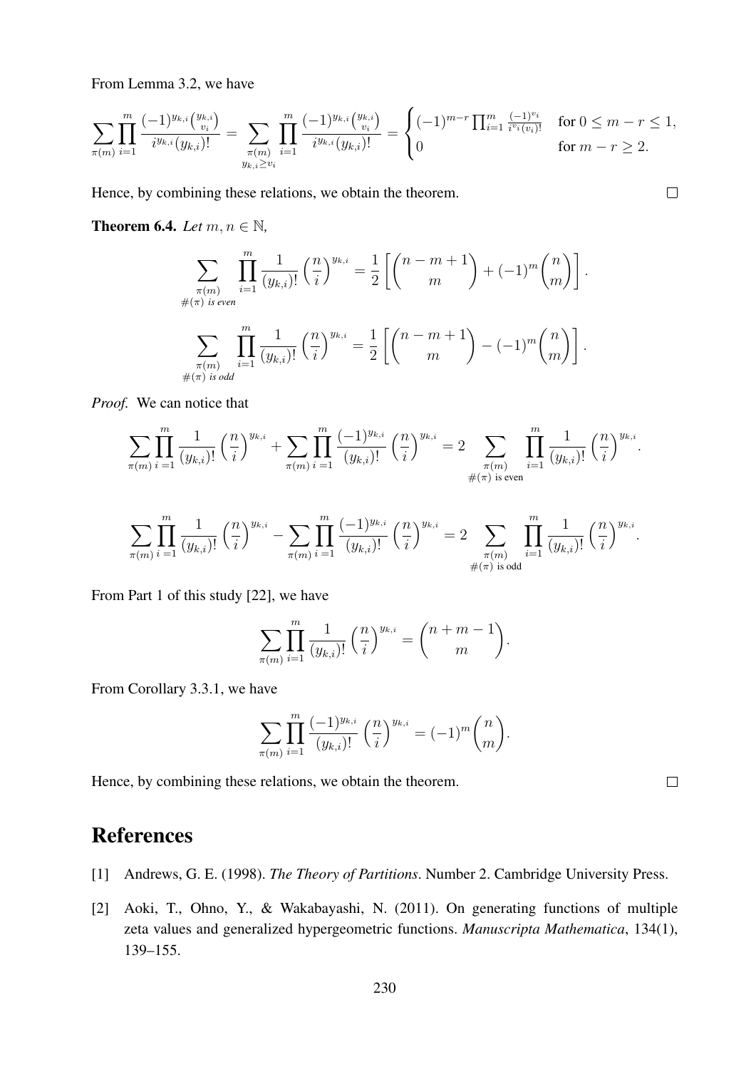From Lemma 3.2, we have

$$\sum_{\pi(m)} \prod_{i=1}^{m} \frac{(-1)^{y_{k,i}}\binom{y_{k,i}}{v_i}}{i^{y_{k,i}}(y_{k,i})!} = \sum_{\substack{\pi(m)\\ y_{k,i}\geq v_i}} \prod_{i=1}^{m} \frac{(-1)^{y_{k,i}}\binom{y_{k,i}}{v_i}}{i^{y_{k,i}}(y_{k,i})!} = \begin{cases} (-1)^{m-r}\prod_{i=1}^{m}\frac{(-1)^{v_i}}{i^{v_i}(v_i)!} & \text{for } 0\leq m-r\leq 1, \\ 0 & \text{for } m-r\geq 2. \end{cases}$$

Hence, by combining these relations, we obtain the theorem. □

**Theorem 6.4.** *Let* $m, n \in \mathbb{N}$*,*

$$\sum_{\substack{\pi(m)\\ \#(\pi) \text{ is even}}} \prod_{i=1}^{m} \frac{1}{(y_{k,i})!}\left(\frac{n}{i}\right)^{y_{k,i}} = \frac{1}{2}\left[\binom{n-m+1}{m} + (-1)^m\binom{n}{m}\right].$$

$$\sum_{\substack{\pi(m)\\ \#(\pi) \text{ is odd}}} \prod_{i=1}^{m} \frac{1}{(y_{k,i})!}\left(\frac{n}{i}\right)^{y_{k,i}} = \frac{1}{2}\left[\binom{n-m+1}{m} - (-1)^m\binom{n}{m}\right].$$

*Proof.* We can notice that

$$\sum_{\pi(m)} \prod_{i=1}^{m} \frac{1}{(y_{k,i})!}\left(\frac{n}{i}\right)^{y_{k,i}} + \sum_{\pi(m)} \prod_{i=1}^{m} \frac{(-1)^{y_{k,i}}}{(y_{k,i})!}\left(\frac{n}{i}\right)^{y_{k,i}} = 2 \sum_{\substack{\pi(m)\\ \#(\pi) \text{ is even}}} \prod_{i=1}^{m} \frac{1}{(y_{k,i})!}\left(\frac{n}{i}\right)^{y_{k,i}}.$$

$$\sum_{\pi(m)} \prod_{i=1}^{m} \frac{1}{(y_{k,i})!}\left(\frac{n}{i}\right)^{y_{k,i}} - \sum_{\pi(m)} \prod_{i=1}^{m} \frac{(-1)^{y_{k,i}}}{(y_{k,i})!}\left(\frac{n}{i}\right)^{y_{k,i}} = 2 \sum_{\substack{\pi(m)\\ \#(\pi) \text{ is odd}}} \prod_{i=1}^{m} \frac{1}{(y_{k,i})!}\left(\frac{n}{i}\right)^{y_{k,i}}.$$

From Part 1 of this study [22], we have

$$\sum_{\pi(m)} \prod_{i=1}^{m} \frac{1}{(y_{k,i})!}\left(\frac{n}{i}\right)^{y_{k,i}} = \binom{n+m-1}{m}.$$

From Corollary 3.3.1, we have

$$\sum_{\pi(m)} \prod_{i=1}^{m} \frac{(-1)^{y_{k,i}}}{(y_{k,i})!}\left(\frac{n}{i}\right)^{y_{k,i}} = (-1)^m\binom{n}{m}.$$

Hence, by combining these relations, we obtain the theorem. □

# References

[1] Andrews, G. E. (1998). *The Theory of Partitions*. Number 2. Cambridge University Press.

[2] Aoki, T., Ohno, Y., & Wakabayashi, N. (2011). On generating functions of multiple zeta values and generalized hypergeometric functions. *Manuscripta Mathematica*, 134(1), 139–155.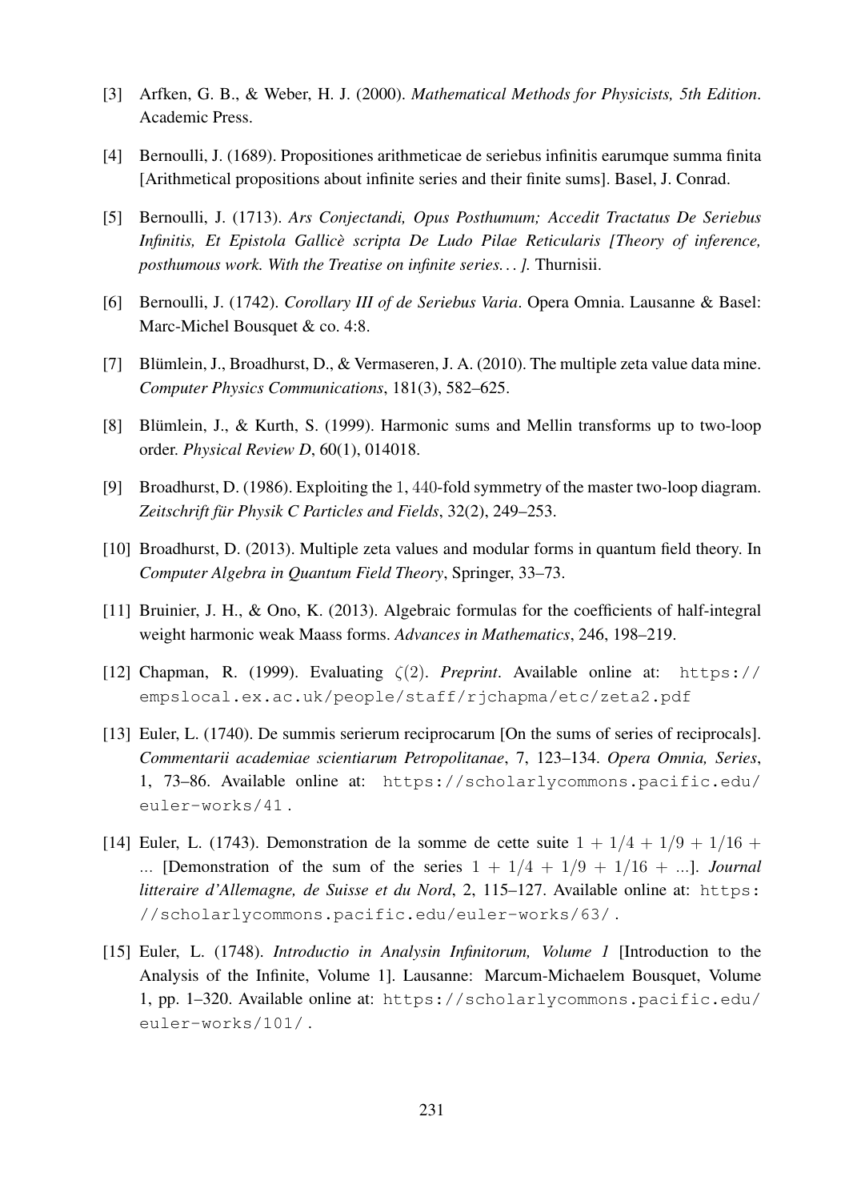[3] Arfken, G. B., & Weber, H. J. (2000). *Mathematical Methods for Physicists, 5th Edition*. Academic Press.

[4] Bernoulli, J. (1689). Propositiones arithmeticae de seriebus infinitis earumque summa finita [Arithmetical propositions about infinite series and their finite sums]. Basel, J. Conrad.

[5] Bernoulli, J. (1713). *Ars Conjectandi, Opus Posthumum; Accedit Tractatus De Seriebus Infinitis, Et Epistola Gallicè scripta De Ludo Pilae Reticularis [Theory of inference, posthumous work. With the Treatise on infinite series. . . ].* Thurnisii.

[6] Bernoulli, J. (1742). *Corollary III of de Seriebus Varia*. Opera Omnia. Lausanne & Basel: Marc-Michel Bousquet & co. 4:8.

[7] Blümlein, J., Broadhurst, D., & Vermaseren, J. A. (2010). The multiple zeta value data mine. *Computer Physics Communications*, 181(3), 582–625.

[8] Blümlein, J., & Kurth, S. (1999). Harmonic sums and Mellin transforms up to two-loop order. *Physical Review D*, 60(1), 014018.

[9] Broadhurst, D. (1986). Exploiting the $1,440$-fold symmetry of the master two-loop diagram. *Zeitschrift für Physik C Particles and Fields*, 32(2), 249–253.

[10] Broadhurst, D. (2013). Multiple zeta values and modular forms in quantum field theory. In *Computer Algebra in Quantum Field Theory*, Springer, 33–73.

[11] Bruinier, J. H., & Ono, K. (2013). Algebraic formulas for the coefficients of half-integral weight harmonic weak Maass forms. *Advances in Mathematics*, 246, 198–219.

[12] Chapman, R. (1999). Evaluating $\zeta(2)$. *Preprint*. Available online at: `https://empslocal.ex.ac.uk/people/staff/rjchapma/etc/zeta2.pdf`

[13] Euler, L. (1740). De summis serierum reciprocarum [On the sums of series of reciprocals]. *Commentarii academiae scientiarum Petropolitanae*, 7, 123–134. *Opera Omnia, Series*, 1, 73–86. Available online at: `https://scholarlycommons.pacific.edu/euler-works/41`.

[14] Euler, L. (1743). Demonstration de la somme de cette suite $1 + 1/4 + 1/9 + 1/16 + ...$ [Demonstration of the sum of the series $1 + 1/4 + 1/9 + 1/16 + ...$]. *Journal litteraire d'Allemagne, de Suisse et du Nord*, 2, 115–127. Available online at: `https://scholarlycommons.pacific.edu/euler-works/63/`.

[15] Euler, L. (1748). *Introductio in Analysin Infinitorum, Volume 1* [Introduction to the Analysis of the Infinite, Volume 1]. Lausanne: Marcum-Michaelem Bousquet, Volume 1, pp. 1–320. Available online at: `https://scholarlycommons.pacific.edu/euler-works/101/`.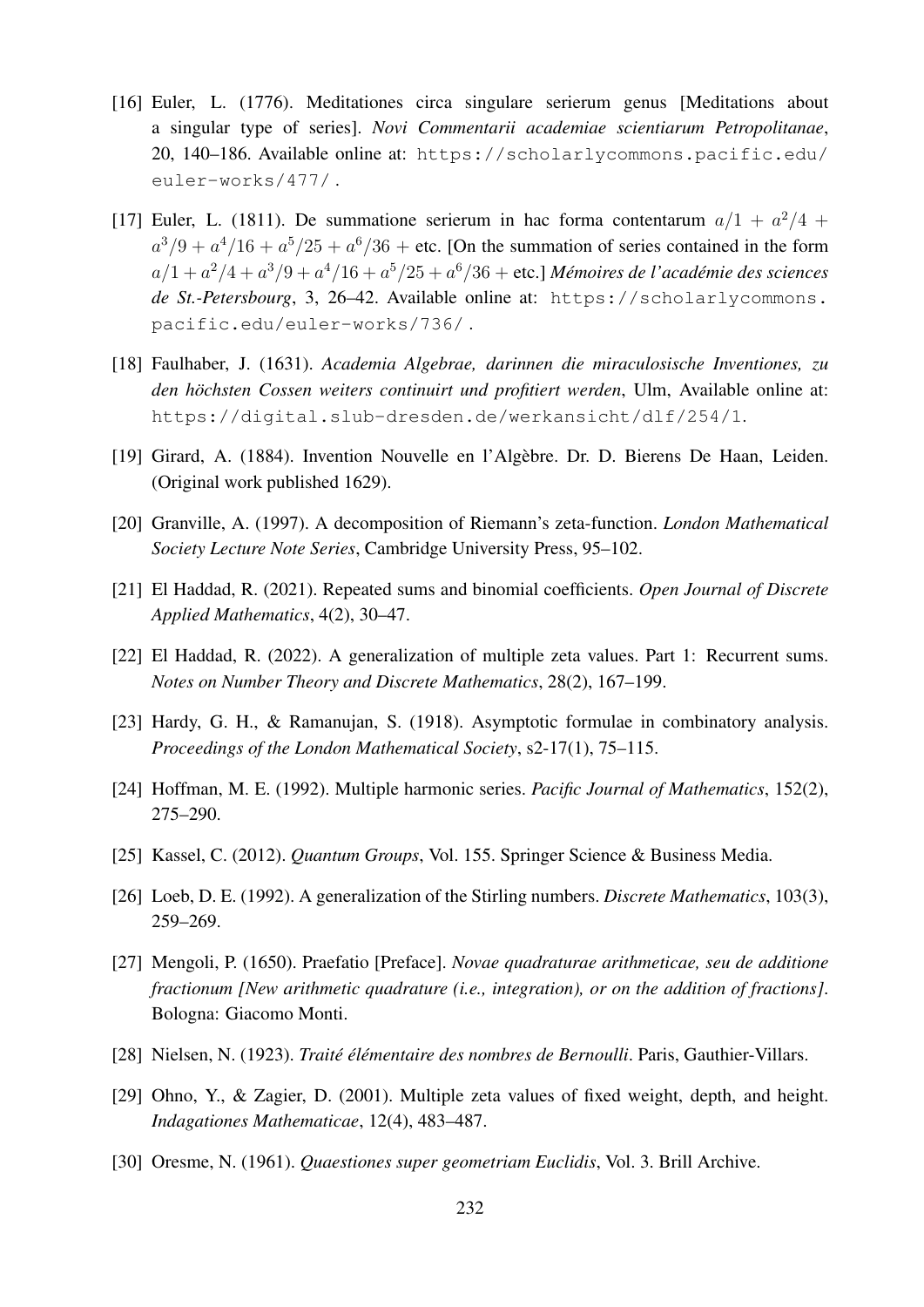[16] Euler, L. (1776). Meditationes circa singulare serierum genus [Meditations about a singular type of series]. *Novi Commentarii academiae scientiarum Petropolitanae*, 20, 140–186. Available online at: https://scholarlycommons.pacific.edu/euler-works/477/.

[17] Euler, L. (1811). De summatione serierum in hac forma contentarum $a/1 + a^2/4 + a^3/9 + a^4/16 + a^5/25 + a^6/36 +$ etc. [On the summation of series contained in the form $a/1 + a^2/4 + a^3/9 + a^4/16 + a^5/25 + a^6/36 +$ etc.] *Mémoires de l'académie des sciences de St.-Petersbourg*, 3, 26–42. Available online at: https://scholarlycommons.pacific.edu/euler-works/736/.

[18] Faulhaber, J. (1631). *Academia Algebrae, darinnen die miraculosische Inventiones, zu den höchsten Cossen weiters continuirt und profitiert werden*, Ulm, Available online at: https://digital.slub-dresden.de/werkansicht/dlf/254/1.

[19] Girard, A. (1884). Invention Nouvelle en l'Algèbre. Dr. D. Bierens De Haan, Leiden. (Original work published 1629).

[20] Granville, A. (1997). A decomposition of Riemann's zeta-function. *London Mathematical Society Lecture Note Series*, Cambridge University Press, 95–102.

[21] El Haddad, R. (2021). Repeated sums and binomial coefficients. *Open Journal of Discrete Applied Mathematics*, 4(2), 30–47.

[22] El Haddad, R. (2022). A generalization of multiple zeta values. Part 1: Recurrent sums. *Notes on Number Theory and Discrete Mathematics*, 28(2), 167–199.

[23] Hardy, G. H., & Ramanujan, S. (1918). Asymptotic formulae in combinatory analysis. *Proceedings of the London Mathematical Society*, s2-17(1), 75–115.

[24] Hoffman, M. E. (1992). Multiple harmonic series. *Pacific Journal of Mathematics*, 152(2), 275–290.

[25] Kassel, C. (2012). *Quantum Groups*, Vol. 155. Springer Science & Business Media.

[26] Loeb, D. E. (1992). A generalization of the Stirling numbers. *Discrete Mathematics*, 103(3), 259–269.

[27] Mengoli, P. (1650). Praefatio [Preface]. *Novae quadraturae arithmeticae, seu de additione fractionum [New arithmetic quadrature (i.e., integration), or on the addition of fractions]*. Bologna: Giacomo Monti.

[28] Nielsen, N. (1923). *Traité élémentaire des nombres de Bernoulli*. Paris, Gauthier-Villars.

[29] Ohno, Y., & Zagier, D. (2001). Multiple zeta values of fixed weight, depth, and height. *Indagationes Mathematicae*, 12(4), 483–487.

[30] Oresme, N. (1961). *Quaestiones super geometriam Euclidis*, Vol. 3. Brill Archive.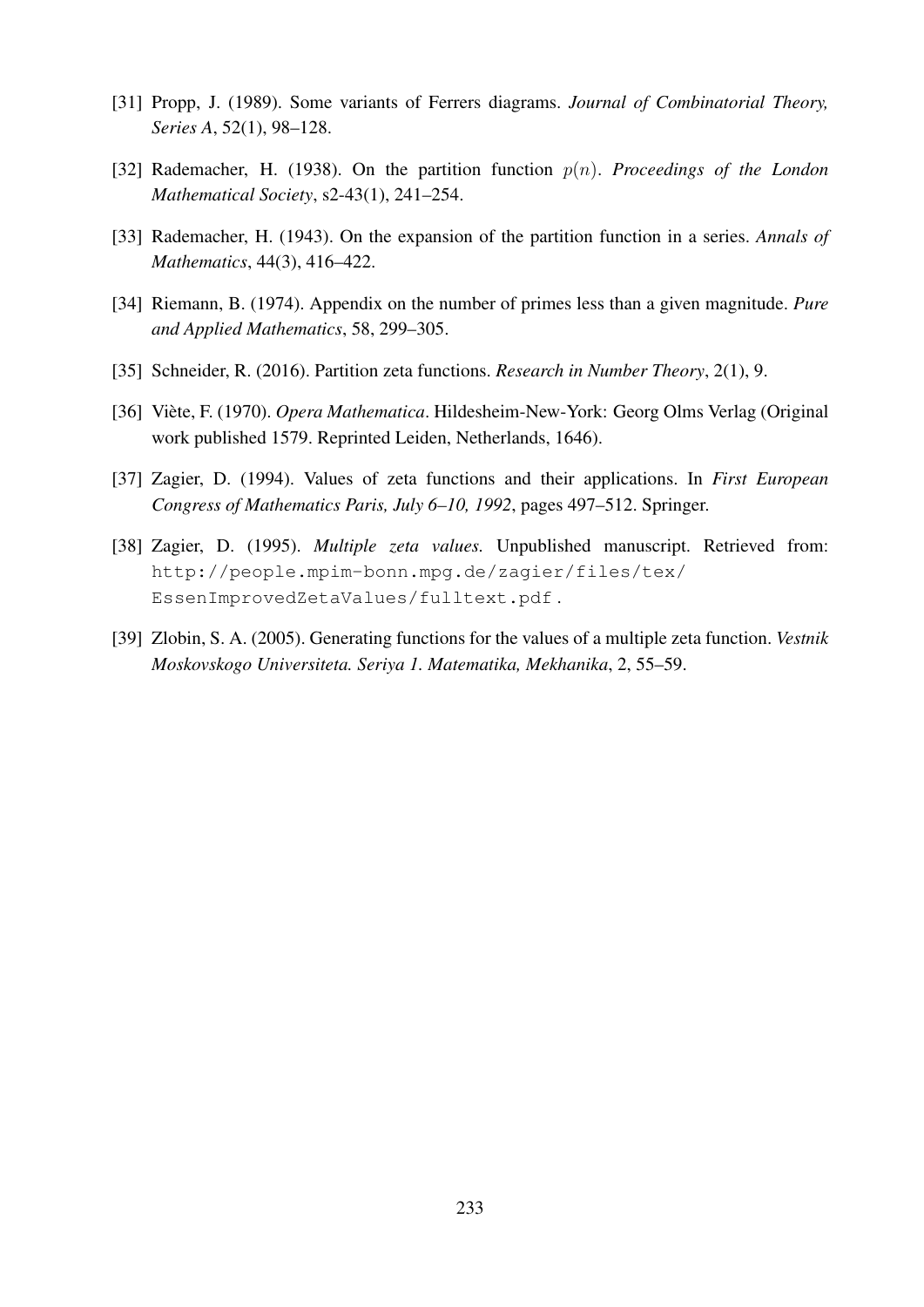[31] Propp, J. (1989). Some variants of Ferrers diagrams. *Journal of Combinatorial Theory, Series A*, 52(1), 98–128.

[32] Rademacher, H. (1938). On the partition function $p(n)$. *Proceedings of the London Mathematical Society*, s2-43(1), 241–254.

[33] Rademacher, H. (1943). On the expansion of the partition function in a series. *Annals of Mathematics*, 44(3), 416–422.

[34] Riemann, B. (1974). Appendix on the number of primes less than a given magnitude. *Pure and Applied Mathematics*, 58, 299–305.

[35] Schneider, R. (2016). Partition zeta functions. *Research in Number Theory*, 2(1), 9.

[36] Viète, F. (1970). *Opera Mathematica*. Hildesheim-New-York: Georg Olms Verlag (Original work published 1579. Reprinted Leiden, Netherlands, 1646).

[37] Zagier, D. (1994). Values of zeta functions and their applications. In *First European Congress of Mathematics Paris, July 6–10, 1992*, pages 497–512. Springer.

[38] Zagier, D. (1995). *Multiple zeta values.* Unpublished manuscript. Retrieved from: `http://people.mpim-bonn.mpg.de/zagier/files/tex/EssenImprovedZetaValues/fulltext.pdf`.

[39] Zlobin, S. A. (2005). Generating functions for the values of a multiple zeta function. *Vestnik Moskovskogo Universiteta. Seriya 1. Matematika, Mekhanika*, 2, 55–59.